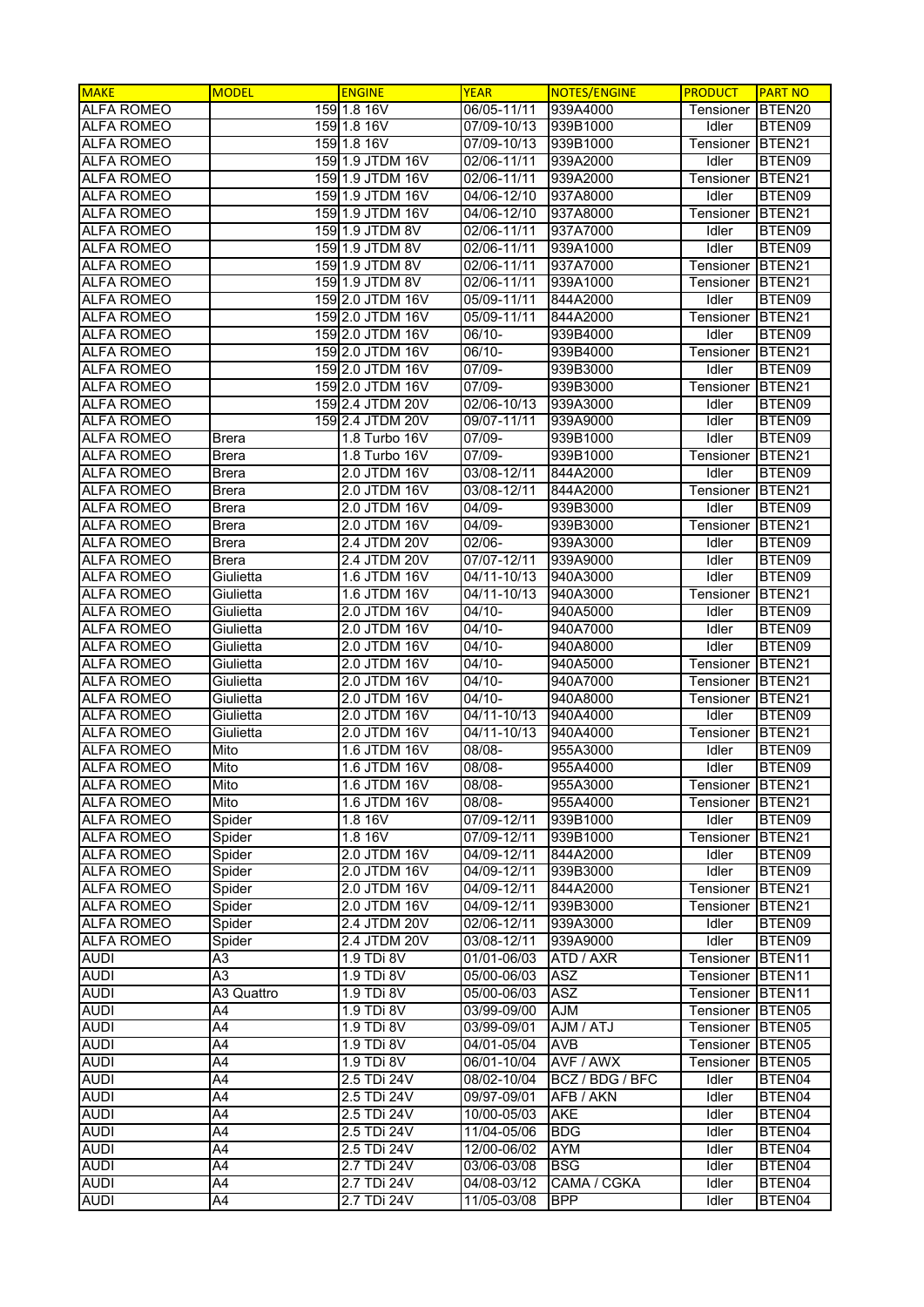| MAKE | MODEL | ENGINE | YEAR | NOTES/ENGINE | PRODUCT | PART NO |
|---|---|---|---|---|---|---|
| ALFA ROMEO | 159 | 1.8 16V | 06/05-11/11 | 939A4000 | Tensioner | BTEN20 |
| ALFA ROMEO | 159 | 1.8 16V | 07/09-10/13 | 939B1000 | Idler | BTEN09 |
| ALFA ROMEO | 159 | 1.8 16V | 07/09-10/13 | 939B1000 | Tensioner | BTEN21 |
| ALFA ROMEO | 159 | 1.9 JTDM 16V | 02/06-11/11 | 939A2000 | Idler | BTEN09 |
| ALFA ROMEO | 159 | 1.9 JTDM 16V | 02/06-11/11 | 939A2000 | Tensioner | BTEN21 |
| ALFA ROMEO | 159 | 1.9 JTDM 16V | 04/06-12/10 | 937A8000 | Idler | BTEN09 |
| ALFA ROMEO | 159 | 1.9 JTDM 16V | 04/06-12/10 | 937A8000 | Tensioner | BTEN21 |
| ALFA ROMEO | 159 | 1.9 JTDM 8V | 02/06-11/11 | 937A7000 | Idler | BTEN09 |
| ALFA ROMEO | 159 | 1.9 JTDM 8V | 02/06-11/11 | 939A1000 | Idler | BTEN09 |
| ALFA ROMEO | 159 | 1.9 JTDM 8V | 02/06-11/11 | 937A7000 | Tensioner | BTEN21 |
| ALFA ROMEO | 159 | 1.9 JTDM 8V | 02/06-11/11 | 939A1000 | Tensioner | BTEN21 |
| ALFA ROMEO | 159 | 2.0 JTDM 16V | 05/09-11/11 | 844A2000 | Idler | BTEN09 |
| ALFA ROMEO | 159 | 2.0 JTDM 16V | 05/09-11/11 | 844A2000 | Tensioner | BTEN21 |
| ALFA ROMEO | 159 | 2.0 JTDM 16V | 06/10- | 939B4000 | Idler | BTEN09 |
| ALFA ROMEO | 159 | 2.0 JTDM 16V | 06/10- | 939B4000 | Tensioner | BTEN21 |
| ALFA ROMEO | 159 | 2.0 JTDM 16V | 07/09- | 939B3000 | Idler | BTEN09 |
| ALFA ROMEO | 159 | 2.0 JTDM 16V | 07/09- | 939B3000 | Tensioner | BTEN21 |
| ALFA ROMEO | 159 | 2.4 JTDM 20V | 02/06-10/13 | 939A3000 | Idler | BTEN09 |
| ALFA ROMEO | 159 | 2.4 JTDM 20V | 09/07-11/11 | 939A9000 | Idler | BTEN09 |
| ALFA ROMEO | Brera | 1.8 Turbo 16V | 07/09- | 939B1000 | Idler | BTEN09 |
| ALFA ROMEO | Brera | 1.8 Turbo 16V | 07/09- | 939B1000 | Tensioner | BTEN21 |
| ALFA ROMEO | Brera | 2.0 JTDM 16V | 03/08-12/11 | 844A2000 | Idler | BTEN09 |
| ALFA ROMEO | Brera | 2.0 JTDM 16V | 03/08-12/11 | 844A2000 | Tensioner | BTEN21 |
| ALFA ROMEO | Brera | 2.0 JTDM 16V | 04/09- | 939B3000 | Idler | BTEN09 |
| ALFA ROMEO | Brera | 2.0 JTDM 16V | 04/09- | 939B3000 | Tensioner | BTEN21 |
| ALFA ROMEO | Brera | 2.4 JTDM 20V | 02/06- | 939A3000 | Idler | BTEN09 |
| ALFA ROMEO | Brera | 2.4 JTDM 20V | 07/07-12/11 | 939A9000 | Idler | BTEN09 |
| ALFA ROMEO | Giulietta | 1.6 JTDM 16V | 04/11-10/13 | 940A3000 | Idler | BTEN09 |
| ALFA ROMEO | Giulietta | 1.6 JTDM 16V | 04/11-10/13 | 940A3000 | Tensioner | BTEN21 |
| ALFA ROMEO | Giulietta | 2.0 JTDM 16V | 04/10- | 940A5000 | Idler | BTEN09 |
| ALFA ROMEO | Giulietta | 2.0 JTDM 16V | 04/10- | 940A7000 | Idler | BTEN09 |
| ALFA ROMEO | Giulietta | 2.0 JTDM 16V | 04/10- | 940A8000 | Idler | BTEN09 |
| ALFA ROMEO | Giulietta | 2.0 JTDM 16V | 04/10- | 940A5000 | Tensioner | BTEN21 |
| ALFA ROMEO | Giulietta | 2.0 JTDM 16V | 04/10- | 940A7000 | Tensioner | BTEN21 |
| ALFA ROMEO | Giulietta | 2.0 JTDM 16V | 04/10- | 940A8000 | Tensioner | BTEN21 |
| ALFA ROMEO | Giulietta | 2.0 JTDM 16V | 04/11-10/13 | 940A4000 | Idler | BTEN09 |
| ALFA ROMEO | Giulietta | 2.0 JTDM 16V | 04/11-10/13 | 940A4000 | Tensioner | BTEN21 |
| ALFA ROMEO | Mito | 1.6 JTDM 16V | 08/08- | 955A3000 | Idler | BTEN09 |
| ALFA ROMEO | Mito | 1.6 JTDM 16V | 08/08- | 955A4000 | Idler | BTEN09 |
| ALFA ROMEO | Mito | 1.6 JTDM 16V | 08/08- | 955A3000 | Tensioner | BTEN21 |
| ALFA ROMEO | Mito | 1.6 JTDM 16V | 08/08- | 955A4000 | Tensioner | BTEN21 |
| ALFA ROMEO | Spider | 1.8 16V | 07/09-12/11 | 939B1000 | Idler | BTEN09 |
| ALFA ROMEO | Spider | 1.8 16V | 07/09-12/11 | 939B1000 | Tensioner | BTEN21 |
| ALFA ROMEO | Spider | 2.0 JTDM 16V | 04/09-12/11 | 844A2000 | Idler | BTEN09 |
| ALFA ROMEO | Spider | 2.0 JTDM 16V | 04/09-12/11 | 939B3000 | Idler | BTEN09 |
| ALFA ROMEO | Spider | 2.0 JTDM 16V | 04/09-12/11 | 844A2000 | Tensioner | BTEN21 |
| ALFA ROMEO | Spider | 2.0 JTDM 16V | 04/09-12/11 | 939B3000 | Tensioner | BTEN21 |
| ALFA ROMEO | Spider | 2.4 JTDM 20V | 02/06-12/11 | 939A3000 | Idler | BTEN09 |
| ALFA ROMEO | Spider | 2.4 JTDM 20V | 03/08-12/11 | 939A9000 | Idler | BTEN09 |
| AUDI | A3 | 1.9 TDi 8V | 01/01-06/03 | ATD / AXR | Tensioner | BTEN11 |
| AUDI | A3 | 1.9 TDi 8V | 05/00-06/03 | ASZ | Tensioner | BTEN11 |
| AUDI | A3 Quattro | 1.9 TDi 8V | 05/00-06/03 | ASZ | Tensioner | BTEN11 |
| AUDI | A4 | 1.9 TDi 8V | 03/99-09/00 | AJM | Tensioner | BTEN05 |
| AUDI | A4 | 1.9 TDi 8V | 03/99-09/01 | AJM / ATJ | Tensioner | BTEN05 |
| AUDI | A4 | 1.9 TDi 8V | 04/01-05/04 | AVB | Tensioner | BTEN05 |
| AUDI | A4 | 1.9 TDi 8V | 06/01-10/04 | AVF / AWX | Tensioner | BTEN05 |
| AUDI | A4 | 2.5 TDi 24V | 08/02-10/04 | BCZ / BDG / BFC | Idler | BTEN04 |
| AUDI | A4 | 2.5 TDi 24V | 09/97-09/01 | AFB / AKN | Idler | BTEN04 |
| AUDI | A4 | 2.5 TDi 24V | 10/00-05/03 | AKE | Idler | BTEN04 |
| AUDI | A4 | 2.5 TDi 24V | 11/04-05/06 | BDG | Idler | BTEN04 |
| AUDI | A4 | 2.5 TDi 24V | 12/00-06/02 | AYM | Idler | BTEN04 |
| AUDI | A4 | 2.7 TDi 24V | 03/06-03/08 | BSG | Idler | BTEN04 |
| AUDI | A4 | 2.7 TDi 24V | 04/08-03/12 | CAMA / CGKA | Idler | BTEN04 |
| AUDI | A4 | 2.7 TDi 24V | 11/05-03/08 | BPP | Idler | BTEN04 |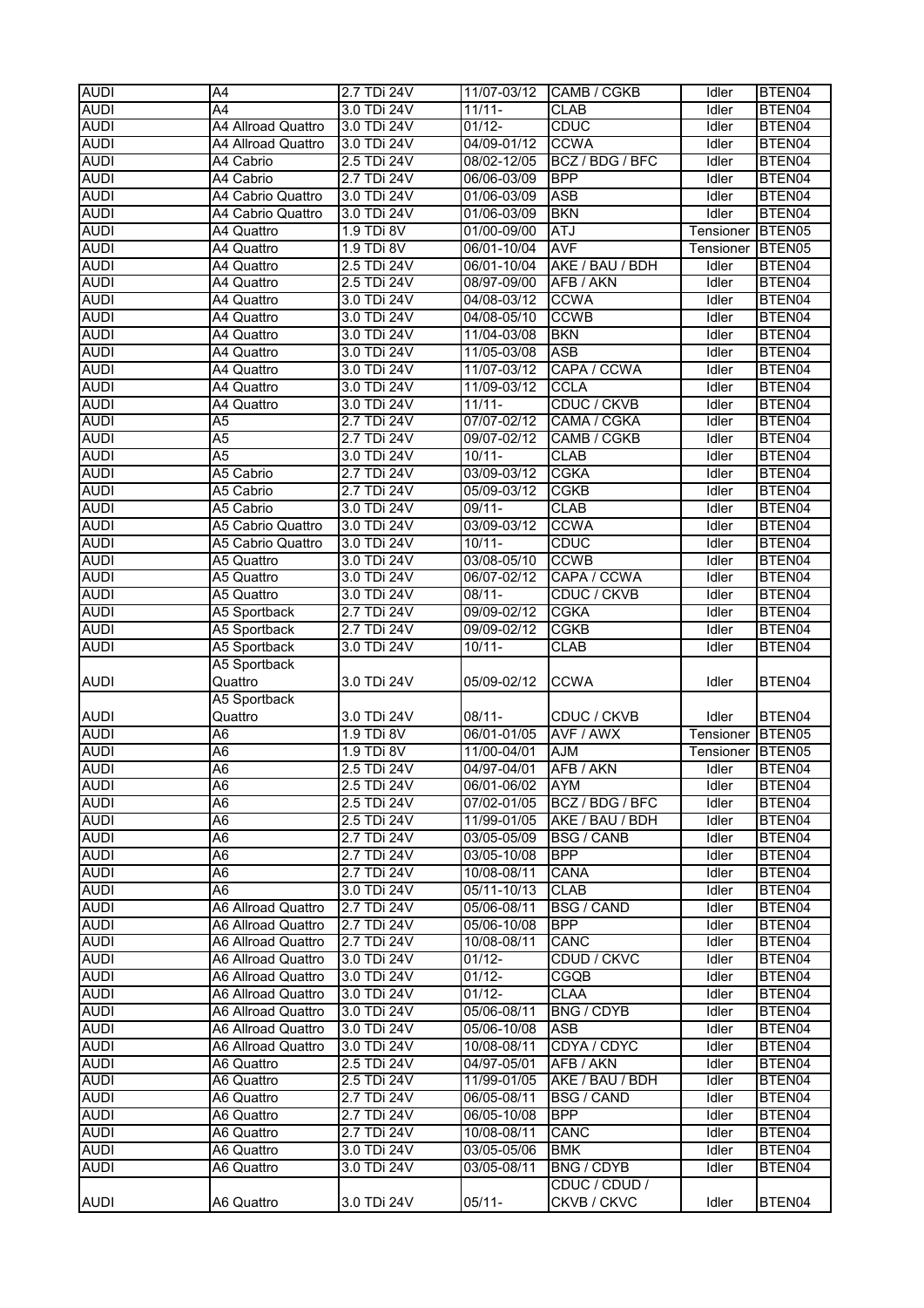| AUDI | A4 | 2.7 TDi 24V | 11/07-03/12 | CAMB / CGKB | Idler | BTEN04 |
|---|---|---|---|---|---|---|
| AUDI | A4 | 3.0 TDi 24V | 11/11- | CLAB | Idler | BTEN04 |
| AUDI | A4 Allroad Quattro | 3.0 TDi 24V | 01/12- | CDUC | Idler | BTEN04 |
| AUDI | A4 Allroad Quattro | 3.0 TDi 24V | 04/09-01/12 | CCWA | Idler | BTEN04 |
| AUDI | A4 Cabrio | 2.5 TDi 24V | 08/02-12/05 | BCZ / BDG / BFC | Idler | BTEN04 |
| AUDI | A4 Cabrio | 2.7 TDi 24V | 06/06-03/09 | BPP | Idler | BTEN04 |
| AUDI | A4 Cabrio Quattro | 3.0 TDi 24V | 01/06-03/09 | ASB | Idler | BTEN04 |
| AUDI | A4 Cabrio Quattro | 3.0 TDi 24V | 01/06-03/09 | BKN | Idler | BTEN04 |
| AUDI | A4 Quattro | 1.9 TDi 8V | 01/00-09/00 | ATJ | Tensioner | BTEN05 |
| AUDI | A4 Quattro | 1.9 TDi 8V | 06/01-10/04 | AVF | Tensioner | BTEN05 |
| AUDI | A4 Quattro | 2.5 TDi 24V | 06/01-10/04 | AKE / BAU / BDH | Idler | BTEN04 |
| AUDI | A4 Quattro | 2.5 TDi 24V | 08/97-09/00 | AFB / AKN | Idler | BTEN04 |
| AUDI | A4 Quattro | 3.0 TDi 24V | 04/08-03/12 | CCWA | Idler | BTEN04 |
| AUDI | A4 Quattro | 3.0 TDi 24V | 04/08-05/10 | CCWB | Idler | BTEN04 |
| AUDI | A4 Quattro | 3.0 TDi 24V | 11/04-03/08 | BKN | Idler | BTEN04 |
| AUDI | A4 Quattro | 3.0 TDi 24V | 11/05-03/08 | ASB | Idler | BTEN04 |
| AUDI | A4 Quattro | 3.0 TDi 24V | 11/07-03/12 | CAPA / CCWA | Idler | BTEN04 |
| AUDI | A4 Quattro | 3.0 TDi 24V | 11/09-03/12 | CCLA | Idler | BTEN04 |
| AUDI | A4 Quattro | 3.0 TDi 24V | 11/11- | CDUC / CKVB | Idler | BTEN04 |
| AUDI | A5 | 2.7 TDi 24V | 07/07-02/12 | CAMA / CGKA | Idler | BTEN04 |
| AUDI | A5 | 2.7 TDi 24V | 09/07-02/12 | CAMB / CGKB | Idler | BTEN04 |
| AUDI | A5 | 3.0 TDi 24V | 10/11- | CLAB | Idler | BTEN04 |
| AUDI | A5 Cabrio | 2.7 TDi 24V | 03/09-03/12 | CGKA | Idler | BTEN04 |
| AUDI | A5 Cabrio | 2.7 TDi 24V | 05/09-03/12 | CGKB | Idler | BTEN04 |
| AUDI | A5 Cabrio | 3.0 TDi 24V | 09/11- | CLAB | Idler | BTEN04 |
| AUDI | A5 Cabrio Quattro | 3.0 TDi 24V | 03/09-03/12 | CCWA | Idler | BTEN04 |
| AUDI | A5 Cabrio Quattro | 3.0 TDi 24V | 10/11- | CDUC | Idler | BTEN04 |
| AUDI | A5 Quattro | 3.0 TDi 24V | 03/08-05/10 | CCWB | Idler | BTEN04 |
| AUDI | A5 Quattro | 3.0 TDi 24V | 06/07-02/12 | CAPA / CCWA | Idler | BTEN04 |
| AUDI | A5 Quattro | 3.0 TDi 24V | 08/11- | CDUC / CKVB | Idler | BTEN04 |
| AUDI | A5 Sportback | 2.7 TDi 24V | 09/09-02/12 | CGKA | Idler | BTEN04 |
| AUDI | A5 Sportback | 2.7 TDi 24V | 09/09-02/12 | CGKB | Idler | BTEN04 |
| AUDI | A5 Sportback | 3.0 TDi 24V | 10/11- | CLAB | Idler | BTEN04 |
| AUDI | A5 Sportback Quattro | 3.0 TDi 24V | 05/09-02/12 | CCWA | Idler | BTEN04 |
| AUDI | A5 Sportback Quattro | 3.0 TDi 24V | 08/11- | CDUC / CKVB | Idler | BTEN04 |
| AUDI | A6 | 1.9 TDi 8V | 06/01-01/05 | AVF / AWX | Tensioner | BTEN05 |
| AUDI | A6 | 1.9 TDi 8V | 11/00-04/01 | AJM | Tensioner | BTEN05 |
| AUDI | A6 | 2.5 TDi 24V | 04/97-04/01 | AFB / AKN | Idler | BTEN04 |
| AUDI | A6 | 2.5 TDi 24V | 06/01-06/02 | AYM | Idler | BTEN04 |
| AUDI | A6 | 2.5 TDi 24V | 07/02-01/05 | BCZ / BDG / BFC | Idler | BTEN04 |
| AUDI | A6 | 2.5 TDi 24V | 11/99-01/05 | AKE / BAU / BDH | Idler | BTEN04 |
| AUDI | A6 | 2.7 TDi 24V | 03/05-05/09 | BSG / CANB | Idler | BTEN04 |
| AUDI | A6 | 2.7 TDi 24V | 03/05-10/08 | BPP | Idler | BTEN04 |
| AUDI | A6 | 2.7 TDi 24V | 10/08-08/11 | CANA | Idler | BTEN04 |
| AUDI | A6 | 3.0 TDi 24V | 05/11-10/13 | CLAB | Idler | BTEN04 |
| AUDI | A6 Allroad Quattro | 2.7 TDi 24V | 05/06-08/11 | BSG / CAND | Idler | BTEN04 |
| AUDI | A6 Allroad Quattro | 2.7 TDi 24V | 05/06-10/08 | BPP | Idler | BTEN04 |
| AUDI | A6 Allroad Quattro | 2.7 TDi 24V | 10/08-08/11 | CANC | Idler | BTEN04 |
| AUDI | A6 Allroad Quattro | 3.0 TDi 24V | 01/12- | CDUD / CKVC | Idler | BTEN04 |
| AUDI | A6 Allroad Quattro | 3.0 TDi 24V | 01/12- | CGQB | Idler | BTEN04 |
| AUDI | A6 Allroad Quattro | 3.0 TDi 24V | 01/12- | CLAA | Idler | BTEN04 |
| AUDI | A6 Allroad Quattro | 3.0 TDi 24V | 05/06-08/11 | BNG / CDYB | Idler | BTEN04 |
| AUDI | A6 Allroad Quattro | 3.0 TDi 24V | 05/06-10/08 | ASB | Idler | BTEN04 |
| AUDI | A6 Allroad Quattro | 3.0 TDi 24V | 10/08-08/11 | CDYA / CDYC | Idler | BTEN04 |
| AUDI | A6 Quattro | 2.5 TDi 24V | 04/97-05/01 | AFB / AKN | Idler | BTEN04 |
| AUDI | A6 Quattro | 2.5 TDi 24V | 11/99-01/05 | AKE / BAU / BDH | Idler | BTEN04 |
| AUDI | A6 Quattro | 2.7 TDi 24V | 06/05-08/11 | BSG / CAND | Idler | BTEN04 |
| AUDI | A6 Quattro | 2.7 TDi 24V | 06/05-10/08 | BPP | Idler | BTEN04 |
| AUDI | A6 Quattro | 2.7 TDi 24V | 10/08-08/11 | CANC | Idler | BTEN04 |
| AUDI | A6 Quattro | 3.0 TDi 24V | 03/05-05/06 | BMK | Idler | BTEN04 |
| AUDI | A6 Quattro | 3.0 TDi 24V | 03/05-08/11 | BNG / CDYB | Idler | BTEN04 |
| AUDI | A6 Quattro | 3.0 TDi 24V | 05/11- | CDUC / CDUD / CKVB / CKVC | Idler | BTEN04 |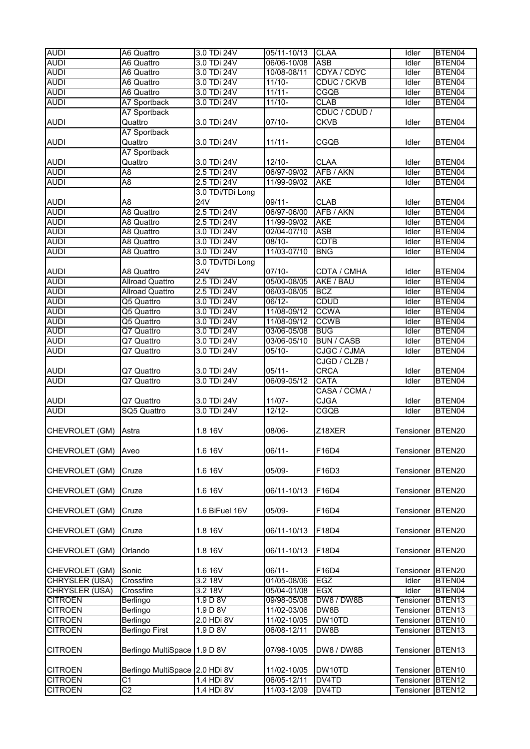| AUDI | A6 Quattro | 3.0 TDi 24V | 05/11-10/13 | CLAA | Idler | BTEN04 |
|---|---|---|---|---|---|---|
| AUDI | A6 Quattro | 3.0 TDi 24V | 06/06-10/08 | ASB | Idler | BTEN04 |
| AUDI | A6 Quattro | 3.0 TDi 24V | 10/08-08/11 | CDYA / CDYC | Idler | BTEN04 |
| AUDI | A6 Quattro | 3.0 TDi 24V | 11/10- | CDUC / CKVB | Idler | BTEN04 |
| AUDI | A6 Quattro | 3.0 TDi 24V | 11/11- | CGQB | Idler | BTEN04 |
| AUDI | A7 Sportback | 3.0 TDi 24V | 11/10- | CLAB | Idler | BTEN04 |
| AUDI | A7 Sportback Quattro | 3.0 TDi 24V | 07/10- | CDUC / CDUD / CKVB | Idler | BTEN04 |
| AUDI | A7 Sportback Quattro | 3.0 TDi 24V | 11/11- | CGQB | Idler | BTEN04 |
| AUDI | A7 Sportback Quattro | 3.0 TDi 24V | 12/10- | CLAA | Idler | BTEN04 |
| AUDI | A8 | 2.5 TDi 24V | 06/97-09/02 | AFB / AKN | Idler | BTEN04 |
| AUDI | A8 | 2.5 TDi 24V | 11/99-09/02 | AKE | Idler | BTEN04 |
| AUDI | A8 | 3.0 TDi/TDi Long 24V | 09/11- | CLAB | Idler | BTEN04 |
| AUDI | A8 Quattro | 2.5 TDi 24V | 06/97-06/00 | AFB / AKN | Idler | BTEN04 |
| AUDI | A8 Quattro | 2.5 TDi 24V | 11/99-09/02 | AKE | Idler | BTEN04 |
| AUDI | A8 Quattro | 3.0 TDi 24V | 02/04-07/10 | ASB | Idler | BTEN04 |
| AUDI | A8 Quattro | 3.0 TDi 24V | 08/10- | CDTB | Idler | BTEN04 |
| AUDI | A8 Quattro | 3.0 TDi 24V | 11/03-07/10 | BNG | Idler | BTEN04 |
| AUDI | A8 Quattro | 3.0 TDi/TDi Long 24V | 07/10- | CDTA / CMHA | Idler | BTEN04 |
| AUDI | Allroad Quattro | 2.5 TDi 24V | 05/00-08/05 | AKE / BAU | Idler | BTEN04 |
| AUDI | Allroad Quattro | 2.5 TDi 24V | 06/03-08/05 | BCZ | Idler | BTEN04 |
| AUDI | Q5 Quattro | 3.0 TDi 24V | 06/12- | CDUD | Idler | BTEN04 |
| AUDI | Q5 Quattro | 3.0 TDi 24V | 11/08-09/12 | CCWA | Idler | BTEN04 |
| AUDI | Q5 Quattro | 3.0 TDi 24V | 11/08-09/12 | CCWB | Idler | BTEN04 |
| AUDI | Q7 Quattro | 3.0 TDi 24V | 03/06-05/08 | BUG | Idler | BTEN04 |
| AUDI | Q7 Quattro | 3.0 TDi 24V | 03/06-05/10 | BUN / CASB | Idler | BTEN04 |
| AUDI | Q7 Quattro | 3.0 TDi 24V | 05/10- | CJGC / CJMA | Idler | BTEN04 |
| AUDI | Q7 Quattro | 3.0 TDi 24V | 05/11- | CJGD / CLZB / CRCA | Idler | BTEN04 |
| AUDI | Q7 Quattro | 3.0 TDi 24V | 06/09-05/12 | CATA | Idler | BTEN04 |
| AUDI | Q7 Quattro | 3.0 TDi 24V | 11/07- | CASA / CCMA / CJGA | Idler | BTEN04 |
| AUDI | SQ5 Quattro | 3.0 TDi 24V | 12/12- | CGQB | Idler | BTEN04 |
| CHEVROLET (GM) | Astra | 1.8 16V | 08/06- | Z18XER | Tensioner | BTEN20 |
| CHEVROLET (GM) | Aveo | 1.6 16V | 06/11- | F16D4 | Tensioner | BTEN20 |
| CHEVROLET (GM) | Cruze | 1.6 16V | 05/09- | F16D3 | Tensioner | BTEN20 |
| CHEVROLET (GM) | Cruze | 1.6 16V | 06/11-10/13 | F16D4 | Tensioner | BTEN20 |
| CHEVROLET (GM) | Cruze | 1.6 BiFuel 16V | 05/09- | F16D4 | Tensioner | BTEN20 |
| CHEVROLET (GM) | Cruze | 1.8 16V | 06/11-10/13 | F18D4 | Tensioner | BTEN20 |
| CHEVROLET (GM) | Orlando | 1.8 16V | 06/11-10/13 | F18D4 | Tensioner | BTEN20 |
| CHEVROLET (GM) | Sonic | 1.6 16V | 06/11- | F16D4 | Tensioner | BTEN20 |
| CHRYSLER (USA) | Crossfire | 3.2 18V | 01/05-08/06 | EGZ | Idler | BTEN04 |
| CHRYSLER (USA) | Crossfire | 3.2 18V | 05/04-01/08 | EGX | Idler | BTEN04 |
| CITROEN | Berlingo | 1.9 D 8V | 09/98-05/08 | DW8 / DW8B | Tensioner | BTEN13 |
| CITROEN | Berlingo | 1.9 D 8V | 11/02-03/06 | DW8B | Tensioner | BTEN13 |
| CITROEN | Berlingo | 2.0 HDi 8V | 11/02-10/05 | DW10TD | Tensioner | BTEN10 |
| CITROEN | Berlingo First | 1.9 D 8V | 06/08-12/11 | DW8B | Tensioner | BTEN13 |
| CITROEN | Berlingo MultiSpace | 1.9 D 8V | 07/98-10/05 | DW8 / DW8B | Tensioner | BTEN13 |
| CITROEN | Berlingo MultiSpace | 2.0 HDi 8V | 11/02-10/05 | DW10TD | Tensioner | BTEN10 |
| CITROEN | C1 | 1.4 HDi 8V | 06/05-12/11 | DV4TD | Tensioner | BTEN12 |
| CITROEN | C2 | 1.4 HDi 8V | 11/03-12/09 | DV4TD | Tensioner | BTEN12 |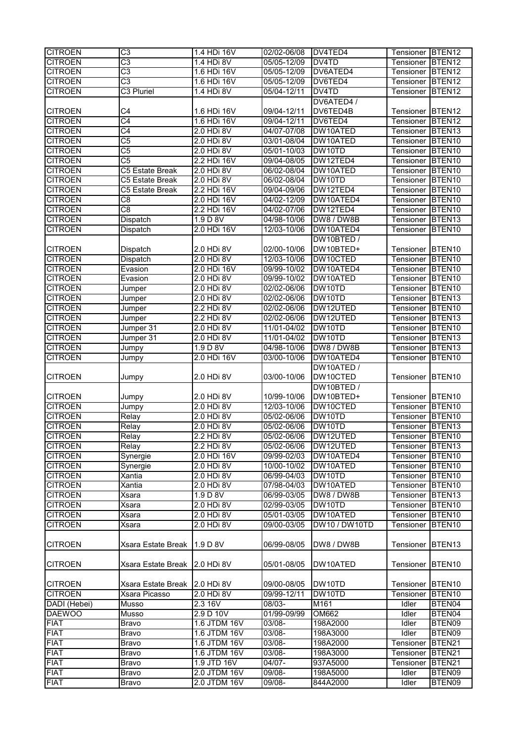| CITROEN | C3 | 1.4 HDi 16V | 02/02-06/08 | DV4TED4 | Tensioner | BTEN12 |
|---|---|---|---|---|---|---|
| CITROEN | C3 | 1.4 HDi 8V | 05/05-12/09 | DV4TD | Tensioner | BTEN12 |
| CITROEN | C3 | 1.6 HDi 16V | 05/05-12/09 | DV6ATED4 | Tensioner | BTEN12 |
| CITROEN | C3 | 1.6 HDi 16V | 05/05-12/09 | DV6TED4 | Tensioner | BTEN12 |
| CITROEN | C3 Pluriel | 1.4 HDi 8V | 05/04-12/11 | DV4TD | Tensioner | BTEN12 |
| CITROEN | C4 | 1.6 HDi 16V | 09/04-12/11 | DV6ATED4 / DV6TED4B | Tensioner | BTEN12 |
| CITROEN | C4 | 1.6 HDi 16V | 09/04-12/11 | DV6TED4 | Tensioner | BTEN12 |
| CITROEN | C4 | 2.0 HDi 8V | 04/07-07/08 | DW10ATED | Tensioner | BTEN13 |
| CITROEN | C5 | 2.0 HDi 8V | 03/01-08/04 | DW10ATED | Tensioner | BTEN10 |
| CITROEN | C5 | 2.0 HDi 8V | 05/01-10/03 | DW10TD | Tensioner | BTEN10 |
| CITROEN | C5 | 2.2 HDi 16V | 09/04-08/05 | DW12TED4 | Tensioner | BTEN10 |
| CITROEN | C5 Estate Break | 2.0 HDi 8V | 06/02-08/04 | DW10ATED | Tensioner | BTEN10 |
| CITROEN | C5 Estate Break | 2.0 HDi 8V | 06/02-08/04 | DW10TD | Tensioner | BTEN10 |
| CITROEN | C5 Estate Break | 2.2 HDi 16V | 09/04-09/06 | DW12TED4 | Tensioner | BTEN10 |
| CITROEN | C8 | 2.0 HDi 16V | 04/02-12/09 | DW10ATED4 | Tensioner | BTEN10 |
| CITROEN | C8 | 2.2 HDi 16V | 04/02-07/06 | DW12TED4 | Tensioner | BTEN10 |
| CITROEN | Dispatch | 1.9 D 8V | 04/98-10/06 | DW8 / DW8B | Tensioner | BTEN13 |
| CITROEN | Dispatch | 2.0 HDi 16V | 12/03-10/06 | DW10ATED4 | Tensioner | BTEN10 |
| CITROEN | Dispatch | 2.0 HDi 8V | 02/00-10/06 | DW10BTED / DW10BTED+ | Tensioner | BTEN10 |
| CITROEN | Dispatch | 2.0 HDi 8V | 12/03-10/06 | DW10CTED | Tensioner | BTEN10 |
| CITROEN | Evasion | 2.0 HDi 16V | 09/99-10/02 | DW10ATED4 | Tensioner | BTEN10 |
| CITROEN | Evasion | 2.0 HDi 8V | 09/99-10/02 | DW10ATED | Tensioner | BTEN10 |
| CITROEN | Jumper | 2.0 HDi 8V | 02/02-06/06 | DW10TD | Tensioner | BTEN10 |
| CITROEN | Jumper | 2.0 HDi 8V | 02/02-06/06 | DW10TD | Tensioner | BTEN13 |
| CITROEN | Jumper | 2.2 HDi 8V | 02/02-06/06 | DW12UTED | Tensioner | BTEN10 |
| CITROEN | Jumper | 2.2 HDi 8V | 02/02-06/06 | DW12UTED | Tensioner | BTEN13 |
| CITROEN | Jumper 31 | 2.0 HDi 8V | 11/01-04/02 | DW10TD | Tensioner | BTEN10 |
| CITROEN | Jumper 31 | 2.0 HDi 8V | 11/01-04/02 | DW10TD | Tensioner | BTEN13 |
| CITROEN | Jumpy | 1.9 D 8V | 04/98-10/06 | DW8 / DW8B | Tensioner | BTEN13 |
| CITROEN | Jumpy | 2.0 HDi 16V | 03/00-10/06 | DW10ATED4 | Tensioner | BTEN10 |
| CITROEN | Jumpy | 2.0 HDi 8V | 03/00-10/06 | DW10ATED / DW10CTED | Tensioner | BTEN10 |
| CITROEN | Jumpy | 2.0 HDi 8V | 10/99-10/06 | DW10BTED / DW10BTED+ | Tensioner | BTEN10 |
| CITROEN | Jumpy | 2.0 HDi 8V | 12/03-10/06 | DW10CTED | Tensioner | BTEN10 |
| CITROEN | Relay | 2.0 HDi 8V | 05/02-06/06 | DW10TD | Tensioner | BTEN10 |
| CITROEN | Relay | 2.0 HDi 8V | 05/02-06/06 | DW10TD | Tensioner | BTEN13 |
| CITROEN | Relay | 2.2 HDi 8V | 05/02-06/06 | DW12UTED | Tensioner | BTEN10 |
| CITROEN | Relay | 2.2 HDi 8V | 05/02-06/06 | DW12UTED | Tensioner | BTEN13 |
| CITROEN | Synergie | 2.0 HDi 16V | 09/99-02/03 | DW10ATED4 | Tensioner | BTEN10 |
| CITROEN | Synergie | 2.0 HDi 8V | 10/00-10/02 | DW10ATED | Tensioner | BTEN10 |
| CITROEN | Xantia | 2.0 HDi 8V | 06/99-04/03 | DW10TD | Tensioner | BTEN10 |
| CITROEN | Xantia | 2.0 HDi 8V | 07/98-04/03 | DW10ATED | Tensioner | BTEN10 |
| CITROEN | Xsara | 1.9 D 8V | 06/99-03/05 | DW8 / DW8B | Tensioner | BTEN13 |
| CITROEN | Xsara | 2.0 HDi 8V | 02/99-03/05 | DW10TD | Tensioner | BTEN10 |
| CITROEN | Xsara | 2.0 HDi 8V | 05/01-03/05 | DW10ATED | Tensioner | BTEN10 |
| CITROEN | Xsara | 2.0 HDi 8V | 09/00-03/05 | DW10 / DW10TD | Tensioner | BTEN10 |
| CITROEN | Xsara Estate Break | 1.9 D 8V | 06/99-08/05 | DW8 / DW8B | Tensioner | BTEN13 |
| CITROEN | Xsara Estate Break | 2.0 HDi 8V | 05/01-08/05 | DW10ATED | Tensioner | BTEN10 |
| CITROEN | Xsara Estate Break | 2.0 HDi 8V | 09/00-08/05 | DW10TD | Tensioner | BTEN10 |
| CITROEN | Xsara Picasso | 2.0 HDi 8V | 09/99-12/11 | DW10TD | Tensioner | BTEN10 |
| DADI (Hebei) | Musso | 2.3 16V | 08/03- | M161 | Idler | BTEN04 |
| DAEWOO | Musso | 2.9 D 10V | 01/99-09/99 | OM662 | Idler | BTEN04 |
| FIAT | Bravo | 1.6 JTDM 16V | 03/08- | 198A2000 | Idler | BTEN09 |
| FIAT | Bravo | 1.6 JTDM 16V | 03/08- | 198A3000 | Idler | BTEN09 |
| FIAT | Bravo | 1.6 JTDM 16V | 03/08- | 198A2000 | Tensioner | BTEN21 |
| FIAT | Bravo | 1.6 JTDM 16V | 03/08- | 198A3000 | Tensioner | BTEN21 |
| FIAT | Bravo | 1.9 JTD 16V | 04/07- | 937A5000 | Tensioner | BTEN21 |
| FIAT | Bravo | 2.0 JTDM 16V | 09/08- | 198A5000 | Idler | BTEN09 |
| FIAT | Bravo | 2.0 JTDM 16V | 09/08- | 844A2000 | Idler | BTEN09 |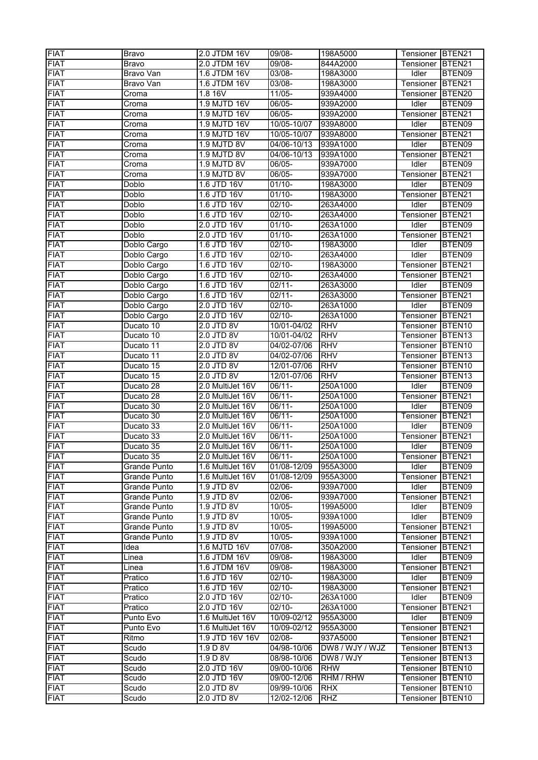| FIAT | Bravo | 2.0 JTDM 16V | 09/08- | 198A5000 | Tensioner | BTEN21 |
|---|---|---|---|---|---|---|
| FIAT | Bravo | 2.0 JTDM 16V | 09/08- | 844A2000 | Tensioner | BTEN21 |
| FIAT | Bravo Van | 1.6 JTDM 16V | 03/08- | 198A3000 | Idler | BTEN09 |
| FIAT | Bravo Van | 1.6 JTDM 16V | 03/08- | 198A3000 | Tensioner | BTEN21 |
| FIAT | Croma | 1.8 16V | 11/05- | 939A4000 | Tensioner | BTEN20 |
| FIAT | Croma | 1.9 MJTD 16V | 06/05- | 939A2000 | Idler | BTEN09 |
| FIAT | Croma | 1.9 MJTD 16V | 06/05- | 939A2000 | Tensioner | BTEN21 |
| FIAT | Croma | 1.9 MJTD 16V | 10/05-10/07 | 939A8000 | Idler | BTEN09 |
| FIAT | Croma | 1.9 MJTD 16V | 10/05-10/07 | 939A8000 | Tensioner | BTEN21 |
| FIAT | Croma | 1.9 MJTD 8V | 04/06-10/13 | 939A1000 | Idler | BTEN09 |
| FIAT | Croma | 1.9 MJTD 8V | 04/06-10/13 | 939A1000 | Tensioner | BTEN21 |
| FIAT | Croma | 1.9 MJTD 8V | 06/05- | 939A7000 | Idler | BTEN09 |
| FIAT | Croma | 1.9 MJTD 8V | 06/05- | 939A7000 | Tensioner | BTEN21 |
| FIAT | Doblo | 1.6 JTD 16V | 01/10- | 198A3000 | Idler | BTEN09 |
| FIAT | Doblo | 1.6 JTD 16V | 01/10- | 198A3000 | Tensioner | BTEN21 |
| FIAT | Doblo | 1.6 JTD 16V | 02/10- | 263A4000 | Idler | BTEN09 |
| FIAT | Doblo | 1.6 JTD 16V | 02/10- | 263A4000 | Tensioner | BTEN21 |
| FIAT | Doblo | 2.0 JTD 16V | 01/10- | 263A1000 | Idler | BTEN09 |
| FIAT | Doblo | 2.0 JTD 16V | 01/10- | 263A1000 | Tensioner | BTEN21 |
| FIAT | Doblo Cargo | 1.6 JTD 16V | 02/10- | 198A3000 | Idler | BTEN09 |
| FIAT | Doblo Cargo | 1.6 JTD 16V | 02/10- | 263A4000 | Idler | BTEN09 |
| FIAT | Doblo Cargo | 1.6 JTD 16V | 02/10- | 198A3000 | Tensioner | BTEN21 |
| FIAT | Doblo Cargo | 1.6 JTD 16V | 02/10- | 263A4000 | Tensioner | BTEN21 |
| FIAT | Doblo Cargo | 1.6 JTD 16V | 02/11- | 263A3000 | Idler | BTEN09 |
| FIAT | Doblo Cargo | 1.6 JTD 16V | 02/11- | 263A3000 | Tensioner | BTEN21 |
| FIAT | Doblo Cargo | 2.0 JTD 16V | 02/10- | 263A1000 | Idler | BTEN09 |
| FIAT | Doblo Cargo | 2.0 JTD 16V | 02/10- | 263A1000 | Tensioner | BTEN21 |
| FIAT | Ducato 10 | 2.0 JTD 8V | 10/01-04/02 | RHV | Tensioner | BTEN10 |
| FIAT | Ducato 10 | 2.0 JTD 8V | 10/01-04/02 | RHV | Tensioner | BTEN13 |
| FIAT | Ducato 11 | 2.0 JTD 8V | 04/02-07/06 | RHV | Tensioner | BTEN10 |
| FIAT | Ducato 11 | 2.0 JTD 8V | 04/02-07/06 | RHV | Tensioner | BTEN13 |
| FIAT | Ducato 15 | 2.0 JTD 8V | 12/01-07/06 | RHV | Tensioner | BTEN10 |
| FIAT | Ducato 15 | 2.0 JTD 8V | 12/01-07/06 | RHV | Tensioner | BTEN13 |
| FIAT | Ducato 28 | 2.0 MultiJet 16V | 06/11- | 250A1000 | Idler | BTEN09 |
| FIAT | Ducato 28 | 2.0 MultiJet 16V | 06/11- | 250A1000 | Tensioner | BTEN21 |
| FIAT | Ducato 30 | 2.0 MultiJet 16V | 06/11- | 250A1000 | Idler | BTEN09 |
| FIAT | Ducato 30 | 2.0 MultiJet 16V | 06/11- | 250A1000 | Tensioner | BTEN21 |
| FIAT | Ducato 33 | 2.0 MultiJet 16V | 06/11- | 250A1000 | Idler | BTEN09 |
| FIAT | Ducato 33 | 2.0 MultiJet 16V | 06/11- | 250A1000 | Tensioner | BTEN21 |
| FIAT | Ducato 35 | 2.0 MultiJet 16V | 06/11- | 250A1000 | Idler | BTEN09 |
| FIAT | Ducato 35 | 2.0 MultiJet 16V | 06/11- | 250A1000 | Tensioner | BTEN21 |
| FIAT | Grande Punto | 1.6 MultiJet 16V | 01/08-12/09 | 955A3000 | Idler | BTEN09 |
| FIAT | Grande Punto | 1.6 MultiJet 16V | 01/08-12/09 | 955A3000 | Tensioner | BTEN21 |
| FIAT | Grande Punto | 1.9 JTD 8V | 02/06- | 939A7000 | Idler | BTEN09 |
| FIAT | Grande Punto | 1.9 JTD 8V | 02/06- | 939A7000 | Tensioner | BTEN21 |
| FIAT | Grande Punto | 1.9 JTD 8V | 10/05- | 199A5000 | Idler | BTEN09 |
| FIAT | Grande Punto | 1.9 JTD 8V | 10/05- | 939A1000 | Idler | BTEN09 |
| FIAT | Grande Punto | 1.9 JTD 8V | 10/05- | 199A5000 | Tensioner | BTEN21 |
| FIAT | Grande Punto | 1.9 JTD 8V | 10/05- | 939A1000 | Tensioner | BTEN21 |
| FIAT | Idea | 1.6 MJTD 16V | 07/08- | 350A2000 | Tensioner | BTEN21 |
| FIAT | Linea | 1.6 JTDM 16V | 09/08- | 198A3000 | Idler | BTEN09 |
| FIAT | Linea | 1.6 JTDM 16V | 09/08- | 198A3000 | Tensioner | BTEN21 |
| FIAT | Pratico | 1.6 JTD 16V | 02/10- | 198A3000 | Idler | BTEN09 |
| FIAT | Pratico | 1.6 JTD 16V | 02/10- | 198A3000 | Tensioner | BTEN21 |
| FIAT | Pratico | 2.0 JTD 16V | 02/10- | 263A1000 | Idler | BTEN09 |
| FIAT | Pratico | 2.0 JTD 16V | 02/10- | 263A1000 | Tensioner | BTEN21 |
| FIAT | Punto Evo | 1.6 MultiJet 16V | 10/09-02/12 | 955A3000 | Idler | BTEN09 |
| FIAT | Punto Evo | 1.6 MultiJet 16V | 10/09-02/12 | 955A3000 | Tensioner | BTEN21 |
| FIAT | Ritmo | 1.9 JTD 16V 16V | 02/08- | 937A5000 | Tensioner | BTEN21 |
| FIAT | Scudo | 1.9 D 8V | 04/98-10/06 | DW8 / WJY / WJZ | Tensioner | BTEN13 |
| FIAT | Scudo | 1.9 D 8V | 08/98-10/06 | DW8 / WJY | Tensioner | BTEN13 |
| FIAT | Scudo | 2.0 JTD 16V | 09/00-10/06 | RHW | Tensioner | BTEN10 |
| FIAT | Scudo | 2.0 JTD 16V | 09/00-12/06 | RHM / RHW | Tensioner | BTEN10 |
| FIAT | Scudo | 2.0 JTD 8V | 09/99-10/06 | RHX | Tensioner | BTEN10 |
| FIAT | Scudo | 2.0 JTD 8V | 12/02-12/06 | RHZ | Tensioner | BTEN10 |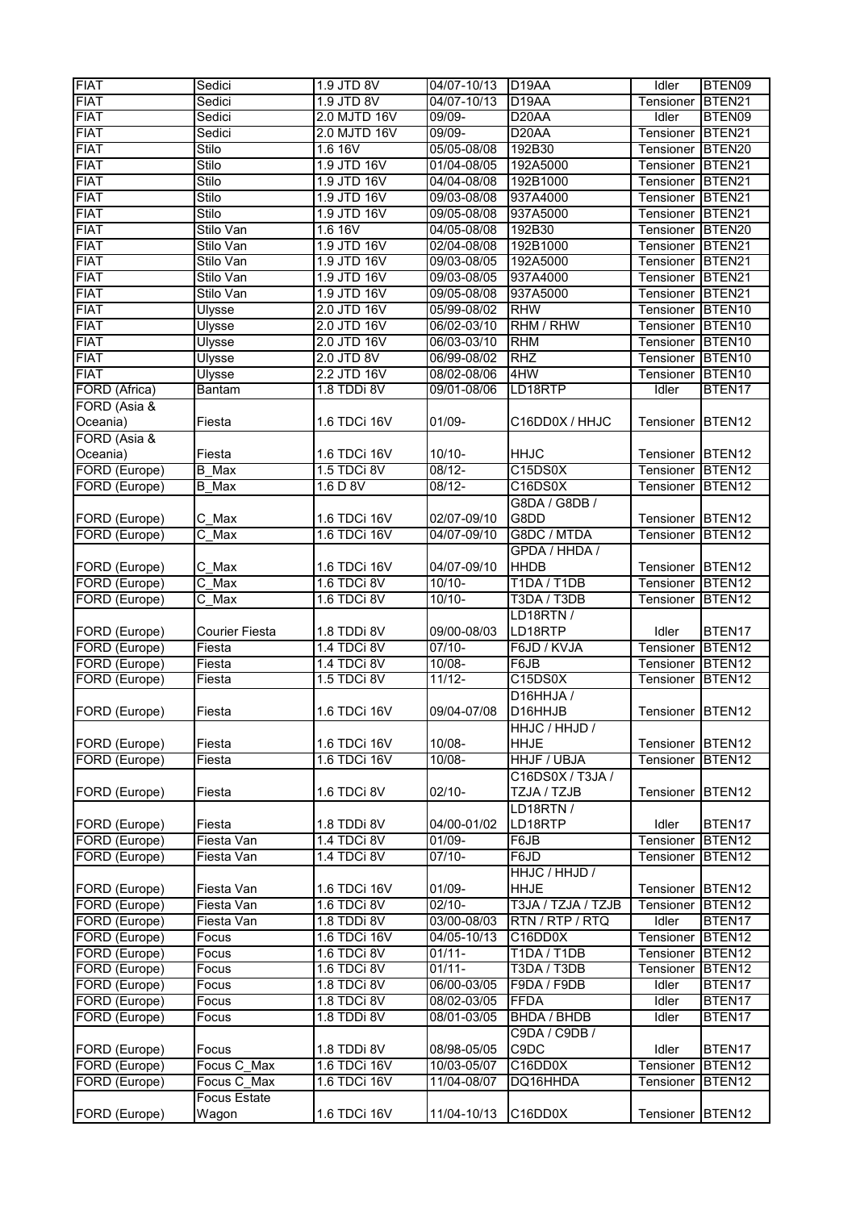| FIAT | Sedici | 1.9 JTD 8V | 04/07-10/13 | D19AA | Idler | BTEN09 |
|---|---|---|---|---|---|---|
| FIAT | Sedici | 1.9 JTD 8V | 04/07-10/13 | D19AA | Tensioner | BTEN21 |
| FIAT | Sedici | 2.0 MJTD 16V | 09/09- | D20AA | Idler | BTEN09 |
| FIAT | Sedici | 2.0 MJTD 16V | 09/09- | D20AA | Tensioner | BTEN21 |
| FIAT | Stilo | 1.6 16V | 05/05-08/08 | 192B30 | Tensioner | BTEN20 |
| FIAT | Stilo | 1.9 JTD 16V | 01/04-08/05 | 192A5000 | Tensioner | BTEN21 |
| FIAT | Stilo | 1.9 JTD 16V | 04/04-08/08 | 192B1000 | Tensioner | BTEN21 |
| FIAT | Stilo | 1.9 JTD 16V | 09/03-08/08 | 937A4000 | Tensioner | BTEN21 |
| FIAT | Stilo | 1.9 JTD 16V | 09/05-08/08 | 937A5000 | Tensioner | BTEN21 |
| FIAT | Stilo Van | 1.6 16V | 04/05-08/08 | 192B30 | Tensioner | BTEN20 |
| FIAT | Stilo Van | 1.9 JTD 16V | 02/04-08/08 | 192B1000 | Tensioner | BTEN21 |
| FIAT | Stilo Van | 1.9 JTD 16V | 09/03-08/05 | 192A5000 | Tensioner | BTEN21 |
| FIAT | Stilo Van | 1.9 JTD 16V | 09/03-08/08 | 937A4000 | Tensioner | BTEN21 |
| FIAT | Stilo Van | 1.9 JTD 16V | 09/05-08/08 | 937A5000 | Tensioner | BTEN21 |
| FIAT | Ulysse | 2.0 JTD 16V | 05/99-08/02 | RHW | Tensioner | BTEN10 |
| FIAT | Ulysse | 2.0 JTD 16V | 06/02-03/10 | RHM / RHW | Tensioner | BTEN10 |
| FIAT | Ulysse | 2.0 JTD 16V | 06/03-03/10 | RHM | Tensioner | BTEN10 |
| FIAT | Ulysse | 2.0 JTD 8V | 06/99-08/02 | RHZ | Tensioner | BTEN10 |
| FIAT | Ulysse | 2.2 JTD 16V | 08/02-08/06 | 4HW | Tensioner | BTEN10 |
| FORD (Africa) | Bantam | 1.8 TDDi 8V | 09/01-08/06 | LD18RTP | Idler | BTEN17 |
| FORD (Asia & Oceania) | Fiesta | 1.6 TDCi 16V | 01/09- | C16DD0X / HHJC | Tensioner | BTEN12 |
| FORD (Asia & Oceania) | Fiesta | 1.6 TDCi 16V | 10/10- | HHJC | Tensioner | BTEN12 |
| FORD (Europe) | B_Max | 1.5 TDCi 8V | 08/12- | C15DS0X | Tensioner | BTEN12 |
| FORD (Europe) | B_Max | 1.6 D 8V | 08/12- | C16DS0X | Tensioner | BTEN12 |
| FORD (Europe) | C_Max | 1.6 TDCi 16V | 02/07-09/10 | G8DA / G8DB / G8DD | Tensioner | BTEN12 |
| FORD (Europe) | C_Max | 1.6 TDCi 16V | 04/07-09/10 | G8DC / MTDA | Tensioner | BTEN12 |
| FORD (Europe) | C_Max | 1.6 TDCi 16V | 04/07-09/10 | GPDA / HHDA / HHDB | Tensioner | BTEN12 |
| FORD (Europe) | C_Max | 1.6 TDCi 8V | 10/10- | T1DA / T1DB | Tensioner | BTEN12 |
| FORD (Europe) | C_Max | 1.6 TDCi 8V | 10/10- | T3DA / T3DB | Tensioner | BTEN12 |
| FORD (Europe) | Courier Fiesta | 1.8 TDDi 8V | 09/00-08/03 | LD18RTN / LD18RTP | Idler | BTEN17 |
| FORD (Europe) | Fiesta | 1.4 TDCi 8V | 07/10- | F6JD / KVJA | Tensioner | BTEN12 |
| FORD (Europe) | Fiesta | 1.4 TDCi 8V | 10/08- | F6JB | Tensioner | BTEN12 |
| FORD (Europe) | Fiesta | 1.5 TDCi 8V | 11/12- | C15DS0X | Tensioner | BTEN12 |
| FORD (Europe) | Fiesta | 1.6 TDCi 16V | 09/04-07/08 | D16HHJA / D16HHJB | Tensioner | BTEN12 |
| FORD (Europe) | Fiesta | 1.6 TDCi 16V | 10/08- | HHJC / HHJD / HHJE | Tensioner | BTEN12 |
| FORD (Europe) | Fiesta | 1.6 TDCi 16V | 10/08- | HHJF / UBJA | Tensioner | BTEN12 |
| FORD (Europe) | Fiesta | 1.6 TDCi 8V | 02/10- | C16DS0X / T3JA / TZJA / TZJB | Tensioner | BTEN12 |
| FORD (Europe) | Fiesta | 1.8 TDDi 8V | 04/00-01/02 | LD18RTN / LD18RTP | Idler | BTEN17 |
| FORD (Europe) | Fiesta Van | 1.4 TDCi 8V | 01/09- | F6JB | Tensioner | BTEN12 |
| FORD (Europe) | Fiesta Van | 1.4 TDCi 8V | 07/10- | F6JD | Tensioner | BTEN12 |
| FORD (Europe) | Fiesta Van | 1.6 TDCi 16V | 01/09- | HHJC / HHJD / HHJE | Tensioner | BTEN12 |
| FORD (Europe) | Fiesta Van | 1.6 TDCi 8V | 02/10- | T3JA / TZJA / TZJB | Tensioner | BTEN12 |
| FORD (Europe) | Fiesta Van | 1.8 TDDi 8V | 03/00-08/03 | RTN / RTP / RTQ | Idler | BTEN17 |
| FORD (Europe) | Focus | 1.6 TDCi 16V | 04/05-10/13 | C16DD0X | Tensioner | BTEN12 |
| FORD (Europe) | Focus | 1.6 TDCi 8V | 01/11- | T1DA / T1DB | Tensioner | BTEN12 |
| FORD (Europe) | Focus | 1.6 TDCi 8V | 01/11- | T3DA / T3DB | Tensioner | BTEN12 |
| FORD (Europe) | Focus | 1.8 TDCi 8V | 06/00-03/05 | F9DA / F9DB | Idler | BTEN17 |
| FORD (Europe) | Focus | 1.8 TDCi 8V | 08/02-03/05 | FFDA | Idler | BTEN17 |
| FORD (Europe) | Focus | 1.8 TDDi 8V | 08/01-03/05 | BHDA / BHDB | Idler | BTEN17 |
| FORD (Europe) | Focus | 1.8 TDDi 8V | 08/98-05/05 | C9DA / C9DB / C9DC | Idler | BTEN17 |
| FORD (Europe) | Focus C_Max | 1.6 TDCi 16V | 10/03-05/07 | C16DD0X | Tensioner | BTEN12 |
| FORD (Europe) | Focus C_Max | 1.6 TDCi 16V | 11/04-08/07 | DQ16HHDA | Tensioner | BTEN12 |
| FORD (Europe) | Focus Estate Wagon | 1.6 TDCi 16V | 11/04-10/13 | C16DD0X | Tensioner | BTEN12 |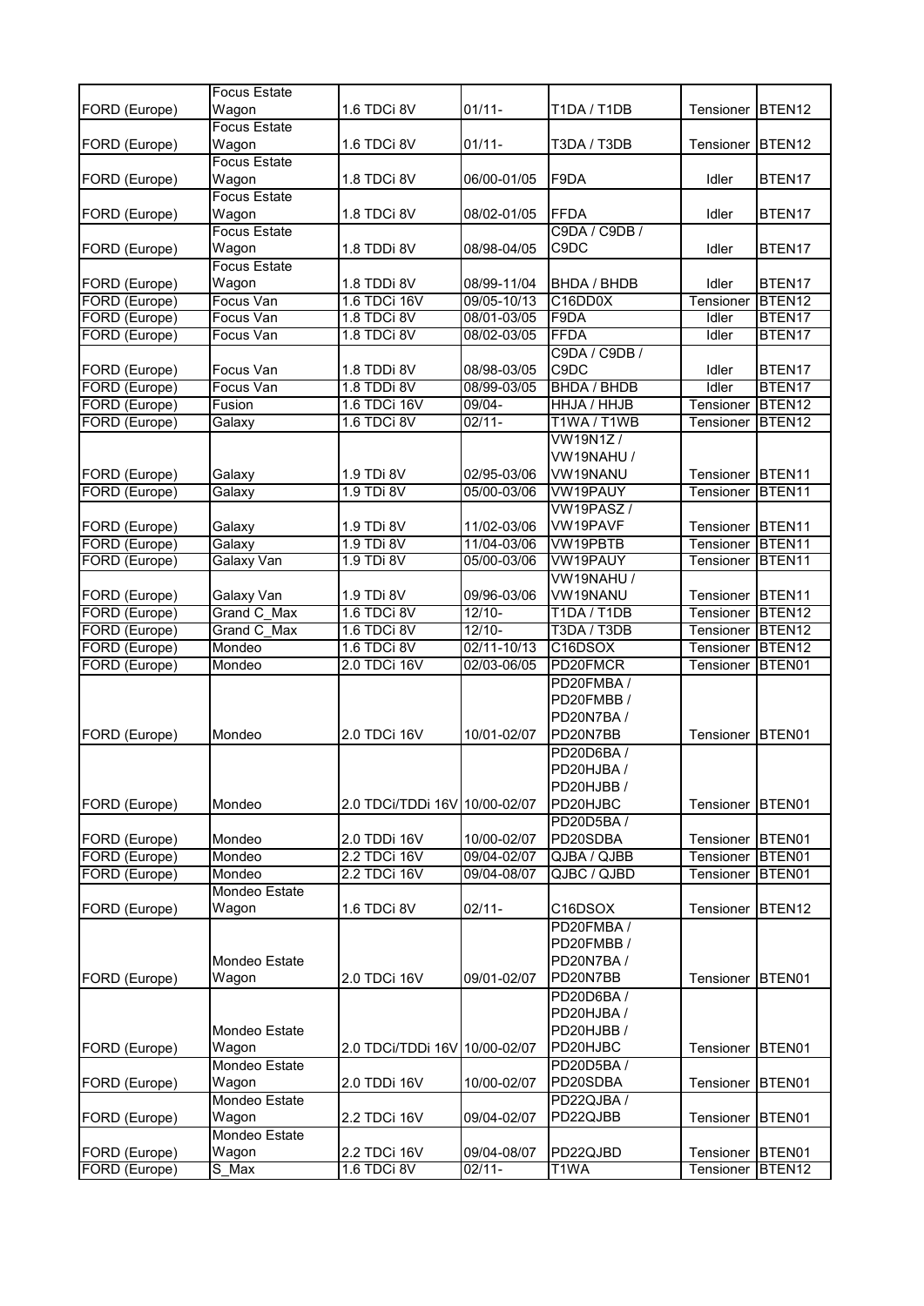| | | | | | | |
|---|---|---|---|---|---|---|
| FORD (Europe) | Focus Estate Wagon | 1.6 TDCi 8V | 01/11- | T1DA / T1DB | Tensioner | BTEN12 |
| FORD (Europe) | Focus Estate Wagon | 1.6 TDCi 8V | 01/11- | T3DA / T3DB | Tensioner | BTEN12 |
| FORD (Europe) | Focus Estate Wagon | 1.8 TDCi 8V | 06/00-01/05 | F9DA | Idler | BTEN17 |
| FORD (Europe) | Focus Estate Wagon | 1.8 TDCi 8V | 08/02-01/05 | FFDA | Idler | BTEN17 |
| FORD (Europe) | Focus Estate Wagon | 1.8 TDDi 8V | 08/98-04/05 | C9DA / C9DB / C9DC | Idler | BTEN17 |
| FORD (Europe) | Focus Estate Wagon | 1.8 TDDi 8V | 08/99-11/04 | BHDA / BHDB | Idler | BTEN17 |
| FORD (Europe) | Focus Van | 1.6 TDCi 16V | 09/05-10/13 | C16DD0X | Tensioner | BTEN12 |
| FORD (Europe) | Focus Van | 1.8 TDCi 8V | 08/01-03/05 | F9DA | Idler | BTEN17 |
| FORD (Europe) | Focus Van | 1.8 TDCi 8V | 08/02-03/05 | FFDA | Idler | BTEN17 |
| FORD (Europe) | Focus Van | 1.8 TDDi 8V | 08/98-03/05 | C9DA / C9DB / C9DC | Idler | BTEN17 |
| FORD (Europe) | Focus Van | 1.8 TDDi 8V | 08/99-03/05 | BHDA / BHDB | Idler | BTEN17 |
| FORD (Europe) | Fusion | 1.6 TDCi 16V | 09/04- | HHJA / HHJB | Tensioner | BTEN12 |
| FORD (Europe) | Galaxy | 1.6 TDCi 8V | 02/11- | T1WA / T1WB | Tensioner | BTEN12 |
| FORD (Europe) | Galaxy | 1.9 TDi 8V | 02/95-03/06 | VW19N1Z / VW19NAHU / VW19NANU | Tensioner | BTEN11 |
| FORD (Europe) | Galaxy | 1.9 TDi 8V | 05/00-03/06 | VW19PAUY | Tensioner | BTEN11 |
| FORD (Europe) | Galaxy | 1.9 TDi 8V | 11/02-03/06 | VW19PASZ / VW19PAVF | Tensioner | BTEN11 |
| FORD (Europe) | Galaxy | 1.9 TDi 8V | 11/04-03/06 | VW19PBTB | Tensioner | BTEN11 |
| FORD (Europe) | Galaxy Van | 1.9 TDi 8V | 05/00-03/06 | VW19PAUY | Tensioner | BTEN11 |
| FORD (Europe) | Galaxy Van | 1.9 TDi 8V | 09/96-03/06 | VW19NAHU / VW19NANU | Tensioner | BTEN11 |
| FORD (Europe) | Grand C_Max | 1.6 TDCi 8V | 12/10- | T1DA / T1DB | Tensioner | BTEN12 |
| FORD (Europe) | Grand C_Max | 1.6 TDCi 8V | 12/10- | T3DA / T3DB | Tensioner | BTEN12 |
| FORD (Europe) | Mondeo | 1.6 TDCi 8V | 02/11-10/13 | C16DSOX | Tensioner | BTEN12 |
| FORD (Europe) | Mondeo | 2.0 TDCi 16V | 02/03-06/05 | PD20FMCR | Tensioner | BTEN01 |
| FORD (Europe) | Mondeo | 2.0 TDCi 16V | 10/01-02/07 | PD20FMBA / PD20FMBB / PD20N7BA / PD20N7BB | Tensioner | BTEN01 |
| FORD (Europe) | Mondeo | 2.0 TDCi/TDDi 16V | 10/00-02/07 | PD20D6BA / PD20HJBA / PD20HJBB / PD20HJBC | Tensioner | BTEN01 |
| FORD (Europe) | Mondeo | 2.0 TDDi 16V | 10/00-02/07 | PD20D5BA / PD20SDBA | Tensioner | BTEN01 |
| FORD (Europe) | Mondeo | 2.2 TDCi 16V | 09/04-02/07 | QJBA / QJBB | Tensioner | BTEN01 |
| FORD (Europe) | Mondeo | 2.2 TDCi 16V | 09/04-08/07 | QJBC / QJBD | Tensioner | BTEN01 |
| FORD (Europe) | Mondeo Estate Wagon | 1.6 TDCi 8V | 02/11- | C16DSOX | Tensioner | BTEN12 |
| FORD (Europe) | Mondeo Estate Wagon | 2.0 TDCi 16V | 09/01-02/07 | PD20FMBA / PD20FMBB / PD20N7BA / PD20N7BB | Tensioner | BTEN01 |
| FORD (Europe) | Mondeo Estate Wagon | 2.0 TDCi/TDDi 16V | 10/00-02/07 | PD20D6BA / PD20HJBA / PD20HJBB / PD20HJBC | Tensioner | BTEN01 |
| FORD (Europe) | Mondeo Estate Wagon | 2.0 TDDi 16V | 10/00-02/07 | PD20D5BA / PD20SDBA | Tensioner | BTEN01 |
| FORD (Europe) | Mondeo Estate Wagon | 2.2 TDCi 16V | 09/04-02/07 | PD22QJBA / PD22QJBB | Tensioner | BTEN01 |
| FORD (Europe) | Mondeo Estate Wagon | 2.2 TDCi 16V | 09/04-08/07 | PD22QJBD | Tensioner | BTEN01 |
| FORD (Europe) | S_Max | 1.6 TDCi 8V | 02/11- | T1WA | Tensioner | BTEN12 |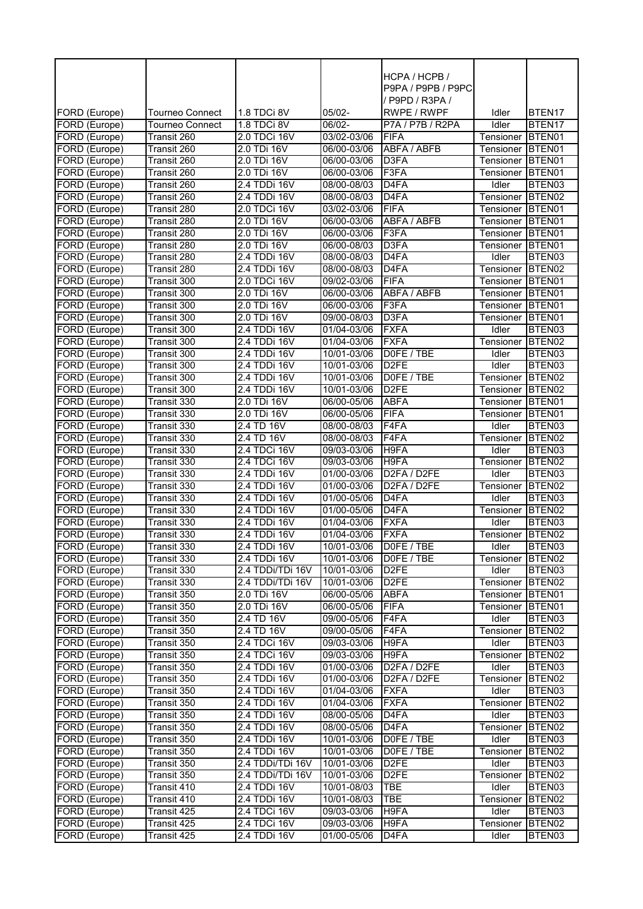| FORD (Europe) | Tourneo Connect | 1.8 TDCi 8V | 05/02- | HCPA / HCPB / P9PA / P9PB / P9PC / P9PD / R3PA / RWPE / RWPF | Idler | BTEN17 |
|---|---|---|---|---|---|---|
| FORD (Europe) | Tourneo Connect | 1.8 TDCi 8V | 06/02- | P7A / P7B / R2PA | Idler | BTEN17 |
| FORD (Europe) | Transit 260 | 2.0 TDCi 16V | 03/02-03/06 | FIFA | Tensioner | BTEN01 |
| FORD (Europe) | Transit 260 | 2.0 TDi 16V | 06/00-03/06 | ABFA / ABFB | Tensioner | BTEN01 |
| FORD (Europe) | Transit 260 | 2.0 TDi 16V | 06/00-03/06 | D3FA | Tensioner | BTEN01 |
| FORD (Europe) | Transit 260 | 2.0 TDi 16V | 06/00-03/06 | F3FA | Tensioner | BTEN01 |
| FORD (Europe) | Transit 260 | 2.4 TDDi 16V | 08/00-08/03 | D4FA | Idler | BTEN03 |
| FORD (Europe) | Transit 260 | 2.4 TDDi 16V | 08/00-08/03 | D4FA | Tensioner | BTEN02 |
| FORD (Europe) | Transit 280 | 2.0 TDCi 16V | 03/02-03/06 | FIFA | Tensioner | BTEN01 |
| FORD (Europe) | Transit 280 | 2.0 TDi 16V | 06/00-03/06 | ABFA / ABFB | Tensioner | BTEN01 |
| FORD (Europe) | Transit 280 | 2.0 TDi 16V | 06/00-03/06 | F3FA | Tensioner | BTEN01 |
| FORD (Europe) | Transit 280 | 2.0 TDi 16V | 06/00-08/03 | D3FA | Tensioner | BTEN01 |
| FORD (Europe) | Transit 280 | 2.4 TDDi 16V | 08/00-08/03 | D4FA | Idler | BTEN03 |
| FORD (Europe) | Transit 280 | 2.4 TDDi 16V | 08/00-08/03 | D4FA | Tensioner | BTEN02 |
| FORD (Europe) | Transit 300 | 2.0 TDCi 16V | 09/02-03/06 | FIFA | Tensioner | BTEN01 |
| FORD (Europe) | Transit 300 | 2.0 TDi 16V | 06/00-03/06 | ABFA / ABFB | Tensioner | BTEN01 |
| FORD (Europe) | Transit 300 | 2.0 TDi 16V | 06/00-03/06 | F3FA | Tensioner | BTEN01 |
| FORD (Europe) | Transit 300 | 2.0 TDi 16V | 09/00-08/03 | D3FA | Tensioner | BTEN01 |
| FORD (Europe) | Transit 300 | 2.4 TDDi 16V | 01/04-03/06 | FXFA | Idler | BTEN03 |
| FORD (Europe) | Transit 300 | 2.4 TDDi 16V | 01/04-03/06 | FXFA | Tensioner | BTEN02 |
| FORD (Europe) | Transit 300 | 2.4 TDDi 16V | 10/01-03/06 | D0FE / TBE | Idler | BTEN03 |
| FORD (Europe) | Transit 300 | 2.4 TDDi 16V | 10/01-03/06 | D2FE | Idler | BTEN03 |
| FORD (Europe) | Transit 300 | 2.4 TDDi 16V | 10/01-03/06 | D0FE / TBE | Tensioner | BTEN02 |
| FORD (Europe) | Transit 300 | 2.4 TDDi 16V | 10/01-03/06 | D2FE | Tensioner | BTEN02 |
| FORD (Europe) | Transit 330 | 2.0 TDi 16V | 06/00-05/06 | ABFA | Tensioner | BTEN01 |
| FORD (Europe) | Transit 330 | 2.0 TDi 16V | 06/00-05/06 | FIFA | Tensioner | BTEN01 |
| FORD (Europe) | Transit 330 | 2.4 TD 16V | 08/00-08/03 | F4FA | Idler | BTEN03 |
| FORD (Europe) | Transit 330 | 2.4 TD 16V | 08/00-08/03 | F4FA | Tensioner | BTEN02 |
| FORD (Europe) | Transit 330 | 2.4 TDCi 16V | 09/03-03/06 | H9FA | Idler | BTEN03 |
| FORD (Europe) | Transit 330 | 2.4 TDCi 16V | 09/03-03/06 | H9FA | Tensioner | BTEN02 |
| FORD (Europe) | Transit 330 | 2.4 TDDi 16V | 01/00-03/06 | D2FA / D2FE | Idler | BTEN03 |
| FORD (Europe) | Transit 330 | 2.4 TDDi 16V | 01/00-03/06 | D2FA / D2FE | Tensioner | BTEN02 |
| FORD (Europe) | Transit 330 | 2.4 TDDi 16V | 01/00-05/06 | D4FA | Idler | BTEN03 |
| FORD (Europe) | Transit 330 | 2.4 TDDi 16V | 01/00-05/06 | D4FA | Tensioner | BTEN02 |
| FORD (Europe) | Transit 330 | 2.4 TDDi 16V | 01/04-03/06 | FXFA | Idler | BTEN03 |
| FORD (Europe) | Transit 330 | 2.4 TDDi 16V | 01/04-03/06 | FXFA | Tensioner | BTEN02 |
| FORD (Europe) | Transit 330 | 2.4 TDDi 16V | 10/01-03/06 | D0FE / TBE | Idler | BTEN03 |
| FORD (Europe) | Transit 330 | 2.4 TDDi 16V | 10/01-03/06 | D0FE / TBE | Tensioner | BTEN02 |
| FORD (Europe) | Transit 330 | 2.4 TDDi/TDi 16V | 10/01-03/06 | D2FE | Idler | BTEN03 |
| FORD (Europe) | Transit 330 | 2.4 TDDi/TDi 16V | 10/01-03/06 | D2FE | Tensioner | BTEN02 |
| FORD (Europe) | Transit 350 | 2.0 TDi 16V | 06/00-05/06 | ABFA | Tensioner | BTEN01 |
| FORD (Europe) | Transit 350 | 2.0 TDi 16V | 06/00-05/06 | FIFA | Tensioner | BTEN01 |
| FORD (Europe) | Transit 350 | 2.4 TD 16V | 09/00-05/06 | F4FA | Idler | BTEN03 |
| FORD (Europe) | Transit 350 | 2.4 TD 16V | 09/00-05/06 | F4FA | Tensioner | BTEN02 |
| FORD (Europe) | Transit 350 | 2.4 TDCi 16V | 09/03-03/06 | H9FA | Idler | BTEN03 |
| FORD (Europe) | Transit 350 | 2.4 TDCi 16V | 09/03-03/06 | H9FA | Tensioner | BTEN02 |
| FORD (Europe) | Transit 350 | 2.4 TDDi 16V | 01/00-03/06 | D2FA / D2FE | Idler | BTEN03 |
| FORD (Europe) | Transit 350 | 2.4 TDDi 16V | 01/00-03/06 | D2FA / D2FE | Tensioner | BTEN02 |
| FORD (Europe) | Transit 350 | 2.4 TDDi 16V | 01/04-03/06 | FXFA | Idler | BTEN03 |
| FORD (Europe) | Transit 350 | 2.4 TDDi 16V | 01/04-03/06 | FXFA | Tensioner | BTEN02 |
| FORD (Europe) | Transit 350 | 2.4 TDDi 16V | 08/00-05/06 | D4FA | Idler | BTEN03 |
| FORD (Europe) | Transit 350 | 2.4 TDDi 16V | 08/00-05/06 | D4FA | Tensioner | BTEN02 |
| FORD (Europe) | Transit 350 | 2.4 TDDi 16V | 10/01-03/06 | D0FE / TBE | Idler | BTEN03 |
| FORD (Europe) | Transit 350 | 2.4 TDDi 16V | 10/01-03/06 | D0FE / TBE | Tensioner | BTEN02 |
| FORD (Europe) | Transit 350 | 2.4 TDDi/TDi 16V | 10/01-03/06 | D2FE | Idler | BTEN03 |
| FORD (Europe) | Transit 350 | 2.4 TDDi/TDi 16V | 10/01-03/06 | D2FE | Tensioner | BTEN02 |
| FORD (Europe) | Transit 410 | 2.4 TDDi 16V | 10/01-08/03 | TBE | Idler | BTEN03 |
| FORD (Europe) | Transit 410 | 2.4 TDDi 16V | 10/01-08/03 | TBE | Tensioner | BTEN02 |
| FORD (Europe) | Transit 425 | 2.4 TDCi 16V | 09/03-03/06 | H9FA | Idler | BTEN03 |
| FORD (Europe) | Transit 425 | 2.4 TDCi 16V | 09/03-03/06 | H9FA | Tensioner | BTEN02 |
| FORD (Europe) | Transit 425 | 2.4 TDDi 16V | 01/00-05/06 | D4FA | Idler | BTEN03 |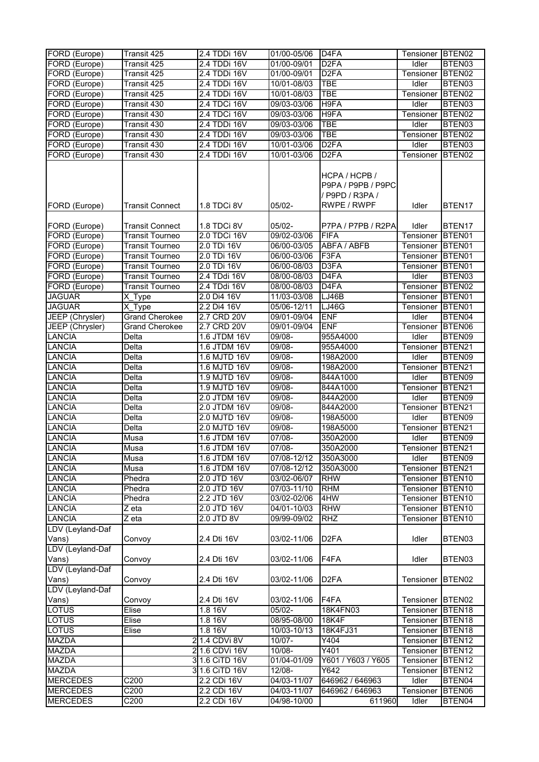| FORD (Europe) | Transit 425 | 2.4 TDDi 16V | 01/00-05/06 | D4FA | Tensioner | BTEN02 |
|---|---|---|---|---|---|---|
| FORD (Europe) | Transit 425 | 2.4 TDDi 16V | 01/00-09/01 | D2FA | Idler | BTEN03 |
| FORD (Europe) | Transit 425 | 2.4 TDDi 16V | 01/00-09/01 | D2FA | Tensioner | BTEN02 |
| FORD (Europe) | Transit 425 | 2.4 TDDi 16V | 10/01-08/03 | TBE | Idler | BTEN03 |
| FORD (Europe) | Transit 425 | 2.4 TDDi 16V | 10/01-08/03 | TBE | Tensioner | BTEN02 |
| FORD (Europe) | Transit 430 | 2.4 TDCi 16V | 09/03-03/06 | H9FA | Idler | BTEN03 |
| FORD (Europe) | Transit 430 | 2.4 TDCi 16V | 09/03-03/06 | H9FA | Tensioner | BTEN02 |
| FORD (Europe) | Transit 430 | 2.4 TDDi 16V | 09/03-03/06 | TBE | Idler | BTEN03 |
| FORD (Europe) | Transit 430 | 2.4 TDDi 16V | 09/03-03/06 | TBE | Tensioner | BTEN02 |
| FORD (Europe) | Transit 430 | 2.4 TDDi 16V | 10/01-03/06 | D2FA | Idler | BTEN03 |
| FORD (Europe) | Transit 430 | 2.4 TDDi 16V | 10/01-03/06 | D2FA | Tensioner | BTEN02 |
| FORD (Europe) | Transit Connect | 1.8 TDCi 8V | 05/02- | HCPA / HCPB / P9PA / P9PB / P9PC / P9PD / R3PA / RWPE / RWPF | Idler | BTEN17 |
| FORD (Europe) | Transit Connect | 1.8 TDCi 8V | 05/02- | P7PA / P7PB / R2PA | Idler | BTEN17 |
| FORD (Europe) | Transit Tourneo | 2.0 TDCi 16V | 09/02-03/06 | FIFA | Tensioner | BTEN01 |
| FORD (Europe) | Transit Tourneo | 2.0 TDi 16V | 06/00-03/05 | ABFA / ABFB | Tensioner | BTEN01 |
| FORD (Europe) | Transit Tourneo | 2.0 TDi 16V | 06/00-03/06 | F3FA | Tensioner | BTEN01 |
| FORD (Europe) | Transit Tourneo | 2.0 TDi 16V | 06/00-08/03 | D3FA | Tensioner | BTEN01 |
| FORD (Europe) | Transit Tourneo | 2.4 TDdi 16V | 08/00-08/03 | D4FA | Idler | BTEN03 |
| FORD (Europe) | Transit Tourneo | 2.4 TDdi 16V | 08/00-08/03 | D4FA | Tensioner | BTEN02 |
| JAGUAR | X_Type | 2.0 Di4 16V | 11/03-03/08 | LJ46B | Tensioner | BTEN01 |
| JAGUAR | X_Type | 2.2 Di4 16V | 05/06-12/11 | LJ46G | Tensioner | BTEN01 |
| JEEP (Chrysler) | Grand Cherokee | 2.7 CRD 20V | 09/01-09/04 | ENF | Idler | BTEN04 |
| JEEP (Chrysler) | Grand Cherokee | 2.7 CRD 20V | 09/01-09/04 | ENF | Tensioner | BTEN06 |
| LANCIA | Delta | 1.6 JTDM 16V | 09/08- | 955A4000 | Idler | BTEN09 |
| LANCIA | Delta | 1.6 JTDM 16V | 09/08- | 955A4000 | Tensioner | BTEN21 |
| LANCIA | Delta | 1.6 MJTD 16V | 09/08- | 198A2000 | Idler | BTEN09 |
| LANCIA | Delta | 1.6 MJTD 16V | 09/08- | 198A2000 | Tensioner | BTEN21 |
| LANCIA | Delta | 1.9 MJTD 16V | 09/08- | 844A1000 | Idler | BTEN09 |
| LANCIA | Delta | 1.9 MJTD 16V | 09/08- | 844A1000 | Tensioner | BTEN21 |
| LANCIA | Delta | 2.0 JTDM 16V | 09/08- | 844A2000 | Idler | BTEN09 |
| LANCIA | Delta | 2.0 JTDM 16V | 09/08- | 844A2000 | Tensioner | BTEN21 |
| LANCIA | Delta | 2.0 MJTD 16V | 09/08- | 198A5000 | Idler | BTEN09 |
| LANCIA | Delta | 2.0 MJTD 16V | 09/08- | 198A5000 | Tensioner | BTEN21 |
| LANCIA | Musa | 1.6 JTDM 16V | 07/08- | 350A2000 | Idler | BTEN09 |
| LANCIA | Musa | 1.6 JTDM 16V | 07/08- | 350A2000 | Tensioner | BTEN21 |
| LANCIA | Musa | 1.6 JTDM 16V | 07/08-12/12 | 350A3000 | Idler | BTEN09 |
| LANCIA | Musa | 1.6 JTDM 16V | 07/08-12/12 | 350A3000 | Tensioner | BTEN21 |
| LANCIA | Phedra | 2.0 JTD 16V | 03/02-06/07 | RHW | Tensioner | BTEN10 |
| LANCIA | Phedra | 2.0 JTD 16V | 07/03-11/10 | RHM | Tensioner | BTEN10 |
| LANCIA | Phedra | 2.2 JTD 16V | 03/02-02/06 | 4HW | Tensioner | BTEN10 |
| LANCIA | Z eta | 2.0 JTD 16V | 04/01-10/03 | RHW | Tensioner | BTEN10 |
| LANCIA | Z eta | 2.0 JTD 8V | 09/99-09/02 | RHZ | Tensioner | BTEN10 |
| LDV (Leyland-Daf Vans) | Convoy | 2.4 Dti 16V | 03/02-11/06 | D2FA | Idler | BTEN03 |
| LDV (Leyland-Daf Vans) | Convoy | 2.4 Dti 16V | 03/02-11/06 | F4FA | Idler | BTEN03 |
| LDV (Leyland-Daf Vans) | Convoy | 2.4 Dti 16V | 03/02-11/06 | D2FA | Tensioner | BTEN02 |
| LDV (Leyland-Daf Vans) | Convoy | 2.4 Dti 16V | 03/02-11/06 | F4FA | Tensioner | BTEN02 |
| LOTUS | Elise | 1.8 16V | 05/02- | 18K4FN03 | Tensioner | BTEN18 |
| LOTUS | Elise | 1.8 16V | 08/95-08/00 | 18K4F | Tensioner | BTEN18 |
| LOTUS | Elise | 1.8 16V | 10/03-10/13 | 18K4FJ31 | Tensioner | BTEN18 |
| MAZDA | 2 | 1.4 CDVi 8V | 10/07- | Y404 | Tensioner | BTEN12 |
| MAZDA | 2 | 1.6 CDVi 16V | 10/08- | Y401 | Tensioner | BTEN12 |
| MAZDA | 3 | 1.6 CiTD 16V | 01/04-01/09 | Y601 / Y603 / Y605 | Tensioner | BTEN12 |
| MAZDA | 3 | 1.6 CiTD 16V | 12/08- | Y642 | Tensioner | BTEN12 |
| MERCEDES | C200 | 2.2 CDi 16V | 04/03-11/07 | 646962 / 646963 | Idler | BTEN04 |
| MERCEDES | C200 | 2.2 CDi 16V | 04/03-11/07 | 646962 / 646963 | Tensioner | BTEN06 |
| MERCEDES | C200 | 2.2 CDi 16V | 04/98-10/00 | 611960 | Idler | BTEN04 |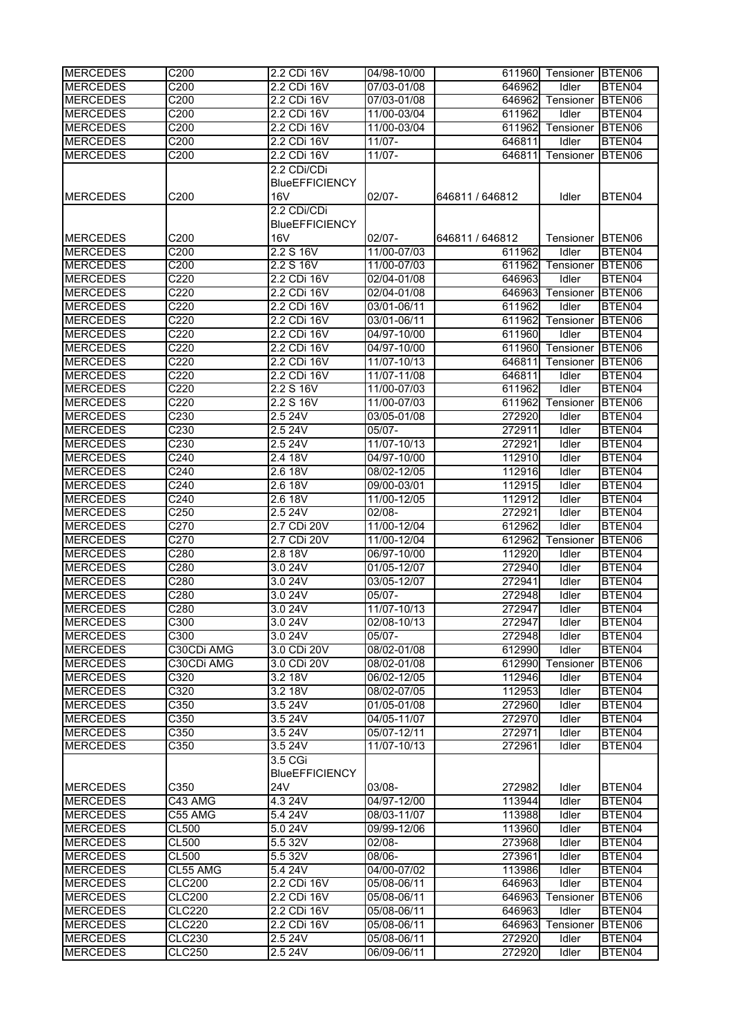| MERCEDES | C200 | 2.2 CDi 16V | 04/98-10/00 | 611960 | Tensioner | BTEN06 |
|---|---|---|---|---|---|---|
| MERCEDES | C200 | 2.2 CDi 16V | 07/03-01/08 | 646962 | Idler | BTEN04 |
| MERCEDES | C200 | 2.2 CDi 16V | 07/03-01/08 | 646962 | Tensioner | BTEN06 |
| MERCEDES | C200 | 2.2 CDi 16V | 11/00-03/04 | 611962 | Idler | BTEN04 |
| MERCEDES | C200 | 2.2 CDi 16V | 11/00-03/04 | 611962 | Tensioner | BTEN06 |
| MERCEDES | C200 | 2.2 CDi 16V | 11/07- | 646811 | Idler | BTEN04 |
| MERCEDES | C200 | 2.2 CDi 16V | 11/07- | 646811 | Tensioner | BTEN06 |
| MERCEDES | C200 | 2.2 CDi/CDi BlueEFFICIENCY 16V | 02/07- | 646811 / 646812 | Idler | BTEN04 |
| MERCEDES | C200 | 2.2 CDi/CDi BlueEFFICIENCY 16V | 02/07- | 646811 / 646812 | Tensioner | BTEN06 |
| MERCEDES | C200 | 2.2 S 16V | 11/00-07/03 | 611962 | Idler | BTEN04 |
| MERCEDES | C200 | 2.2 S 16V | 11/00-07/03 | 611962 | Tensioner | BTEN06 |
| MERCEDES | C220 | 2.2 CDi 16V | 02/04-01/08 | 646963 | Idler | BTEN04 |
| MERCEDES | C220 | 2.2 CDi 16V | 02/04-01/08 | 646963 | Tensioner | BTEN06 |
| MERCEDES | C220 | 2.2 CDi 16V | 03/01-06/11 | 611962 | Idler | BTEN04 |
| MERCEDES | C220 | 2.2 CDi 16V | 03/01-06/11 | 611962 | Tensioner | BTEN06 |
| MERCEDES | C220 | 2.2 CDi 16V | 04/97-10/00 | 611960 | Idler | BTEN04 |
| MERCEDES | C220 | 2.2 CDi 16V | 04/97-10/00 | 611960 | Tensioner | BTEN06 |
| MERCEDES | C220 | 2.2 CDi 16V | 11/07-10/13 | 646811 | Tensioner | BTEN06 |
| MERCEDES | C220 | 2.2 CDi 16V | 11/07-11/08 | 646811 | Idler | BTEN04 |
| MERCEDES | C220 | 2.2 S 16V | 11/00-07/03 | 611962 | Idler | BTEN04 |
| MERCEDES | C220 | 2.2 S 16V | 11/00-07/03 | 611962 | Tensioner | BTEN06 |
| MERCEDES | C230 | 2.5 24V | 03/05-01/08 | 272920 | Idler | BTEN04 |
| MERCEDES | C230 | 2.5 24V | 05/07- | 272911 | Idler | BTEN04 |
| MERCEDES | C230 | 2.5 24V | 11/07-10/13 | 272921 | Idler | BTEN04 |
| MERCEDES | C240 | 2.4 18V | 04/97-10/00 | 112910 | Idler | BTEN04 |
| MERCEDES | C240 | 2.6 18V | 08/02-12/05 | 112916 | Idler | BTEN04 |
| MERCEDES | C240 | 2.6 18V | 09/00-03/01 | 112915 | Idler | BTEN04 |
| MERCEDES | C240 | 2.6 18V | 11/00-12/05 | 112912 | Idler | BTEN04 |
| MERCEDES | C250 | 2.5 24V | 02/08- | 272921 | Idler | BTEN04 |
| MERCEDES | C270 | 2.7 CDi 20V | 11/00-12/04 | 612962 | Idler | BTEN04 |
| MERCEDES | C270 | 2.7 CDi 20V | 11/00-12/04 | 612962 | Tensioner | BTEN06 |
| MERCEDES | C280 | 2.8 18V | 06/97-10/00 | 112920 | Idler | BTEN04 |
| MERCEDES | C280 | 3.0 24V | 01/05-12/07 | 272940 | Idler | BTEN04 |
| MERCEDES | C280 | 3.0 24V | 03/05-12/07 | 272941 | Idler | BTEN04 |
| MERCEDES | C280 | 3.0 24V | 05/07- | 272948 | Idler | BTEN04 |
| MERCEDES | C280 | 3.0 24V | 11/07-10/13 | 272947 | Idler | BTEN04 |
| MERCEDES | C300 | 3.0 24V | 02/08-10/13 | 272947 | Idler | BTEN04 |
| MERCEDES | C300 | 3.0 24V | 05/07- | 272948 | Idler | BTEN04 |
| MERCEDES | C30CDi AMG | 3.0 CDi 20V | 08/02-01/08 | 612990 | Idler | BTEN04 |
| MERCEDES | C30CDi AMG | 3.0 CDi 20V | 08/02-01/08 | 612990 | Tensioner | BTEN06 |
| MERCEDES | C320 | 3.2 18V | 06/02-12/05 | 112946 | Idler | BTEN04 |
| MERCEDES | C320 | 3.2 18V | 08/02-07/05 | 112953 | Idler | BTEN04 |
| MERCEDES | C350 | 3.5 24V | 01/05-01/08 | 272960 | Idler | BTEN04 |
| MERCEDES | C350 | 3.5 24V | 04/05-11/07 | 272970 | Idler | BTEN04 |
| MERCEDES | C350 | 3.5 24V | 05/07-12/11 | 272971 | Idler | BTEN04 |
| MERCEDES | C350 | 3.5 24V | 11/07-10/13 | 272961 | Idler | BTEN04 |
| MERCEDES | C350 | 3.5 CGi BlueEFFICIENCY 24V | 03/08- | 272982 | Idler | BTEN04 |
| MERCEDES | C43 AMG | 4.3 24V | 04/97-12/00 | 113944 | Idler | BTEN04 |
| MERCEDES | C55 AMG | 5.4 24V | 08/03-11/07 | 113988 | Idler | BTEN04 |
| MERCEDES | CL500 | 5.0 24V | 09/99-12/06 | 113960 | Idler | BTEN04 |
| MERCEDES | CL500 | 5.5 32V | 02/08- | 273968 | Idler | BTEN04 |
| MERCEDES | CL500 | 5.5 32V | 08/06- | 273961 | Idler | BTEN04 |
| MERCEDES | CL55 AMG | 5.4 24V | 04/00-07/02 | 113986 | Idler | BTEN04 |
| MERCEDES | CLC200 | 2.2 CDi 16V | 05/08-06/11 | 646963 | Idler | BTEN04 |
| MERCEDES | CLC200 | 2.2 CDi 16V | 05/08-06/11 | 646963 | Tensioner | BTEN06 |
| MERCEDES | CLC220 | 2.2 CDi 16V | 05/08-06/11 | 646963 | Idler | BTEN04 |
| MERCEDES | CLC220 | 2.2 CDi 16V | 05/08-06/11 | 646963 | Tensioner | BTEN06 |
| MERCEDES | CLC230 | 2.5 24V | 05/08-06/11 | 272920 | Idler | BTEN04 |
| MERCEDES | CLC250 | 2.5 24V | 06/09-06/11 | 272920 | Idler | BTEN04 |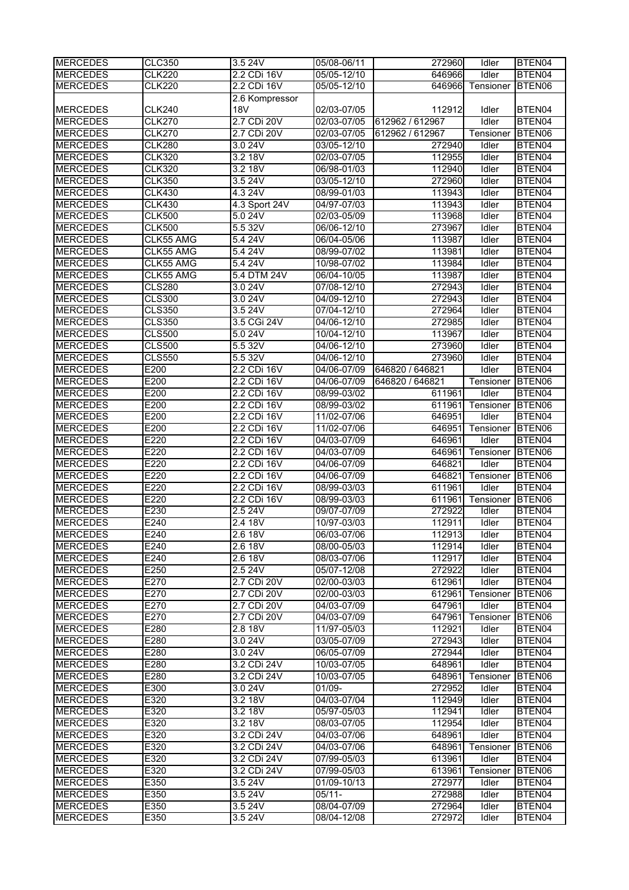| MERCEDES | CLC350 | 3.5 24V | 05/08-06/11 | 272960 | Idler | BTEN04 |
|---|---|---|---|---|---|---|
| MERCEDES | CLK220 | 2.2 CDi 16V | 05/05-12/10 | 646966 | Idler | BTEN04 |
| MERCEDES | CLK220 | 2.2 CDi 16V | 05/05-12/10 | 646966 | Tensioner | BTEN06 |
| MERCEDES | CLK240 | 2.6 Kompressor 18V | 02/03-07/05 | 112912 | Idler | BTEN04 |
| MERCEDES | CLK270 | 2.7 CDi 20V | 02/03-07/05 | 612962 / 612967 | Idler | BTEN04 |
| MERCEDES | CLK270 | 2.7 CDi 20V | 02/03-07/05 | 612962 / 612967 | Tensioner | BTEN06 |
| MERCEDES | CLK280 | 3.0 24V | 03/05-12/10 | 272940 | Idler | BTEN04 |
| MERCEDES | CLK320 | 3.2 18V | 02/03-07/05 | 112955 | Idler | BTEN04 |
| MERCEDES | CLK320 | 3.2 18V | 06/98-01/03 | 112940 | Idler | BTEN04 |
| MERCEDES | CLK350 | 3.5 24V | 03/05-12/10 | 272960 | Idler | BTEN04 |
| MERCEDES | CLK430 | 4.3 24V | 08/99-01/03 | 113943 | Idler | BTEN04 |
| MERCEDES | CLK430 | 4.3 Sport 24V | 04/97-07/03 | 113943 | Idler | BTEN04 |
| MERCEDES | CLK500 | 5.0 24V | 02/03-05/09 | 113968 | Idler | BTEN04 |
| MERCEDES | CLK500 | 5.5 32V | 06/06-12/10 | 273967 | Idler | BTEN04 |
| MERCEDES | CLK55 AMG | 5.4 24V | 06/04-05/06 | 113987 | Idler | BTEN04 |
| MERCEDES | CLK55 AMG | 5.4 24V | 08/99-07/02 | 113981 | Idler | BTEN04 |
| MERCEDES | CLK55 AMG | 5.4 24V | 10/98-07/02 | 113984 | Idler | BTEN04 |
| MERCEDES | CLK55 AMG | 5.4 DTM 24V | 06/04-10/05 | 113987 | Idler | BTEN04 |
| MERCEDES | CLS280 | 3.0 24V | 07/08-12/10 | 272943 | Idler | BTEN04 |
| MERCEDES | CLS300 | 3.0 24V | 04/09-12/10 | 272943 | Idler | BTEN04 |
| MERCEDES | CLS350 | 3.5 24V | 07/04-12/10 | 272964 | Idler | BTEN04 |
| MERCEDES | CLS350 | 3.5 CGi 24V | 04/06-12/10 | 272985 | Idler | BTEN04 |
| MERCEDES | CLS500 | 5.0 24V | 10/04-12/10 | 113967 | Idler | BTEN04 |
| MERCEDES | CLS500 | 5.5 32V | 04/06-12/10 | 273960 | Idler | BTEN04 |
| MERCEDES | CLS550 | 5.5 32V | 04/06-12/10 | 273960 | Idler | BTEN04 |
| MERCEDES | E200 | 2.2 CDi 16V | 04/06-07/09 | 646820 / 646821 | Idler | BTEN04 |
| MERCEDES | E200 | 2.2 CDi 16V | 04/06-07/09 | 646820 / 646821 | Tensioner | BTEN06 |
| MERCEDES | E200 | 2.2 CDi 16V | 08/99-03/02 | 611961 | Idler | BTEN04 |
| MERCEDES | E200 | 2.2 CDi 16V | 08/99-03/02 | 611961 | Tensioner | BTEN06 |
| MERCEDES | E200 | 2.2 CDi 16V | 11/02-07/06 | 646951 | Idler | BTEN04 |
| MERCEDES | E200 | 2.2 CDi 16V | 11/02-07/06 | 646951 | Tensioner | BTEN06 |
| MERCEDES | E220 | 2.2 CDi 16V | 04/03-07/09 | 646961 | Idler | BTEN04 |
| MERCEDES | E220 | 2.2 CDi 16V | 04/03-07/09 | 646961 | Tensioner | BTEN06 |
| MERCEDES | E220 | 2.2 CDi 16V | 04/06-07/09 | 646821 | Idler | BTEN04 |
| MERCEDES | E220 | 2.2 CDi 16V | 04/06-07/09 | 646821 | Tensioner | BTEN06 |
| MERCEDES | E220 | 2.2 CDi 16V | 08/99-03/03 | 611961 | Idler | BTEN04 |
| MERCEDES | E220 | 2.2 CDi 16V | 08/99-03/03 | 611961 | Tensioner | BTEN06 |
| MERCEDES | E230 | 2.5 24V | 09/07-07/09 | 272922 | Idler | BTEN04 |
| MERCEDES | E240 | 2.4 18V | 10/97-03/03 | 112911 | Idler | BTEN04 |
| MERCEDES | E240 | 2.6 18V | 06/03-07/06 | 112913 | Idler | BTEN04 |
| MERCEDES | E240 | 2.6 18V | 08/00-05/03 | 112914 | Idler | BTEN04 |
| MERCEDES | E240 | 2.6 18V | 08/03-07/06 | 112917 | Idler | BTEN04 |
| MERCEDES | E250 | 2.5 24V | 05/07-12/08 | 272922 | Idler | BTEN04 |
| MERCEDES | E270 | 2.7 CDi 20V | 02/00-03/03 | 612961 | Idler | BTEN04 |
| MERCEDES | E270 | 2.7 CDi 20V | 02/00-03/03 | 612961 | Tensioner | BTEN06 |
| MERCEDES | E270 | 2.7 CDi 20V | 04/03-07/09 | 647961 | Idler | BTEN04 |
| MERCEDES | E270 | 2.7 CDi 20V | 04/03-07/09 | 647961 | Tensioner | BTEN06 |
| MERCEDES | E280 | 2.8 18V | 11/97-05/03 | 112921 | Idler | BTEN04 |
| MERCEDES | E280 | 3.0 24V | 03/05-07/09 | 272943 | Idler | BTEN04 |
| MERCEDES | E280 | 3.0 24V | 06/05-07/09 | 272944 | Idler | BTEN04 |
| MERCEDES | E280 | 3.2 CDi 24V | 10/03-07/05 | 648961 | Idler | BTEN04 |
| MERCEDES | E280 | 3.2 CDi 24V | 10/03-07/05 | 648961 | Tensioner | BTEN06 |
| MERCEDES | E300 | 3.0 24V | 01/09- | 272952 | Idler | BTEN04 |
| MERCEDES | E320 | 3.2 18V | 04/03-07/04 | 112949 | Idler | BTEN04 |
| MERCEDES | E320 | 3.2 18V | 05/97-05/03 | 112941 | Idler | BTEN04 |
| MERCEDES | E320 | 3.2 18V | 08/03-07/05 | 112954 | Idler | BTEN04 |
| MERCEDES | E320 | 3.2 CDi 24V | 04/03-07/06 | 648961 | Idler | BTEN04 |
| MERCEDES | E320 | 3.2 CDi 24V | 04/03-07/06 | 648961 | Tensioner | BTEN06 |
| MERCEDES | E320 | 3.2 CDi 24V | 07/99-05/03 | 613961 | Idler | BTEN04 |
| MERCEDES | E320 | 3.2 CDi 24V | 07/99-05/03 | 613961 | Tensioner | BTEN06 |
| MERCEDES | E350 | 3.5 24V | 01/09-10/13 | 272977 | Idler | BTEN04 |
| MERCEDES | E350 | 3.5 24V | 05/11- | 272988 | Idler | BTEN04 |
| MERCEDES | E350 | 3.5 24V | 08/04-07/09 | 272964 | Idler | BTEN04 |
| MERCEDES | E350 | 3.5 24V | 08/04-12/08 | 272972 | Idler | BTEN04 |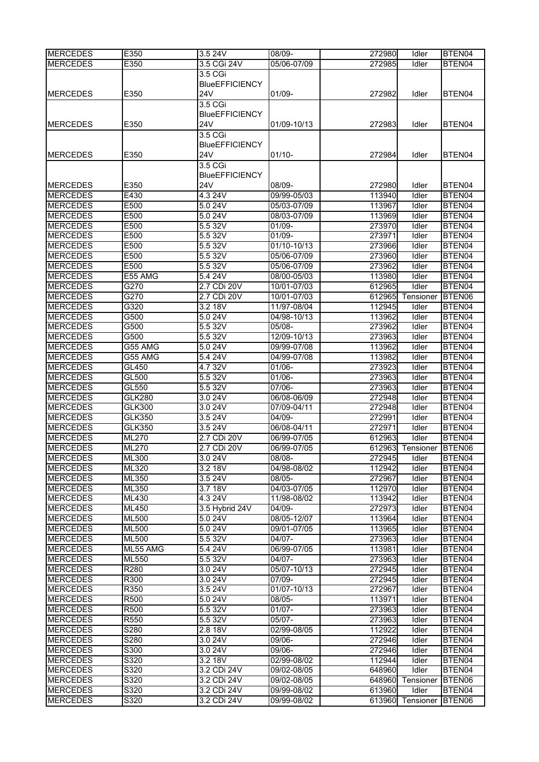| MERCEDES | E350 | 3.5 24V | 08/09- | 272980 | Idler | BTEN04 |
|---|---|---|---|---|---|---|
| MERCEDES | E350 | 3.5 CGi 24V | 05/06-07/09 | 272985 | Idler | BTEN04 |
| MERCEDES | E350 | 3.5 CGi BlueEFFICIENCY 24V | 01/09- | 272982 | Idler | BTEN04 |
| MERCEDES | E350 | 3.5 CGi BlueEFFICIENCY 24V | 01/09-10/13 | 272983 | Idler | BTEN04 |
| MERCEDES | E350 | 3.5 CGi BlueEFFICIENCY 24V | 01/10- | 272984 | Idler | BTEN04 |
| MERCEDES | E350 | 3.5 CGi BlueEFFICIENCY 24V | 08/09- | 272980 | Idler | BTEN04 |
| MERCEDES | E430 | 4.3 24V | 09/99-05/03 | 113940 | Idler | BTEN04 |
| MERCEDES | E500 | 5.0 24V | 05/03-07/09 | 113967 | Idler | BTEN04 |
| MERCEDES | E500 | 5.0 24V | 08/03-07/09 | 113969 | Idler | BTEN04 |
| MERCEDES | E500 | 5.5 32V | 01/09- | 273970 | Idler | BTEN04 |
| MERCEDES | E500 | 5.5 32V | 01/09- | 273971 | Idler | BTEN04 |
| MERCEDES | E500 | 5.5 32V | 01/10-10/13 | 273966 | Idler | BTEN04 |
| MERCEDES | E500 | 5.5 32V | 05/06-07/09 | 273960 | Idler | BTEN04 |
| MERCEDES | E500 | 5.5 32V | 05/06-07/09 | 273962 | Idler | BTEN04 |
| MERCEDES | E55 AMG | 5.4 24V | 08/00-05/03 | 113980 | Idler | BTEN04 |
| MERCEDES | G270 | 2.7 CDi 20V | 10/01-07/03 | 612965 | Idler | BTEN04 |
| MERCEDES | G270 | 2.7 CDi 20V | 10/01-07/03 | 612965 | Tensioner | BTEN06 |
| MERCEDES | G320 | 3.2 18V | 11/97-08/04 | 112945 | Idler | BTEN04 |
| MERCEDES | G500 | 5.0 24V | 04/98-10/13 | 113962 | Idler | BTEN04 |
| MERCEDES | G500 | 5.5 32V | 05/08- | 273962 | Idler | BTEN04 |
| MERCEDES | G500 | 5.5 32V | 12/09-10/13 | 273963 | Idler | BTEN04 |
| MERCEDES | G55 AMG | 5.0 24V | 09/99-07/08 | 113962 | Idler | BTEN04 |
| MERCEDES | G55 AMG | 5.4 24V | 04/99-07/08 | 113982 | Idler | BTEN04 |
| MERCEDES | GL450 | 4.7 32V | 01/06- | 273923 | Idler | BTEN04 |
| MERCEDES | GL500 | 5.5 32V | 01/06- | 273963 | Idler | BTEN04 |
| MERCEDES | GL550 | 5.5 32V | 07/06- | 273963 | Idler | BTEN04 |
| MERCEDES | GLK280 | 3.0 24V | 06/08-06/09 | 272948 | Idler | BTEN04 |
| MERCEDES | GLK300 | 3.0 24V | 07/09-04/11 | 272948 | Idler | BTEN04 |
| MERCEDES | GLK350 | 3.5 24V | 04/09- | 272991 | Idler | BTEN04 |
| MERCEDES | GLK350 | 3.5 24V | 06/08-04/11 | 272971 | Idler | BTEN04 |
| MERCEDES | ML270 | 2.7 CDi 20V | 06/99-07/05 | 612963 | Idler | BTEN04 |
| MERCEDES | ML270 | 2.7 CDi 20V | 06/99-07/05 | 612963 | Tensioner | BTEN06 |
| MERCEDES | ML300 | 3.0 24V | 08/08- | 272945 | Idler | BTEN04 |
| MERCEDES | ML320 | 3.2 18V | 04/98-08/02 | 112942 | Idler | BTEN04 |
| MERCEDES | ML350 | 3.5 24V | 08/05- | 272967 | Idler | BTEN04 |
| MERCEDES | ML350 | 3.7 18V | 04/03-07/05 | 112970 | Idler | BTEN04 |
| MERCEDES | ML430 | 4.3 24V | 11/98-08/02 | 113942 | Idler | BTEN04 |
| MERCEDES | ML450 | 3.5 Hybrid 24V | 04/09- | 272973 | Idler | BTEN04 |
| MERCEDES | ML500 | 5.0 24V | 08/05-12/07 | 113964 | Idler | BTEN04 |
| MERCEDES | ML500 | 5.0 24V | 09/01-07/05 | 113965 | Idler | BTEN04 |
| MERCEDES | ML500 | 5.5 32V | 04/07- | 273963 | Idler | BTEN04 |
| MERCEDES | ML55 AMG | 5.4 24V | 06/99-07/05 | 113981 | Idler | BTEN04 |
| MERCEDES | ML550 | 5.5 32V | 04/07- | 273963 | Idler | BTEN04 |
| MERCEDES | R280 | 3.0 24V | 05/07-10/13 | 272945 | Idler | BTEN04 |
| MERCEDES | R300 | 3.0 24V | 07/09- | 272945 | Idler | BTEN04 |
| MERCEDES | R350 | 3.5 24V | 01/07-10/13 | 272967 | Idler | BTEN04 |
| MERCEDES | R500 | 5.0 24V | 08/05- | 113971 | Idler | BTEN04 |
| MERCEDES | R500 | 5.5 32V | 01/07- | 273963 | Idler | BTEN04 |
| MERCEDES | R550 | 5.5 32V | 05/07- | 273963 | Idler | BTEN04 |
| MERCEDES | S280 | 2.8 18V | 02/99-08/05 | 112922 | Idler | BTEN04 |
| MERCEDES | S280 | 3.0 24V | 09/06- | 272946 | Idler | BTEN04 |
| MERCEDES | S300 | 3.0 24V | 09/06- | 272946 | Idler | BTEN04 |
| MERCEDES | S320 | 3.2 18V | 02/99-08/02 | 112944 | Idler | BTEN04 |
| MERCEDES | S320 | 3.2 CDi 24V | 09/02-08/05 | 648960 | Idler | BTEN04 |
| MERCEDES | S320 | 3.2 CDi 24V | 09/02-08/05 | 648960 | Tensioner | BTEN06 |
| MERCEDES | S320 | 3.2 CDi 24V | 09/99-08/02 | 613960 | Idler | BTEN04 |
| MERCEDES | S320 | 3.2 CDi 24V | 09/99-08/02 | 613960 | Tensioner | BTEN06 |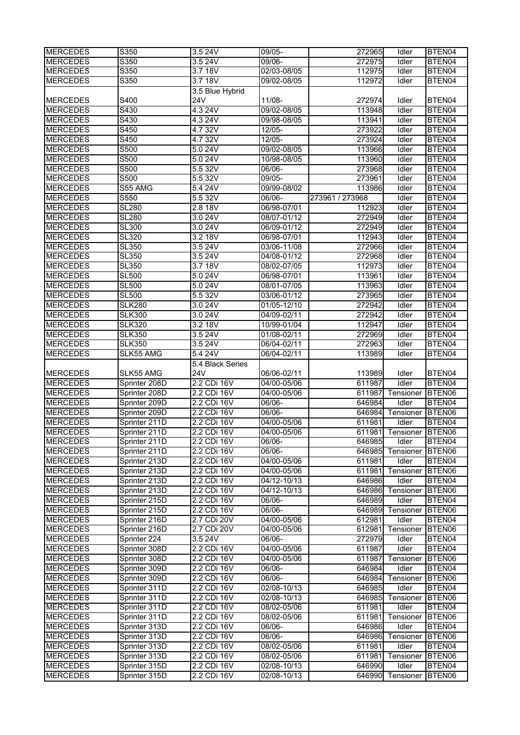| | | | | | | |
|---|---|---|---|---|---|---|
| MERCEDES | S350 | 3.5 24V | 09/05- | 272965 | Idler | BTEN04 |
| MERCEDES | S350 | 3.5 24V | 09/06- | 272975 | Idler | BTEN04 |
| MERCEDES | S350 | 3.7 18V | 02/03-08/05 | 112975 | Idler | BTEN04 |
| MERCEDES | S350 | 3.7 18V | 09/02-08/05 | 112972 | Idler | BTEN04 |
| MERCEDES | S400 | 3.5 Blue Hybrid 24V | 11/08- | 272974 | Idler | BTEN04 |
| MERCEDES | S430 | 4.3 24V | 09/02-08/05 | 113948 | Idler | BTEN04 |
| MERCEDES | S430 | 4.3 24V | 09/98-08/05 | 113941 | Idler | BTEN04 |
| MERCEDES | S450 | 4.7 32V | 12/05- | 273922 | Idler | BTEN04 |
| MERCEDES | S450 | 4.7 32V | 12/05- | 273924 | Idler | BTEN04 |
| MERCEDES | S500 | 5.0 24V | 09/02-08/05 | 113966 | Idler | BTEN04 |
| MERCEDES | S500 | 5.0 24V | 10/98-08/05 | 113960 | Idler | BTEN04 |
| MERCEDES | S500 | 5.5 32V | 06/06- | 273968 | Idler | BTEN04 |
| MERCEDES | S500 | 5.5 32V | 09/05- | 273961 | Idler | BTEN04 |
| MERCEDES | S55 AMG | 5.4 24V | 09/99-08/02 | 113986 | Idler | BTEN04 |
| MERCEDES | S550 | 5.5 32V | 06/06- | 273961 / 273968 | Idler | BTEN04 |
| MERCEDES | SL280 | 2.8 18V | 06/98-07/01 | 112923 | Idler | BTEN04 |
| MERCEDES | SL280 | 3.0 24V | 08/07-01/12 | 272949 | Idler | BTEN04 |
| MERCEDES | SL300 | 3.0 24V | 06/09-01/12 | 272949 | Idler | BTEN04 |
| MERCEDES | SL320 | 3.2 18V | 06/98-07/01 | 112943 | Idler | BTEN04 |
| MERCEDES | SL350 | 3.5 24V | 03/06-11/08 | 272966 | Idler | BTEN04 |
| MERCEDES | SL350 | 3.5 24V | 04/08-01/12 | 272968 | Idler | BTEN04 |
| MERCEDES | SL350 | 3.7 18V | 08/02-07/05 | 112973 | Idler | BTEN04 |
| MERCEDES | SL500 | 5.0 24V | 06/98-07/01 | 113961 | Idler | BTEN04 |
| MERCEDES | SL500 | 5.0 24V | 08/01-07/05 | 113963 | Idler | BTEN04 |
| MERCEDES | SL500 | 5.5 32V | 03/06-01/12 | 273965 | Idler | BTEN04 |
| MERCEDES | SLK280 | 3.0 24V | 01/05-12/10 | 272942 | Idler | BTEN04 |
| MERCEDES | SLK300 | 3.0 24V | 04/09-02/11 | 272942 | Idler | BTEN04 |
| MERCEDES | SLK320 | 3.2 18V | 10/99-01/04 | 112947 | Idler | BTEN04 |
| MERCEDES | SLK350 | 3.5 24V | 01/08-02/11 | 272969 | Idler | BTEN04 |
| MERCEDES | SLK350 | 3.5 24V | 06/04-02/11 | 272963 | Idler | BTEN04 |
| MERCEDES | SLK55 AMG | 5.4 24V | 06/04-02/11 | 113989 | Idler | BTEN04 |
| MERCEDES | SLK55 AMG | 5.4 Black Series 24V | 06/06-02/11 | 113989 | Idler | BTEN04 |
| MERCEDES | Sprinter 208D | 2.2 CDi 16V | 04/00-05/06 | 611987 | Idler | BTEN04 |
| MERCEDES | Sprinter 208D | 2.2 CDi 16V | 04/00-05/06 | 611987 | Tensioner | BTEN06 |
| MERCEDES | Sprinter 209D | 2.2 CDi 16V | 06/06- | 646984 | Idler | BTEN04 |
| MERCEDES | Sprinter 209D | 2.2 CDi 16V | 06/06- | 646984 | Tensioner | BTEN06 |
| MERCEDES | Sprinter 211D | 2.2 CDi 16V | 04/00-05/06 | 611981 | Idler | BTEN04 |
| MERCEDES | Sprinter 211D | 2.2 CDi 16V | 04/00-05/06 | 611981 | Tensioner | BTEN06 |
| MERCEDES | Sprinter 211D | 2.2 CDi 16V | 06/06- | 646985 | Idler | BTEN04 |
| MERCEDES | Sprinter 211D | 2.2 CDi 16V | 06/06- | 646985 | Tensioner | BTEN06 |
| MERCEDES | Sprinter 213D | 2.2 CDi 16V | 04/00-05/06 | 611981 | Idler | BTEN04 |
| MERCEDES | Sprinter 213D | 2.2 CDi 16V | 04/00-05/06 | 611981 | Tensioner | BTEN06 |
| MERCEDES | Sprinter 213D | 2.2 CDi 16V | 04/12-10/13 | 646986 | Idler | BTEN04 |
| MERCEDES | Sprinter 213D | 2.2 CDi 16V | 04/12-10/13 | 646986 | Tensioner | BTEN06 |
| MERCEDES | Sprinter 215D | 2.2 CDi 16V | 06/06- | 646989 | Idler | BTEN04 |
| MERCEDES | Sprinter 215D | 2.2 CDi 16V | 06/06- | 646989 | Tensioner | BTEN06 |
| MERCEDES | Sprinter 216D | 2.7 CDi 20V | 04/00-05/06 | 612981 | Idler | BTEN04 |
| MERCEDES | Sprinter 216D | 2.7 CDi 20V | 04/00-05/06 | 612981 | Tensioner | BTEN06 |
| MERCEDES | Sprinter 224 | 3.5 24V | 06/06- | 272979 | Idler | BTEN04 |
| MERCEDES | Sprinter 308D | 2.2 CDi 16V | 04/00-05/06 | 611987 | Idler | BTEN04 |
| MERCEDES | Sprinter 308D | 2.2 CDi 16V | 04/00-05/06 | 611987 | Tensioner | BTEN06 |
| MERCEDES | Sprinter 309D | 2.2 CDi 16V | 06/06- | 646984 | Idler | BTEN04 |
| MERCEDES | Sprinter 309D | 2.2 CDi 16V | 06/06- | 646984 | Tensioner | BTEN06 |
| MERCEDES | Sprinter 311D | 2.2 CDi 16V | 02/08-10/13 | 646985 | Idler | BTEN04 |
| MERCEDES | Sprinter 311D | 2.2 CDi 16V | 02/08-10/13 | 646985 | Tensioner | BTEN06 |
| MERCEDES | Sprinter 311D | 2.2 CDi 16V | 08/02-05/06 | 611981 | Idler | BTEN04 |
| MERCEDES | Sprinter 311D | 2.2 CDi 16V | 08/02-05/06 | 611981 | Tensioner | BTEN06 |
| MERCEDES | Sprinter 313D | 2.2 CDi 16V | 06/06- | 646986 | Idler | BTEN04 |
| MERCEDES | Sprinter 313D | 2.2 CDi 16V | 06/06- | 646986 | Tensioner | BTEN06 |
| MERCEDES | Sprinter 313D | 2.2 CDi 16V | 08/02-05/06 | 611981 | Idler | BTEN04 |
| MERCEDES | Sprinter 313D | 2.2 CDi 16V | 08/02-05/06 | 611981 | Tensioner | BTEN06 |
| MERCEDES | Sprinter 315D | 2.2 CDi 16V | 02/08-10/13 | 646990 | Idler | BTEN04 |
| MERCEDES | Sprinter 315D | 2.2 CDi 16V | 02/08-10/13 | 646990 | Tensioner | BTEN06 |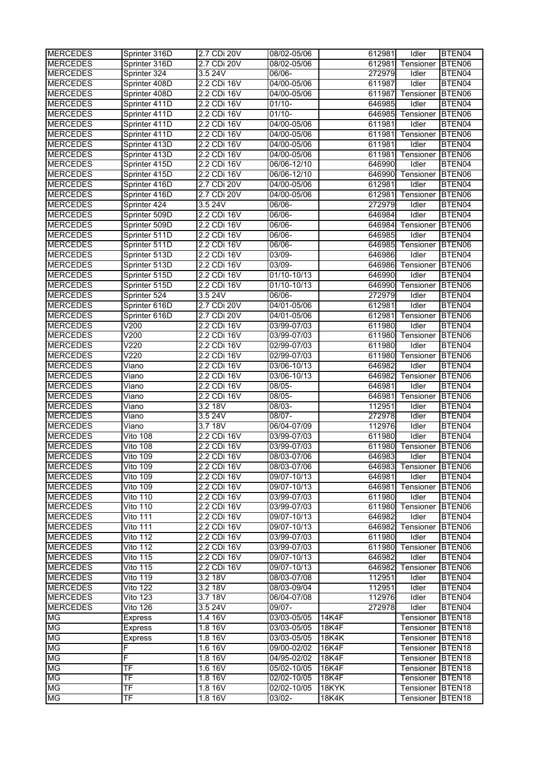| MERCEDES | Sprinter 316D | 2.7 CDi 20V | 08/02-05/06 | | 612981 | Idler | BTEN04 |
|---|---|---|---|---|---|---|---|
| MERCEDES | Sprinter 316D | 2.7 CDi 20V | 08/02-05/06 | | 612981 | Tensioner | BTEN06 |
| MERCEDES | Sprinter 324 | 3.5 24V | 06/06- | | 272979 | Idler | BTEN04 |
| MERCEDES | Sprinter 408D | 2.2 CDi 16V | 04/00-05/06 | | 611987 | Idler | BTEN04 |
| MERCEDES | Sprinter 408D | 2.2 CDi 16V | 04/00-05/06 | | 611987 | Tensioner | BTEN06 |
| MERCEDES | Sprinter 411D | 2.2 CDi 16V | 01/10- | | 646985 | Idler | BTEN04 |
| MERCEDES | Sprinter 411D | 2.2 CDi 16V | 01/10- | | 646985 | Tensioner | BTEN06 |
| MERCEDES | Sprinter 411D | 2.2 CDi 16V | 04/00-05/06 | | 611981 | Idler | BTEN04 |
| MERCEDES | Sprinter 411D | 2.2 CDi 16V | 04/00-05/06 | | 611981 | Tensioner | BTEN06 |
| MERCEDES | Sprinter 413D | 2.2 CDi 16V | 04/00-05/06 | | 611981 | Idler | BTEN04 |
| MERCEDES | Sprinter 413D | 2.2 CDi 16V | 04/00-05/06 | | 611981 | Tensioner | BTEN06 |
| MERCEDES | Sprinter 415D | 2.2 CDi 16V | 06/06-12/10 | | 646990 | Idler | BTEN04 |
| MERCEDES | Sprinter 415D | 2.2 CDi 16V | 06/06-12/10 | | 646990 | Tensioner | BTEN06 |
| MERCEDES | Sprinter 416D | 2.7 CDi 20V | 04/00-05/06 | | 612981 | Idler | BTEN04 |
| MERCEDES | Sprinter 416D | 2.7 CDi 20V | 04/00-05/06 | | 612981 | Tensioner | BTEN06 |
| MERCEDES | Sprinter 424 | 3.5 24V | 06/06- | | 272979 | Idler | BTEN04 |
| MERCEDES | Sprinter 509D | 2.2 CDi 16V | 06/06- | | 646984 | Idler | BTEN04 |
| MERCEDES | Sprinter 509D | 2.2 CDi 16V | 06/06- | | 646984 | Tensioner | BTEN06 |
| MERCEDES | Sprinter 511D | 2.2 CDi 16V | 06/06- | | 646985 | Idler | BTEN04 |
| MERCEDES | Sprinter 511D | 2.2 CDi 16V | 06/06- | | 646985 | Tensioner | BTEN06 |
| MERCEDES | Sprinter 513D | 2.2 CDi 16V | 03/09- | | 646986 | Idler | BTEN04 |
| MERCEDES | Sprinter 513D | 2.2 CDi 16V | 03/09- | | 646986 | Tensioner | BTEN06 |
| MERCEDES | Sprinter 515D | 2.2 CDi 16V | 01/10-10/13 | | 646990 | Idler | BTEN04 |
| MERCEDES | Sprinter 515D | 2.2 CDi 16V | 01/10-10/13 | | 646990 | Tensioner | BTEN06 |
| MERCEDES | Sprinter 524 | 3.5 24V | 06/06- | | 272979 | Idler | BTEN04 |
| MERCEDES | Sprinter 616D | 2.7 CDi 20V | 04/01-05/06 | | 612981 | Idler | BTEN04 |
| MERCEDES | Sprinter 616D | 2.7 CDi 20V | 04/01-05/06 | | 612981 | Tensioner | BTEN06 |
| MERCEDES | V200 | 2.2 CDi 16V | 03/99-07/03 | | 611980 | Idler | BTEN04 |
| MERCEDES | V200 | 2.2 CDi 16V | 03/99-07/03 | | 611980 | Tensioner | BTEN06 |
| MERCEDES | V220 | 2.2 CDi 16V | 02/99-07/03 | | 611980 | Idler | BTEN04 |
| MERCEDES | V220 | 2.2 CDi 16V | 02/99-07/03 | | 611980 | Tensioner | BTEN06 |
| MERCEDES | Viano | 2.2 CDi 16V | 03/06-10/13 | | 646982 | Idler | BTEN04 |
| MERCEDES | Viano | 2.2 CDi 16V | 03/06-10/13 | | 646982 | Tensioner | BTEN06 |
| MERCEDES | Viano | 2.2 CDi 16V | 08/05- | | 646981 | Idler | BTEN04 |
| MERCEDES | Viano | 2.2 CDi 16V | 08/05- | | 646981 | Tensioner | BTEN06 |
| MERCEDES | Viano | 3.2 18V | 08/03- | | 112951 | Idler | BTEN04 |
| MERCEDES | Viano | 3.5 24V | 08/07- | | 272978 | Idler | BTEN04 |
| MERCEDES | Viano | 3.7 18V | 06/04-07/09 | | 112976 | Idler | BTEN04 |
| MERCEDES | Vito 108 | 2.2 CDi 16V | 03/99-07/03 | | 611980 | Idler | BTEN04 |
| MERCEDES | Vito 108 | 2.2 CDi 16V | 03/99-07/03 | | 611980 | Tensioner | BTEN06 |
| MERCEDES | Vito 109 | 2.2 CDi 16V | 08/03-07/06 | | 646983 | Idler | BTEN04 |
| MERCEDES | Vito 109 | 2.2 CDi 16V | 08/03-07/06 | | 646983 | Tensioner | BTEN06 |
| MERCEDES | Vito 109 | 2.2 CDi 16V | 09/07-10/13 | | 646981 | Idler | BTEN04 |
| MERCEDES | Vito 109 | 2.2 CDi 16V | 09/07-10/13 | | 646981 | Tensioner | BTEN06 |
| MERCEDES | Vito 110 | 2.2 CDi 16V | 03/99-07/03 | | 611980 | Idler | BTEN04 |
| MERCEDES | Vito 110 | 2.2 CDi 16V | 03/99-07/03 | | 611980 | Tensioner | BTEN06 |
| MERCEDES | Vito 111 | 2.2 CDi 16V | 09/07-10/13 | | 646982 | Idler | BTEN04 |
| MERCEDES | Vito 111 | 2.2 CDi 16V | 09/07-10/13 | | 646982 | Tensioner | BTEN06 |
| MERCEDES | Vito 112 | 2.2 CDi 16V | 03/99-07/03 | | 611980 | Idler | BTEN04 |
| MERCEDES | Vito 112 | 2.2 CDi 16V | 03/99-07/03 | | 611980 | Tensioner | BTEN06 |
| MERCEDES | Vito 115 | 2.2 CDi 16V | 09/07-10/13 | | 646982 | Idler | BTEN04 |
| MERCEDES | Vito 115 | 2.2 CDi 16V | 09/07-10/13 | | 646982 | Tensioner | BTEN06 |
| MERCEDES | Vito 119 | 3.2 18V | 08/03-07/08 | | 112951 | Idler | BTEN04 |
| MERCEDES | Vito 122 | 3.2 18V | 08/03-09/04 | | 112951 | Idler | BTEN04 |
| MERCEDES | Vito 123 | 3.7 18V | 06/04-07/08 | | 112976 | Idler | BTEN04 |
| MERCEDES | Vito 126 | 3.5 24V | 09/07- | | 272978 | Idler | BTEN04 |
| MG | Express | 1.4 16V | 03/03-05/05 | 14K4F | | Tensioner | BTEN18 |
| MG | Express | 1.8 16V | 03/03-05/05 | 18K4F | | Tensioner | BTEN18 |
| MG | Express | 1.8 16V | 03/03-05/05 | 18K4K | | Tensioner | BTEN18 |
| MG | F | 1.6 16V | 09/00-02/02 | 16K4F | | Tensioner | BTEN18 |
| MG | F | 1.8 16V | 04/95-02/02 | 18K4F | | Tensioner | BTEN18 |
| MG | TF | 1.6 16V | 05/02-10/05 | 16K4F | | Tensioner | BTEN18 |
| MG | TF | 1.8 16V | 02/02-10/05 | 18K4F | | Tensioner | BTEN18 |
| MG | TF | 1.8 16V | 02/02-10/05 | 18KYK | | Tensioner | BTEN18 |
| MG | TF | 1.8 16V | 03/02- | 18K4K | | Tensioner | BTEN18 |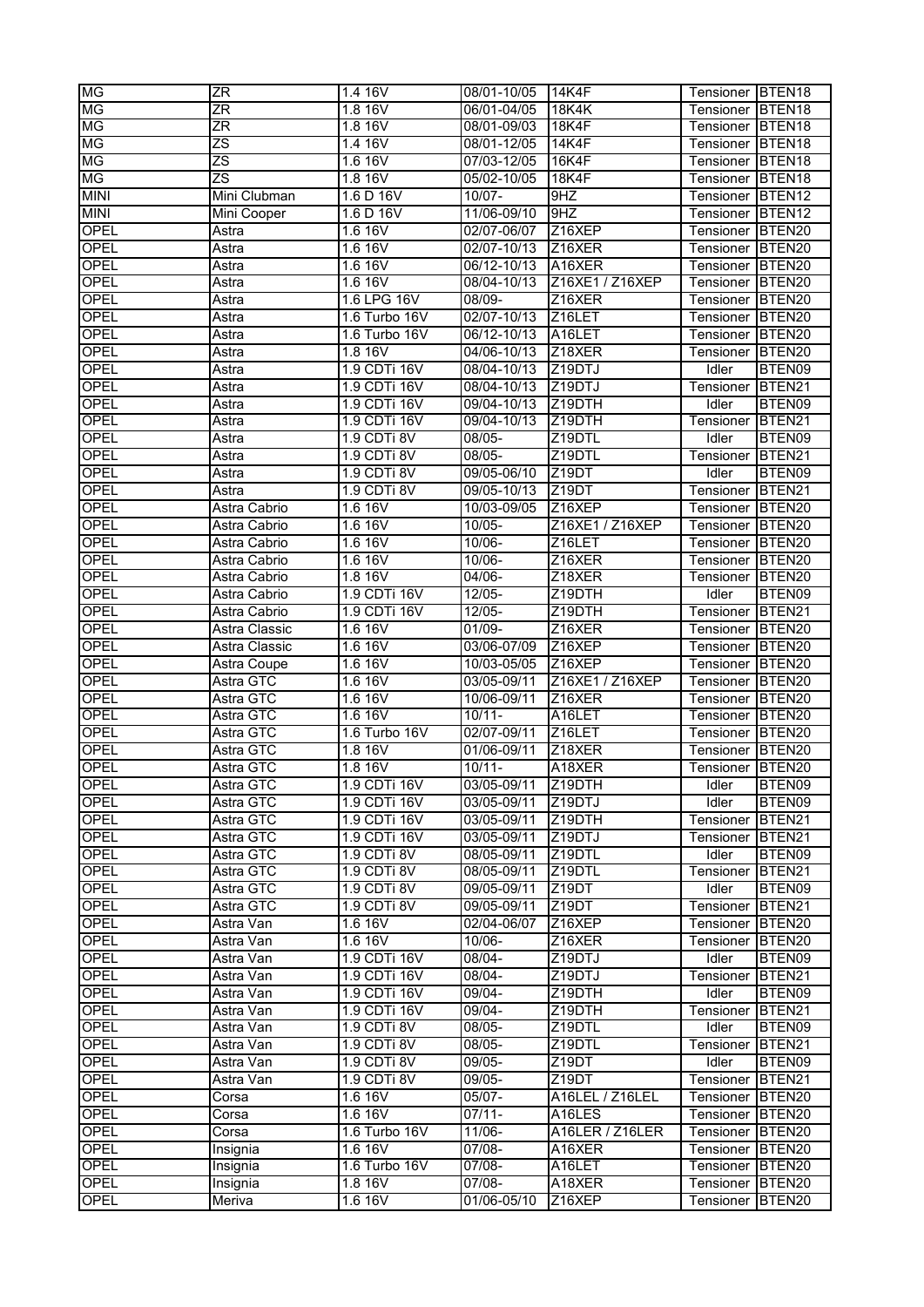| MG | ZR | 1.4 16V | 08/01-10/05 | 14K4F | Tensioner | BTEN18 |
|---|---|---|---|---|---|---|
| MG | ZR | 1.8 16V | 06/01-04/05 | 18K4K | Tensioner | BTEN18 |
| MG | ZR | 1.8 16V | 08/01-09/03 | 18K4F | Tensioner | BTEN18 |
| MG | ZS | 1.4 16V | 08/01-12/05 | 14K4F | Tensioner | BTEN18 |
| MG | ZS | 1.6 16V | 07/03-12/05 | 16K4F | Tensioner | BTEN18 |
| MG | ZS | 1.8 16V | 05/02-10/05 | 18K4F | Tensioner | BTEN18 |
| MINI | Mini Clubman | 1.6 D 16V | 10/07- | 9HZ | Tensioner | BTEN12 |
| MINI | Mini Cooper | 1.6 D 16V | 11/06-09/10 | 9HZ | Tensioner | BTEN12 |
| OPEL | Astra | 1.6 16V | 02/07-06/07 | Z16XEP | Tensioner | BTEN20 |
| OPEL | Astra | 1.6 16V | 02/07-10/13 | Z16XER | Tensioner | BTEN20 |
| OPEL | Astra | 1.6 16V | 06/12-10/13 | A16XER | Tensioner | BTEN20 |
| OPEL | Astra | 1.6 16V | 08/04-10/13 | Z16XE1 / Z16XEP | Tensioner | BTEN20 |
| OPEL | Astra | 1.6 LPG 16V | 08/09- | Z16XER | Tensioner | BTEN20 |
| OPEL | Astra | 1.6 Turbo 16V | 02/07-10/13 | Z16LET | Tensioner | BTEN20 |
| OPEL | Astra | 1.6 Turbo 16V | 06/12-10/13 | A16LET | Tensioner | BTEN20 |
| OPEL | Astra | 1.8 16V | 04/06-10/13 | Z18XER | Tensioner | BTEN20 |
| OPEL | Astra | 1.9 CDTi 16V | 08/04-10/13 | Z19DTJ | Idler | BTEN09 |
| OPEL | Astra | 1.9 CDTi 16V | 08/04-10/13 | Z19DTJ | Tensioner | BTEN21 |
| OPEL | Astra | 1.9 CDTi 16V | 09/04-10/13 | Z19DTH | Idler | BTEN09 |
| OPEL | Astra | 1.9 CDTi 16V | 09/04-10/13 | Z19DTH | Tensioner | BTEN21 |
| OPEL | Astra | 1.9 CDTi 8V | 08/05- | Z19DTL | Idler | BTEN09 |
| OPEL | Astra | 1.9 CDTi 8V | 08/05- | Z19DTL | Tensioner | BTEN21 |
| OPEL | Astra | 1.9 CDTi 8V | 09/05-06/10 | Z19DT | Idler | BTEN09 |
| OPEL | Astra | 1.9 CDTi 8V | 09/05-10/13 | Z19DT | Tensioner | BTEN21 |
| OPEL | Astra Cabrio | 1.6 16V | 10/03-09/05 | Z16XEP | Tensioner | BTEN20 |
| OPEL | Astra Cabrio | 1.6 16V | 10/05- | Z16XE1 / Z16XEP | Tensioner | BTEN20 |
| OPEL | Astra Cabrio | 1.6 16V | 10/06- | Z16LET | Tensioner | BTEN20 |
| OPEL | Astra Cabrio | 1.6 16V | 10/06- | Z16XER | Tensioner | BTEN20 |
| OPEL | Astra Cabrio | 1.8 16V | 04/06- | Z18XER | Tensioner | BTEN20 |
| OPEL | Astra Cabrio | 1.9 CDTi 16V | 12/05- | Z19DTH | Idler | BTEN09 |
| OPEL | Astra Cabrio | 1.9 CDTi 16V | 12/05- | Z19DTH | Tensioner | BTEN21 |
| OPEL | Astra Classic | 1.6 16V | 01/09- | Z16XER | Tensioner | BTEN20 |
| OPEL | Astra Classic | 1.6 16V | 03/06-07/09 | Z16XEP | Tensioner | BTEN20 |
| OPEL | Astra Coupe | 1.6 16V | 10/03-05/05 | Z16XEP | Tensioner | BTEN20 |
| OPEL | Astra GTC | 1.6 16V | 03/05-09/11 | Z16XE1 / Z16XEP | Tensioner | BTEN20 |
| OPEL | Astra GTC | 1.6 16V | 10/06-09/11 | Z16XER | Tensioner | BTEN20 |
| OPEL | Astra GTC | 1.6 16V | 10/11- | A16LET | Tensioner | BTEN20 |
| OPEL | Astra GTC | 1.6 Turbo 16V | 02/07-09/11 | Z16LET | Tensioner | BTEN20 |
| OPEL | Astra GTC | 1.8 16V | 01/06-09/11 | Z18XER | Tensioner | BTEN20 |
| OPEL | Astra GTC | 1.8 16V | 10/11- | A18XER | Tensioner | BTEN20 |
| OPEL | Astra GTC | 1.9 CDTi 16V | 03/05-09/11 | Z19DTH | Idler | BTEN09 |
| OPEL | Astra GTC | 1.9 CDTi 16V | 03/05-09/11 | Z19DTJ | Idler | BTEN09 |
| OPEL | Astra GTC | 1.9 CDTi 16V | 03/05-09/11 | Z19DTH | Tensioner | BTEN21 |
| OPEL | Astra GTC | 1.9 CDTi 16V | 03/05-09/11 | Z19DTJ | Tensioner | BTEN21 |
| OPEL | Astra GTC | 1.9 CDTi 8V | 08/05-09/11 | Z19DTL | Idler | BTEN09 |
| OPEL | Astra GTC | 1.9 CDTi 8V | 08/05-09/11 | Z19DTL | Tensioner | BTEN21 |
| OPEL | Astra GTC | 1.9 CDTi 8V | 09/05-09/11 | Z19DT | Idler | BTEN09 |
| OPEL | Astra GTC | 1.9 CDTi 8V | 09/05-09/11 | Z19DT | Tensioner | BTEN21 |
| OPEL | Astra Van | 1.6 16V | 02/04-06/07 | Z16XEP | Tensioner | BTEN20 |
| OPEL | Astra Van | 1.6 16V | 10/06- | Z16XER | Tensioner | BTEN20 |
| OPEL | Astra Van | 1.9 CDTi 16V | 08/04- | Z19DTJ | Idler | BTEN09 |
| OPEL | Astra Van | 1.9 CDTi 16V | 08/04- | Z19DTJ | Tensioner | BTEN21 |
| OPEL | Astra Van | 1.9 CDTi 16V | 09/04- | Z19DTH | Idler | BTEN09 |
| OPEL | Astra Van | 1.9 CDTi 16V | 09/04- | Z19DTH | Tensioner | BTEN21 |
| OPEL | Astra Van | 1.9 CDTi 8V | 08/05- | Z19DTL | Idler | BTEN09 |
| OPEL | Astra Van | 1.9 CDTi 8V | 08/05- | Z19DTL | Tensioner | BTEN21 |
| OPEL | Astra Van | 1.9 CDTi 8V | 09/05- | Z19DT | Idler | BTEN09 |
| OPEL | Astra Van | 1.9 CDTi 8V | 09/05- | Z19DT | Tensioner | BTEN21 |
| OPEL | Corsa | 1.6 16V | 05/07- | A16LEL / Z16LEL | Tensioner | BTEN20 |
| OPEL | Corsa | 1.6 16V | 07/11- | A16LES | Tensioner | BTEN20 |
| OPEL | Corsa | 1.6 Turbo 16V | 11/06- | A16LER / Z16LER | Tensioner | BTEN20 |
| OPEL | Insignia | 1.6 16V | 07/08- | A16XER | Tensioner | BTEN20 |
| OPEL | Insignia | 1.6 Turbo 16V | 07/08- | A16LET | Tensioner | BTEN20 |
| OPEL | Insignia | 1.8 16V | 07/08- | A18XER | Tensioner | BTEN20 |
| OPEL | Meriva | 1.6 16V | 01/06-05/10 | Z16XEP | Tensioner | BTEN20 |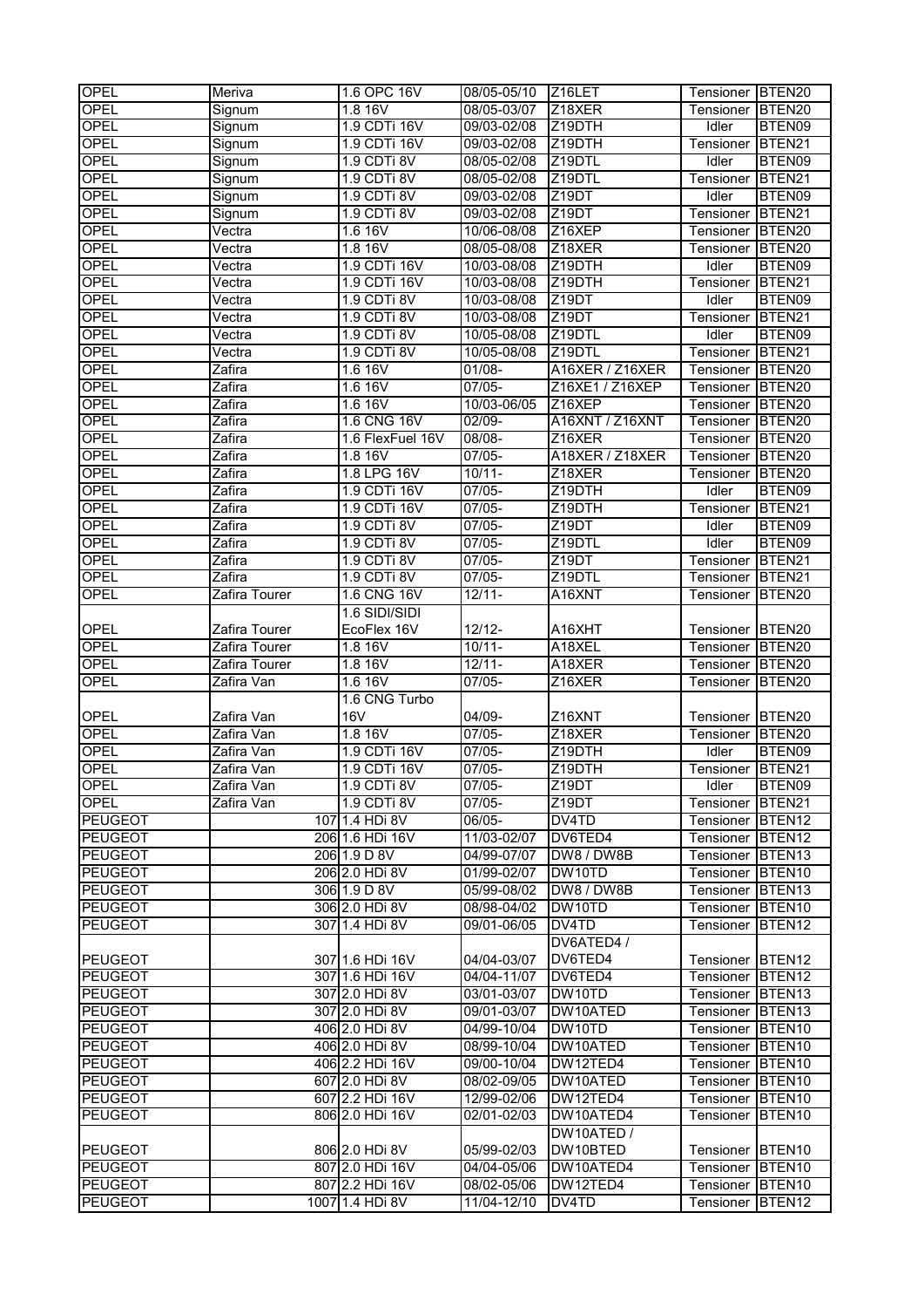| OPEL | Meriva | 1.6 OPC 16V | 08/05-05/10 | Z16LET | Tensioner | BTEN20 |
|---|---|---|---|---|---|---|
| OPEL | Signum | 1.8 16V | 08/05-03/07 | Z18XER | Tensioner | BTEN20 |
| OPEL | Signum | 1.9 CDTi 16V | 09/03-02/08 | Z19DTH | Idler | BTEN09 |
| OPEL | Signum | 1.9 CDTi 16V | 09/03-02/08 | Z19DTH | Tensioner | BTEN21 |
| OPEL | Signum | 1.9 CDTi 8V | 08/05-02/08 | Z19DTL | Idler | BTEN09 |
| OPEL | Signum | 1.9 CDTi 8V | 08/05-02/08 | Z19DTL | Tensioner | BTEN21 |
| OPEL | Signum | 1.9 CDTi 8V | 09/03-02/08 | Z19DT | Idler | BTEN09 |
| OPEL | Signum | 1.9 CDTi 8V | 09/03-02/08 | Z19DT | Tensioner | BTEN21 |
| OPEL | Vectra | 1.6 16V | 10/06-08/08 | Z16XEP | Tensioner | BTEN20 |
| OPEL | Vectra | 1.8 16V | 08/05-08/08 | Z18XER | Tensioner | BTEN20 |
| OPEL | Vectra | 1.9 CDTi 16V | 10/03-08/08 | Z19DTH | Idler | BTEN09 |
| OPEL | Vectra | 1.9 CDTi 16V | 10/03-08/08 | Z19DTH | Tensioner | BTEN21 |
| OPEL | Vectra | 1.9 CDTi 8V | 10/03-08/08 | Z19DT | Idler | BTEN09 |
| OPEL | Vectra | 1.9 CDTi 8V | 10/03-08/08 | Z19DT | Tensioner | BTEN21 |
| OPEL | Vectra | 1.9 CDTi 8V | 10/05-08/08 | Z19DTL | Idler | BTEN09 |
| OPEL | Vectra | 1.9 CDTi 8V | 10/05-08/08 | Z19DTL | Tensioner | BTEN21 |
| OPEL | Zafira | 1.6 16V | 01/08- | A16XER / Z16XER | Tensioner | BTEN20 |
| OPEL | Zafira | 1.6 16V | 07/05- | Z16XE1 / Z16XEP | Tensioner | BTEN20 |
| OPEL | Zafira | 1.6 16V | 10/03-06/05 | Z16XEP | Tensioner | BTEN20 |
| OPEL | Zafira | 1.6 CNG 16V | 02/09- | A16XNT / Z16XNT | Tensioner | BTEN20 |
| OPEL | Zafira | 1.6 FlexFuel 16V | 08/08- | Z16XER | Tensioner | BTEN20 |
| OPEL | Zafira | 1.8 16V | 07/05- | A18XER / Z18XER | Tensioner | BTEN20 |
| OPEL | Zafira | 1.8 LPG 16V | 10/11- | Z18XER | Tensioner | BTEN20 |
| OPEL | Zafira | 1.9 CDTi 16V | 07/05- | Z19DTH | Idler | BTEN09 |
| OPEL | Zafira | 1.9 CDTi 16V | 07/05- | Z19DTH | Tensioner | BTEN21 |
| OPEL | Zafira | 1.9 CDTi 8V | 07/05- | Z19DT | Idler | BTEN09 |
| OPEL | Zafira | 1.9 CDTi 8V | 07/05- | Z19DTL | Idler | BTEN09 |
| OPEL | Zafira | 1.9 CDTi 8V | 07/05- | Z19DT | Tensioner | BTEN21 |
| OPEL | Zafira | 1.9 CDTi 8V | 07/05- | Z19DTL | Tensioner | BTEN21 |
| OPEL | Zafira Tourer | 1.6 CNG 16V | 12/11- | A16XNT | Tensioner | BTEN20 |
| OPEL | Zafira Tourer | 1.6 SIDI/SIDI EcoFlex 16V | 12/12- | A16XHT | Tensioner | BTEN20 |
| OPEL | Zafira Tourer | 1.8 16V | 10/11- | A18XEL | Tensioner | BTEN20 |
| OPEL | Zafira Tourer | 1.8 16V | 12/11- | A18XER | Tensioner | BTEN20 |
| OPEL | Zafira Van | 1.6 16V | 07/05- | Z16XER | Tensioner | BTEN20 |
| OPEL | Zafira Van | 1.6 CNG Turbo 16V | 04/09- | Z16XNT | Tensioner | BTEN20 |
| OPEL | Zafira Van | 1.8 16V | 07/05- | Z18XER | Tensioner | BTEN20 |
| OPEL | Zafira Van | 1.9 CDTi 16V | 07/05- | Z19DTH | Idler | BTEN09 |
| OPEL | Zafira Van | 1.9 CDTi 16V | 07/05- | Z19DTH | Tensioner | BTEN21 |
| OPEL | Zafira Van | 1.9 CDTi 8V | 07/05- | Z19DT | Idler | BTEN09 |
| OPEL | Zafira Van | 1.9 CDTi 8V | 07/05- | Z19DT | Tensioner | BTEN21 |
| PEUGEOT | 107 | 1.4 HDi 8V | 06/05- | DV4TD | Tensioner | BTEN12 |
| PEUGEOT | 206 | 1.6 HDi 16V | 11/03-02/07 | DV6TED4 | Tensioner | BTEN12 |
| PEUGEOT | 206 | 1.9 D 8V | 04/99-07/07 | DW8 / DW8B | Tensioner | BTEN13 |
| PEUGEOT | 206 | 2.0 HDi 8V | 01/99-02/07 | DW10TD | Tensioner | BTEN10 |
| PEUGEOT | 306 | 1.9 D 8V | 05/99-08/02 | DW8 / DW8B | Tensioner | BTEN13 |
| PEUGEOT | 306 | 2.0 HDi 8V | 08/98-04/02 | DW10TD | Tensioner | BTEN10 |
| PEUGEOT | 307 | 1.4 HDi 8V | 09/01-06/05 | DV4TD | Tensioner | BTEN12 |
| PEUGEOT | 307 | 1.6 HDi 16V | 04/04-03/07 | DV6ATED4 / DV6TED4 | Tensioner | BTEN12 |
| PEUGEOT | 307 | 1.6 HDi 16V | 04/04-11/07 | DV6TED4 | Tensioner | BTEN12 |
| PEUGEOT | 307 | 2.0 HDi 8V | 03/01-03/07 | DW10TD | Tensioner | BTEN13 |
| PEUGEOT | 307 | 2.0 HDi 8V | 09/01-03/07 | DW10ATED | Tensioner | BTEN13 |
| PEUGEOT | 406 | 2.0 HDi 8V | 04/99-10/04 | DW10TD | Tensioner | BTEN10 |
| PEUGEOT | 406 | 2.0 HDi 8V | 08/99-10/04 | DW10ATED | Tensioner | BTEN10 |
| PEUGEOT | 406 | 2.2 HDi 16V | 09/00-10/04 | DW12TED4 | Tensioner | BTEN10 |
| PEUGEOT | 607 | 2.0 HDi 8V | 08/02-09/05 | DW10ATED | Tensioner | BTEN10 |
| PEUGEOT | 607 | 2.2 HDi 16V | 12/99-02/06 | DW12TED4 | Tensioner | BTEN10 |
| PEUGEOT | 806 | 2.0 HDi 16V | 02/01-02/03 | DW10ATED4 | Tensioner | BTEN10 |
| PEUGEOT | 806 | 2.0 HDi 8V | 05/99-02/03 | DW10ATED / DW10BTED | Tensioner | BTEN10 |
| PEUGEOT | 807 | 2.0 HDi 16V | 04/04-05/06 | DW10ATED4 | Tensioner | BTEN10 |
| PEUGEOT | 807 | 2.2 HDi 16V | 08/02-05/06 | DW12TED4 | Tensioner | BTEN10 |
| PEUGEOT | 1007 | 1.4 HDi 8V | 11/04-12/10 | DV4TD | Tensioner | BTEN12 |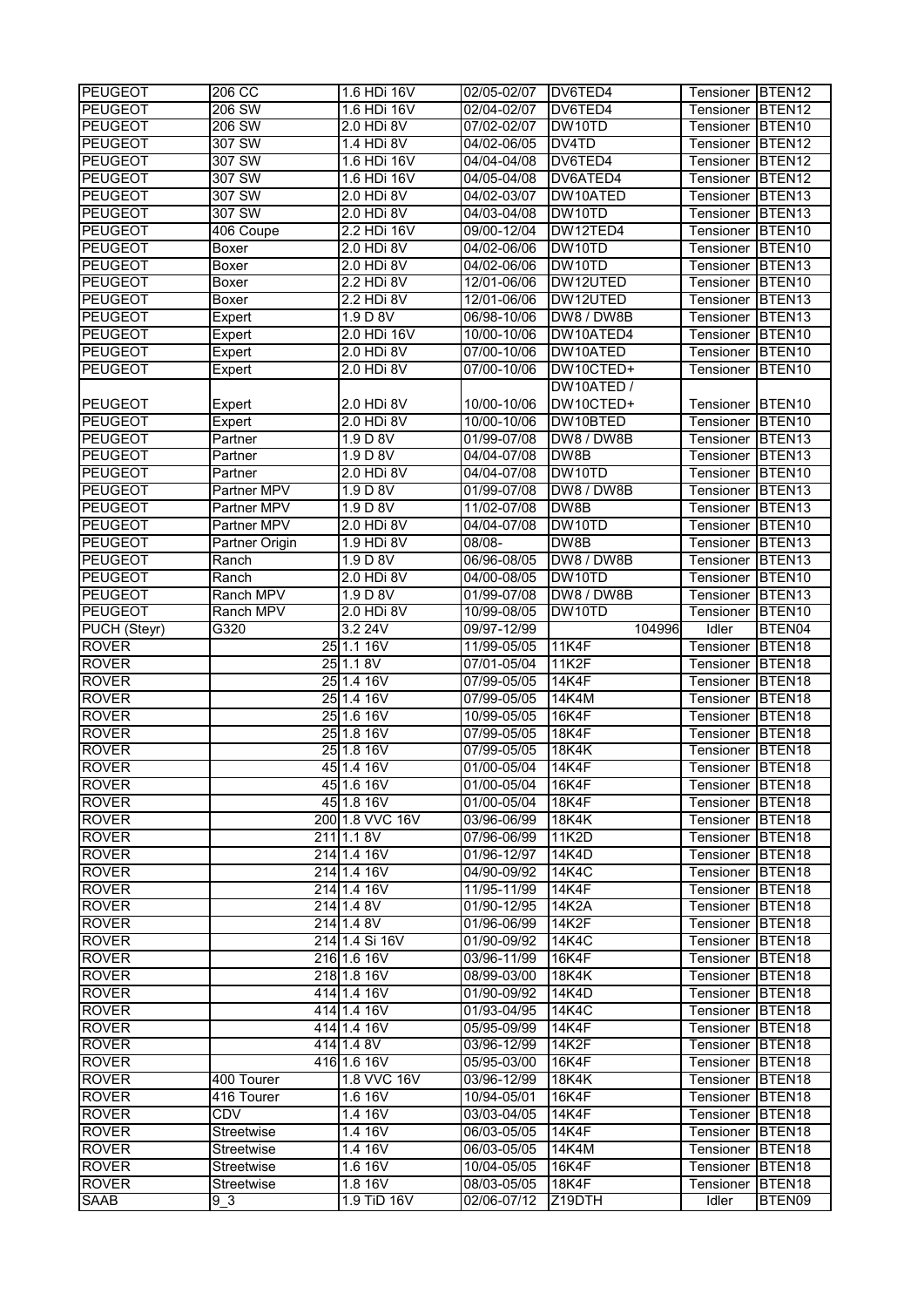| PEUGEOT | 206 CC | 1.6 HDi 16V | 02/05-02/07 | DV6TED4 | Tensioner | BTEN12 |
|---|---|---|---|---|---|---|
| PEUGEOT | 206 SW | 1.6 HDi 16V | 02/04-02/07 | DV6TED4 | Tensioner | BTEN12 |
| PEUGEOT | 206 SW | 2.0 HDi 8V | 07/02-02/07 | DW10TD | Tensioner | BTEN10 |
| PEUGEOT | 307 SW | 1.4 HDi 8V | 04/02-06/05 | DV4TD | Tensioner | BTEN12 |
| PEUGEOT | 307 SW | 1.6 HDi 16V | 04/04-04/08 | DV6TED4 | Tensioner | BTEN12 |
| PEUGEOT | 307 SW | 1.6 HDi 16V | 04/05-04/08 | DV6ATED4 | Tensioner | BTEN12 |
| PEUGEOT | 307 SW | 2.0 HDi 8V | 04/02-03/07 | DW10ATED | Tensioner | BTEN13 |
| PEUGEOT | 307 SW | 2.0 HDi 8V | 04/03-04/08 | DW10TD | Tensioner | BTEN13 |
| PEUGEOT | 406 Coupe | 2.2 HDi 16V | 09/00-12/04 | DW12TED4 | Tensioner | BTEN10 |
| PEUGEOT | Boxer | 2.0 HDi 8V | 04/02-06/06 | DW10TD | Tensioner | BTEN10 |
| PEUGEOT | Boxer | 2.0 HDi 8V | 04/02-06/06 | DW10TD | Tensioner | BTEN13 |
| PEUGEOT | Boxer | 2.2 HDi 8V | 12/01-06/06 | DW12UTED | Tensioner | BTEN10 |
| PEUGEOT | Boxer | 2.2 HDi 8V | 12/01-06/06 | DW12UTED | Tensioner | BTEN13 |
| PEUGEOT | Expert | 1.9 D 8V | 06/98-10/06 | DW8 / DW8B | Tensioner | BTEN13 |
| PEUGEOT | Expert | 2.0 HDi 16V | 10/00-10/06 | DW10ATED4 | Tensioner | BTEN10 |
| PEUGEOT | Expert | 2.0 HDi 8V | 07/00-10/06 | DW10ATED | Tensioner | BTEN10 |
| PEUGEOT | Expert | 2.0 HDi 8V | 07/00-10/06 | DW10CTED+ | Tensioner | BTEN10 |
| PEUGEOT | Expert | 2.0 HDi 8V | 10/00-10/06 | DW10ATED / DW10CTED+ | Tensioner | BTEN10 |
| PEUGEOT | Expert | 2.0 HDi 8V | 10/00-10/06 | DW10BTED | Tensioner | BTEN10 |
| PEUGEOT | Partner | 1.9 D 8V | 01/99-07/08 | DW8 / DW8B | Tensioner | BTEN13 |
| PEUGEOT | Partner | 1.9 D 8V | 04/04-07/08 | DW8B | Tensioner | BTEN13 |
| PEUGEOT | Partner | 2.0 HDi 8V | 04/04-07/08 | DW10TD | Tensioner | BTEN10 |
| PEUGEOT | Partner MPV | 1.9 D 8V | 01/99-07/08 | DW8 / DW8B | Tensioner | BTEN13 |
| PEUGEOT | Partner MPV | 1.9 D 8V | 11/02-07/08 | DW8B | Tensioner | BTEN13 |
| PEUGEOT | Partner MPV | 2.0 HDi 8V | 04/04-07/08 | DW10TD | Tensioner | BTEN10 |
| PEUGEOT | Partner Origin | 1.9 HDi 8V | 08/08- | DW8B | Tensioner | BTEN13 |
| PEUGEOT | Ranch | 1.9 D 8V | 06/96-08/05 | DW8 / DW8B | Tensioner | BTEN13 |
| PEUGEOT | Ranch | 2.0 HDi 8V | 04/00-08/05 | DW10TD | Tensioner | BTEN10 |
| PEUGEOT | Ranch MPV | 1.9 D 8V | 01/99-07/08 | DW8 / DW8B | Tensioner | BTEN13 |
| PEUGEOT | Ranch MPV | 2.0 HDi 8V | 10/99-08/05 | DW10TD | Tensioner | BTEN10 |
| PUCH (Steyr) | G320 | 3.2 24V | 09/97-12/99 | 104996 | Idler | BTEN04 |
| ROVER | 25 | 1.1 16V | 11/99-05/05 | 11K4F | Tensioner | BTEN18 |
| ROVER | 25 | 1.1 8V | 07/01-05/04 | 11K2F | Tensioner | BTEN18 |
| ROVER | 25 | 1.4 16V | 07/99-05/05 | 14K4F | Tensioner | BTEN18 |
| ROVER | 25 | 1.4 16V | 07/99-05/05 | 14K4M | Tensioner | BTEN18 |
| ROVER | 25 | 1.6 16V | 10/99-05/05 | 16K4F | Tensioner | BTEN18 |
| ROVER | 25 | 1.8 16V | 07/99-05/05 | 18K4F | Tensioner | BTEN18 |
| ROVER | 25 | 1.8 16V | 07/99-05/05 | 18K4K | Tensioner | BTEN18 |
| ROVER | 45 | 1.4 16V | 01/00-05/04 | 14K4F | Tensioner | BTEN18 |
| ROVER | 45 | 1.6 16V | 01/00-05/04 | 16K4F | Tensioner | BTEN18 |
| ROVER | 45 | 1.8 16V | 01/00-05/04 | 18K4F | Tensioner | BTEN18 |
| ROVER | 200 | 1.8 VVC 16V | 03/96-06/99 | 18K4K | Tensioner | BTEN18 |
| ROVER | 211 | 1.1 8V | 07/96-06/99 | 11K2D | Tensioner | BTEN18 |
| ROVER | 214 | 1.4 16V | 01/96-12/97 | 14K4D | Tensioner | BTEN18 |
| ROVER | 214 | 1.4 16V | 04/90-09/92 | 14K4C | Tensioner | BTEN18 |
| ROVER | 214 | 1.4 16V | 11/95-11/99 | 14K4F | Tensioner | BTEN18 |
| ROVER | 214 | 1.4 8V | 01/90-12/95 | 14K2A | Tensioner | BTEN18 |
| ROVER | 214 | 1.4 8V | 01/96-06/99 | 14K2F | Tensioner | BTEN18 |
| ROVER | 214 | 1.4 Si 16V | 01/90-09/92 | 14K4C | Tensioner | BTEN18 |
| ROVER | 216 | 1.6 16V | 03/96-11/99 | 16K4F | Tensioner | BTEN18 |
| ROVER | 218 | 1.8 16V | 08/99-03/00 | 18K4K | Tensioner | BTEN18 |
| ROVER | 414 | 1.4 16V | 01/90-09/92 | 14K4D | Tensioner | BTEN18 |
| ROVER | 414 | 1.4 16V | 01/93-04/95 | 14K4C | Tensioner | BTEN18 |
| ROVER | 414 | 1.4 16V | 05/95-09/99 | 14K4F | Tensioner | BTEN18 |
| ROVER | 414 | 1.4 8V | 03/96-12/99 | 14K2F | Tensioner | BTEN18 |
| ROVER | 416 | 1.6 16V | 05/95-03/00 | 16K4F | Tensioner | BTEN18 |
| ROVER | 400 Tourer | 1.8 VVC 16V | 03/96-12/99 | 18K4K | Tensioner | BTEN18 |
| ROVER | 416 Tourer | 1.6 16V | 10/94-05/01 | 16K4F | Tensioner | BTEN18 |
| ROVER | CDV | 1.4 16V | 03/03-04/05 | 14K4F | Tensioner | BTEN18 |
| ROVER | Streetwise | 1.4 16V | 06/03-05/05 | 14K4F | Tensioner | BTEN18 |
| ROVER | Streetwise | 1.4 16V | 06/03-05/05 | 14K4M | Tensioner | BTEN18 |
| ROVER | Streetwise | 1.6 16V | 10/04-05/05 | 16K4F | Tensioner | BTEN18 |
| ROVER | Streetwise | 1.8 16V | 08/03-05/05 | 18K4F | Tensioner | BTEN18 |
| SAAB | 9_3 | 1.9 TiD 16V | 02/06-07/12 | Z19DTH | Idler | BTEN09 |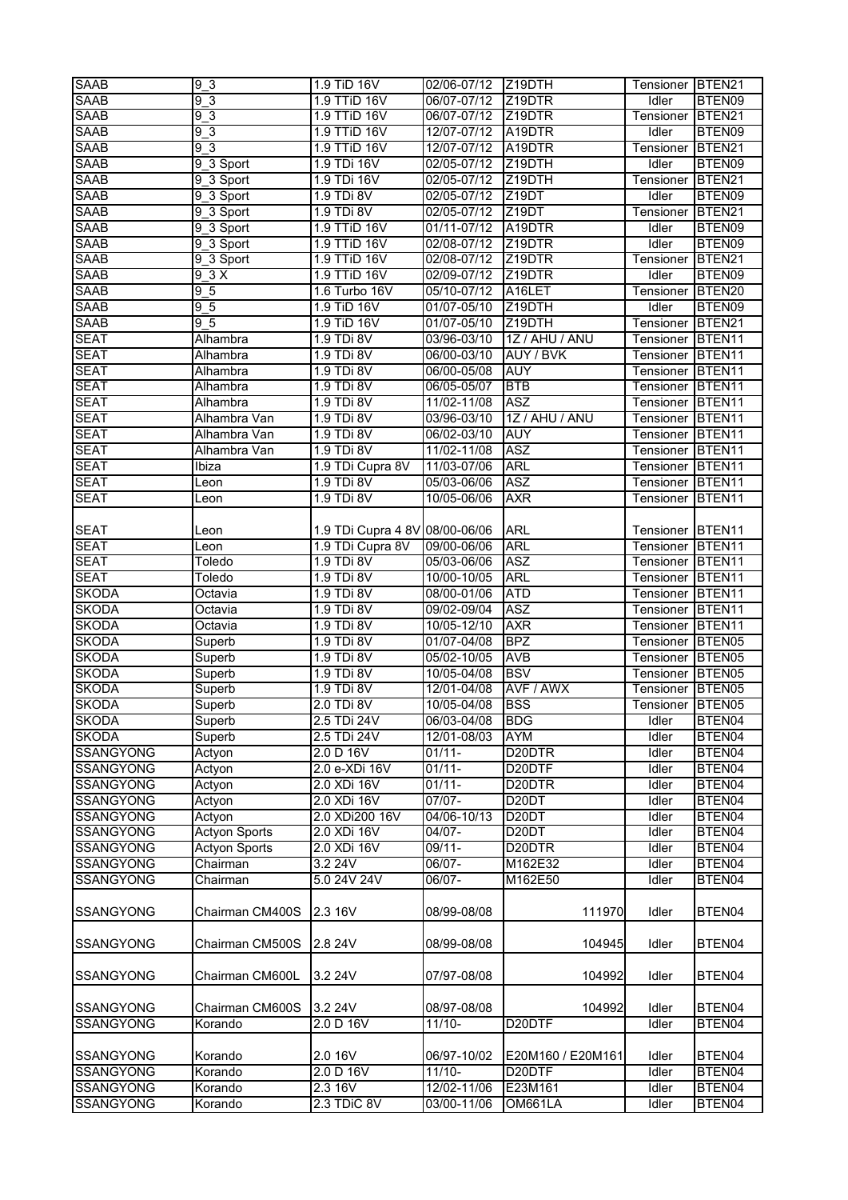| SAAB | 9_3 | 1.9 TiD 16V | 02/06-07/12 | Z19DTH | Tensioner | BTEN21 |
|---|---|---|---|---|---|---|
| SAAB | 9_3 | 1.9 TTiD 16V | 06/07-07/12 | Z19DTR | Idler | BTEN09 |
| SAAB | 9_3 | 1.9 TTiD 16V | 06/07-07/12 | Z19DTR | Tensioner | BTEN21 |
| SAAB | 9_3 | 1.9 TTiD 16V | 12/07-07/12 | A19DTR | Idler | BTEN09 |
| SAAB | 9_3 | 1.9 TTiD 16V | 12/07-07/12 | A19DTR | Tensioner | BTEN21 |
| SAAB | 9_3 Sport | 1.9 TDi 16V | 02/05-07/12 | Z19DTH | Idler | BTEN09 |
| SAAB | 9_3 Sport | 1.9 TDi 16V | 02/05-07/12 | Z19DTH | Tensioner | BTEN21 |
| SAAB | 9_3 Sport | 1.9 TDi 8V | 02/05-07/12 | Z19DT | Idler | BTEN09 |
| SAAB | 9_3 Sport | 1.9 TDi 8V | 02/05-07/12 | Z19DT | Tensioner | BTEN21 |
| SAAB | 9_3 Sport | 1.9 TTiD 16V | 01/11-07/12 | A19DTR | Idler | BTEN09 |
| SAAB | 9_3 Sport | 1.9 TTiD 16V | 02/08-07/12 | Z19DTR | Idler | BTEN09 |
| SAAB | 9_3 Sport | 1.9 TTiD 16V | 02/08-07/12 | Z19DTR | Tensioner | BTEN21 |
| SAAB | 9_3 X | 1.9 TTiD 16V | 02/09-07/12 | Z19DTR | Idler | BTEN09 |
| SAAB | 9_5 | 1.6 Turbo 16V | 05/10-07/12 | A16LET | Tensioner | BTEN20 |
| SAAB | 9_5 | 1.9 TiD 16V | 01/07-05/10 | Z19DTH | Idler | BTEN09 |
| SAAB | 9_5 | 1.9 TiD 16V | 01/07-05/10 | Z19DTH | Tensioner | BTEN21 |
| SEAT | Alhambra | 1.9 TDi 8V | 03/96-03/10 | 1Z / AHU / ANU | Tensioner | BTEN11 |
| SEAT | Alhambra | 1.9 TDi 8V | 06/00-03/10 | AUY / BVK | Tensioner | BTEN11 |
| SEAT | Alhambra | 1.9 TDi 8V | 06/00-05/08 | AUY | Tensioner | BTEN11 |
| SEAT | Alhambra | 1.9 TDi 8V | 06/05-05/07 | BTB | Tensioner | BTEN11 |
| SEAT | Alhambra | 1.9 TDi 8V | 11/02-11/08 | ASZ | Tensioner | BTEN11 |
| SEAT | Alhambra Van | 1.9 TDi 8V | 03/96-03/10 | 1Z / AHU / ANU | Tensioner | BTEN11 |
| SEAT | Alhambra Van | 1.9 TDi 8V | 06/02-03/10 | AUY | Tensioner | BTEN11 |
| SEAT | Alhambra Van | 1.9 TDi 8V | 11/02-11/08 | ASZ | Tensioner | BTEN11 |
| SEAT | Ibiza | 1.9 TDi Cupra 8V | 11/03-07/06 | ARL | Tensioner | BTEN11 |
| SEAT | Leon | 1.9 TDi 8V | 05/03-06/06 | ASZ | Tensioner | BTEN11 |
| SEAT | Leon | 1.9 TDi 8V | 10/05-06/06 | AXR | Tensioner | BTEN11 |
| SEAT | Leon | 1.9 TDi Cupra 4 8V | 08/00-06/06 | ARL | Tensioner | BTEN11 |
| SEAT | Leon | 1.9 TDi Cupra 8V | 09/00-06/06 | ARL | Tensioner | BTEN11 |
| SEAT | Toledo | 1.9 TDi 8V | 05/03-06/06 | ASZ | Tensioner | BTEN11 |
| SEAT | Toledo | 1.9 TDi 8V | 10/00-10/05 | ARL | Tensioner | BTEN11 |
| SKODA | Octavia | 1.9 TDi 8V | 08/00-01/06 | ATD | Tensioner | BTEN11 |
| SKODA | Octavia | 1.9 TDi 8V | 09/02-09/04 | ASZ | Tensioner | BTEN11 |
| SKODA | Octavia | 1.9 TDi 8V | 10/05-12/10 | AXR | Tensioner | BTEN11 |
| SKODA | Superb | 1.9 TDi 8V | 01/07-04/08 | BPZ | Tensioner | BTEN05 |
| SKODA | Superb | 1.9 TDi 8V | 05/02-10/05 | AVB | Tensioner | BTEN05 |
| SKODA | Superb | 1.9 TDi 8V | 10/05-04/08 | BSV | Tensioner | BTEN05 |
| SKODA | Superb | 1.9 TDi 8V | 12/01-04/08 | AVF / AWX | Tensioner | BTEN05 |
| SKODA | Superb | 2.0 TDi 8V | 10/05-04/08 | BSS | Tensioner | BTEN05 |
| SKODA | Superb | 2.5 TDi 24V | 06/03-04/08 | BDG | Idler | BTEN04 |
| SKODA | Superb | 2.5 TDi 24V | 12/01-08/03 | AYM | Idler | BTEN04 |
| SSANGYONG | Actyon | 2.0 D 16V | 01/11- | D20DTR | Idler | BTEN04 |
| SSANGYONG | Actyon | 2.0 e-XDi 16V | 01/11- | D20DTF | Idler | BTEN04 |
| SSANGYONG | Actyon | 2.0 XDi 16V | 01/11- | D20DTR | Idler | BTEN04 |
| SSANGYONG | Actyon | 2.0 XDi 16V | 07/07- | D20DT | Idler | BTEN04 |
| SSANGYONG | Actyon | 2.0 XDi200 16V | 04/06-10/13 | D20DT | Idler | BTEN04 |
| SSANGYONG | Actyon Sports | 2.0 XDi 16V | 04/07- | D20DT | Idler | BTEN04 |
| SSANGYONG | Actyon Sports | 2.0 XDi 16V | 09/11- | D20DTR | Idler | BTEN04 |
| SSANGYONG | Chairman | 3.2 24V | 06/07- | M162E32 | Idler | BTEN04 |
| SSANGYONG | Chairman | 5.0 24V 24V | 06/07- | M162E50 | Idler | BTEN04 |
| SSANGYONG | Chairman CM400S | 2.3 16V | 08/99-08/08 | 111970 | Idler | BTEN04 |
| SSANGYONG | Chairman CM500S | 2.8 24V | 08/99-08/08 | 104945 | Idler | BTEN04 |
| SSANGYONG | Chairman CM600L | 3.2 24V | 07/97-08/08 | 104992 | Idler | BTEN04 |
| SSANGYONG | Chairman CM600S | 3.2 24V | 08/97-08/08 | 104992 | Idler | BTEN04 |
| SSANGYONG | Korando | 2.0 D 16V | 11/10- | D20DTF | Idler | BTEN04 |
| SSANGYONG | Korando | 2.0 16V | 06/97-10/02 | E20M160 / E20M161 | Idler | BTEN04 |
| SSANGYONG | Korando | 2.0 D 16V | 11/10- | D20DTF | Idler | BTEN04 |
| SSANGYONG | Korando | 2.3 16V | 12/02-11/06 | E23M161 | Idler | BTEN04 |
| SSANGYONG | Korando | 2.3 TDiC 8V | 03/00-11/06 | OM661LA | Idler | BTEN04 |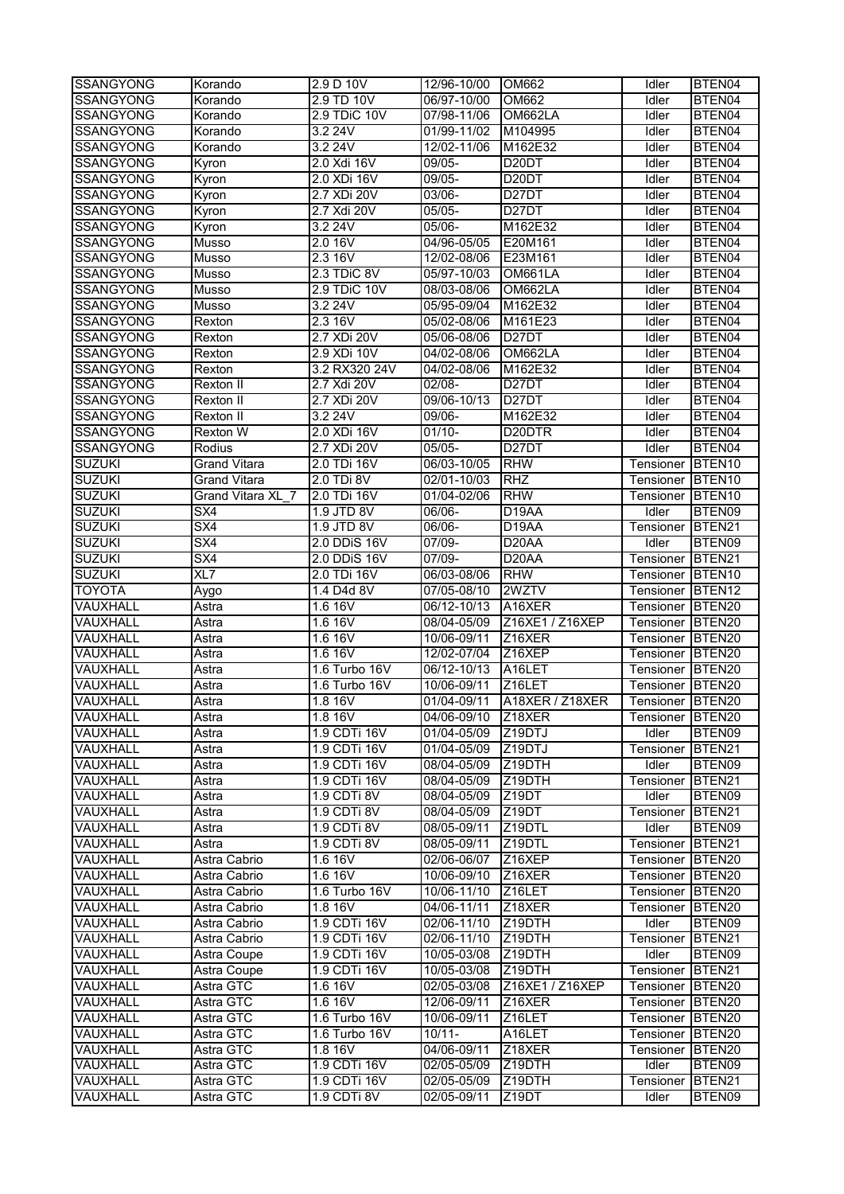| | | | | | | |
|---|---|---|---|---|---|---|
| SSANGYONG | Korando | 2.9 D 10V | 12/96-10/00 | OM662 | Idler | BTEN04 |
| SSANGYONG | Korando | 2.9 TD 10V | 06/97-10/00 | OM662 | Idler | BTEN04 |
| SSANGYONG | Korando | 2.9 TDiC 10V | 07/98-11/06 | OM662LA | Idler | BTEN04 |
| SSANGYONG | Korando | 3.2 24V | 01/99-11/02 | M104995 | Idler | BTEN04 |
| SSANGYONG | Korando | 3.2 24V | 12/02-11/06 | M162E32 | Idler | BTEN04 |
| SSANGYONG | Kyron | 2.0 Xdi 16V | 09/05- | D20DT | Idler | BTEN04 |
| SSANGYONG | Kyron | 2.0 XDi 16V | 09/05- | D20DT | Idler | BTEN04 |
| SSANGYONG | Kyron | 2.7 XDi 20V | 03/06- | D27DT | Idler | BTEN04 |
| SSANGYONG | Kyron | 2.7 Xdi 20V | 05/05- | D27DT | Idler | BTEN04 |
| SSANGYONG | Kyron | 3.2 24V | 05/06- | M162E32 | Idler | BTEN04 |
| SSANGYONG | Musso | 2.0 16V | 04/96-05/05 | E20M161 | Idler | BTEN04 |
| SSANGYONG | Musso | 2.3 16V | 12/02-08/06 | E23M161 | Idler | BTEN04 |
| SSANGYONG | Musso | 2.3 TDiC 8V | 05/97-10/03 | OM661LA | Idler | BTEN04 |
| SSANGYONG | Musso | 2.9 TDiC 10V | 08/03-08/06 | OM662LA | Idler | BTEN04 |
| SSANGYONG | Musso | 3.2 24V | 05/95-09/04 | M162E32 | Idler | BTEN04 |
| SSANGYONG | Rexton | 2.3 16V | 05/02-08/06 | M161E23 | Idler | BTEN04 |
| SSANGYONG | Rexton | 2.7 XDi 20V | 05/06-08/06 | D27DT | Idler | BTEN04 |
| SSANGYONG | Rexton | 2.9 XDi 10V | 04/02-08/06 | OM662LA | Idler | BTEN04 |
| SSANGYONG | Rexton | 3.2 RX320 24V | 04/02-08/06 | M162E32 | Idler | BTEN04 |
| SSANGYONG | Rexton II | 2.7 Xdi 20V | 02/08- | D27DT | Idler | BTEN04 |
| SSANGYONG | Rexton II | 2.7 XDi 20V | 09/06-10/13 | D27DT | Idler | BTEN04 |
| SSANGYONG | Rexton II | 3.2 24V | 09/06- | M162E32 | Idler | BTEN04 |
| SSANGYONG | Rexton W | 2.0 XDi 16V | 01/10- | D20DTR | Idler | BTEN04 |
| SSANGYONG | Rodius | 2.7 XDi 20V | 05/05- | D27DT | Idler | BTEN04 |
| SUZUKI | Grand Vitara | 2.0 TDi 16V | 06/03-10/05 | RHW | Tensioner | BTEN10 |
| SUZUKI | Grand Vitara | 2.0 TDi 8V | 02/01-10/03 | RHZ | Tensioner | BTEN10 |
| SUZUKI | Grand Vitara XL_7 | 2.0 TDi 16V | 01/04-02/06 | RHW | Tensioner | BTEN10 |
| SUZUKI | SX4 | 1.9 JTD 8V | 06/06- | D19AA | Idler | BTEN09 |
| SUZUKI | SX4 | 1.9 JTD 8V | 06/06- | D19AA | Tensioner | BTEN21 |
| SUZUKI | SX4 | 2.0 DDiS 16V | 07/09- | D20AA | Idler | BTEN09 |
| SUZUKI | SX4 | 2.0 DDiS 16V | 07/09- | D20AA | Tensioner | BTEN21 |
| SUZUKI | XL7 | 2.0 TDi 16V | 06/03-08/06 | RHW | Tensioner | BTEN10 |
| TOYOTA | Aygo | 1.4 D4d 8V | 07/05-08/10 | 2WZTV | Tensioner | BTEN12 |
| VAUXHALL | Astra | 1.6 16V | 06/12-10/13 | A16XER | Tensioner | BTEN20 |
| VAUXHALL | Astra | 1.6 16V | 08/04-05/09 | Z16XE1 / Z16XEP | Tensioner | BTEN20 |
| VAUXHALL | Astra | 1.6 16V | 10/06-09/11 | Z16XER | Tensioner | BTEN20 |
| VAUXHALL | Astra | 1.6 16V | 12/02-07/04 | Z16XEP | Tensioner | BTEN20 |
| VAUXHALL | Astra | 1.6 Turbo 16V | 06/12-10/13 | A16LET | Tensioner | BTEN20 |
| VAUXHALL | Astra | 1.6 Turbo 16V | 10/06-09/11 | Z16LET | Tensioner | BTEN20 |
| VAUXHALL | Astra | 1.8 16V | 01/04-09/11 | A18XER / Z18XER | Tensioner | BTEN20 |
| VAUXHALL | Astra | 1.8 16V | 04/06-09/10 | Z18XER | Tensioner | BTEN20 |
| VAUXHALL | Astra | 1.9 CDTi 16V | 01/04-05/09 | Z19DTJ | Idler | BTEN09 |
| VAUXHALL | Astra | 1.9 CDTi 16V | 01/04-05/09 | Z19DTJ | Tensioner | BTEN21 |
| VAUXHALL | Astra | 1.9 CDTi 16V | 08/04-05/09 | Z19DTH | Idler | BTEN09 |
| VAUXHALL | Astra | 1.9 CDTi 16V | 08/04-05/09 | Z19DTH | Tensioner | BTEN21 |
| VAUXHALL | Astra | 1.9 CDTi 8V | 08/04-05/09 | Z19DT | Idler | BTEN09 |
| VAUXHALL | Astra | 1.9 CDTi 8V | 08/04-05/09 | Z19DT | Tensioner | BTEN21 |
| VAUXHALL | Astra | 1.9 CDTi 8V | 08/05-09/11 | Z19DTL | Idler | BTEN09 |
| VAUXHALL | Astra | 1.9 CDTi 8V | 08/05-09/11 | Z19DTL | Tensioner | BTEN21 |
| VAUXHALL | Astra Cabrio | 1.6 16V | 02/06-06/07 | Z16XEP | Tensioner | BTEN20 |
| VAUXHALL | Astra Cabrio | 1.6 16V | 10/06-09/10 | Z16XER | Tensioner | BTEN20 |
| VAUXHALL | Astra Cabrio | 1.6 Turbo 16V | 10/06-11/10 | Z16LET | Tensioner | BTEN20 |
| VAUXHALL | Astra Cabrio | 1.8 16V | 04/06-11/11 | Z18XER | Tensioner | BTEN20 |
| VAUXHALL | Astra Cabrio | 1.9 CDTi 16V | 02/06-11/10 | Z19DTH | Idler | BTEN09 |
| VAUXHALL | Astra Cabrio | 1.9 CDTi 16V | 02/06-11/10 | Z19DTH | Tensioner | BTEN21 |
| VAUXHALL | Astra Coupe | 1.9 CDTi 16V | 10/05-03/08 | Z19DTH | Idler | BTEN09 |
| VAUXHALL | Astra Coupe | 1.9 CDTi 16V | 10/05-03/08 | Z19DTH | Tensioner | BTEN21 |
| VAUXHALL | Astra GTC | 1.6 16V | 02/05-03/08 | Z16XE1 / Z16XEP | Tensioner | BTEN20 |
| VAUXHALL | Astra GTC | 1.6 16V | 12/06-09/11 | Z16XER | Tensioner | BTEN20 |
| VAUXHALL | Astra GTC | 1.6 Turbo 16V | 10/06-09/11 | Z16LET | Tensioner | BTEN20 |
| VAUXHALL | Astra GTC | 1.6 Turbo 16V | 10/11- | A16LET | Tensioner | BTEN20 |
| VAUXHALL | Astra GTC | 1.8 16V | 04/06-09/11 | Z18XER | Tensioner | BTEN20 |
| VAUXHALL | Astra GTC | 1.9 CDTi 16V | 02/05-05/09 | Z19DTH | Idler | BTEN09 |
| VAUXHALL | Astra GTC | 1.9 CDTi 16V | 02/05-05/09 | Z19DTH | Tensioner | BTEN21 |
| VAUXHALL | Astra GTC | 1.9 CDTi 8V | 02/05-09/11 | Z19DT | Idler | BTEN09 |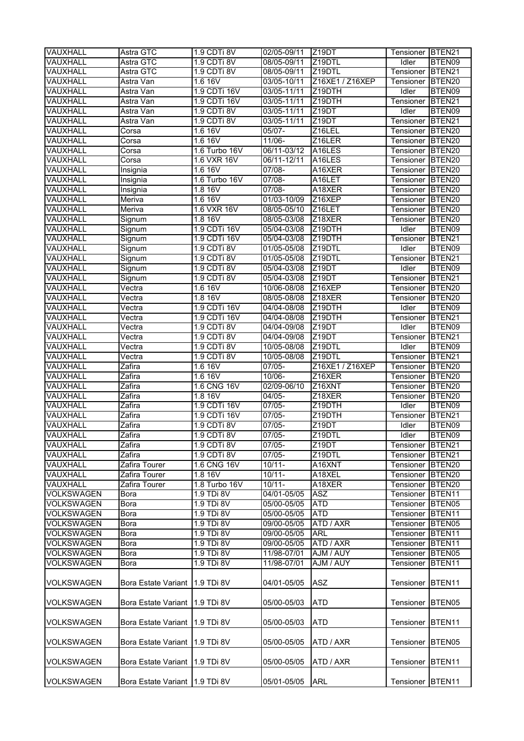| VAUXHALL | Astra GTC | 1.9 CDTi 8V | 02/05-09/11 | Z19DT | Tensioner | BTEN21 |
|---|---|---|---|---|---|---|
| VAUXHALL | Astra GTC | 1.9 CDTi 8V | 08/05-09/11 | Z19DTL | Idler | BTEN09 |
| VAUXHALL | Astra GTC | 1.9 CDTi 8V | 08/05-09/11 | Z19DTL | Tensioner | BTEN21 |
| VAUXHALL | Astra Van | 1.6 16V | 03/05-10/11 | Z16XE1 / Z16XEP | Tensioner | BTEN20 |
| VAUXHALL | Astra Van | 1.9 CDTi 16V | 03/05-11/11 | Z19DTH | Idler | BTEN09 |
| VAUXHALL | Astra Van | 1.9 CDTi 16V | 03/05-11/11 | Z19DTH | Tensioner | BTEN21 |
| VAUXHALL | Astra Van | 1.9 CDTi 8V | 03/05-11/11 | Z19DT | Idler | BTEN09 |
| VAUXHALL | Astra Van | 1.9 CDTi 8V | 03/05-11/11 | Z19DT | Tensioner | BTEN21 |
| VAUXHALL | Corsa | 1.6 16V | 05/07- | Z16LEL | Tensioner | BTEN20 |
| VAUXHALL | Corsa | 1.6 16V | 11/06- | Z16LER | Tensioner | BTEN20 |
| VAUXHALL | Corsa | 1.6 Turbo 16V | 06/11-03/12 | A16LES | Tensioner | BTEN20 |
| VAUXHALL | Corsa | 1.6 VXR 16V | 06/11-12/11 | A16LES | Tensioner | BTEN20 |
| VAUXHALL | Insignia | 1.6 16V | 07/08- | A16XER | Tensioner | BTEN20 |
| VAUXHALL | Insignia | 1.6 Turbo 16V | 07/08- | A16LET | Tensioner | BTEN20 |
| VAUXHALL | Insignia | 1.8 16V | 07/08- | A18XER | Tensioner | BTEN20 |
| VAUXHALL | Meriva | 1.6 16V | 01/03-10/09 | Z16XEP | Tensioner | BTEN20 |
| VAUXHALL | Meriva | 1.6 VXR 16V | 08/05-05/10 | Z16LET | Tensioner | BTEN20 |
| VAUXHALL | Signum | 1.8 16V | 08/05-03/08 | Z18XER | Tensioner | BTEN20 |
| VAUXHALL | Signum | 1.9 CDTi 16V | 05/04-03/08 | Z19DTH | Idler | BTEN09 |
| VAUXHALL | Signum | 1.9 CDTi 16V | 05/04-03/08 | Z19DTH | Tensioner | BTEN21 |
| VAUXHALL | Signum | 1.9 CDTi 8V | 01/05-05/08 | Z19DTL | Idler | BTEN09 |
| VAUXHALL | Signum | 1.9 CDTi 8V | 01/05-05/08 | Z19DTL | Tensioner | BTEN21 |
| VAUXHALL | Signum | 1.9 CDTi 8V | 05/04-03/08 | Z19DT | Idler | BTEN09 |
| VAUXHALL | Signum | 1.9 CDTi 8V | 05/04-03/08 | Z19DT | Tensioner | BTEN21 |
| VAUXHALL | Vectra | 1.6 16V | 10/06-08/08 | Z16XEP | Tensioner | BTEN20 |
| VAUXHALL | Vectra | 1.8 16V | 08/05-08/08 | Z18XER | Tensioner | BTEN20 |
| VAUXHALL | Vectra | 1.9 CDTi 16V | 04/04-08/08 | Z19DTH | Idler | BTEN09 |
| VAUXHALL | Vectra | 1.9 CDTi 16V | 04/04-08/08 | Z19DTH | Tensioner | BTEN21 |
| VAUXHALL | Vectra | 1.9 CDTi 8V | 04/04-09/08 | Z19DT | Idler | BTEN09 |
| VAUXHALL | Vectra | 1.9 CDTi 8V | 04/04-09/08 | Z19DT | Tensioner | BTEN21 |
| VAUXHALL | Vectra | 1.9 CDTi 8V | 10/05-08/08 | Z19DTL | Idler | BTEN09 |
| VAUXHALL | Vectra | 1.9 CDTi 8V | 10/05-08/08 | Z19DTL | Tensioner | BTEN21 |
| VAUXHALL | Zafira | 1.6 16V | 07/05- | Z16XE1 / Z16XEP | Tensioner | BTEN20 |
| VAUXHALL | Zafira | 1.6 16V | 10/06- | Z16XER | Tensioner | BTEN20 |
| VAUXHALL | Zafira | 1.6 CNG 16V | 02/09-06/10 | Z16XNT | Tensioner | BTEN20 |
| VAUXHALL | Zafira | 1.8 16V | 04/05- | Z18XER | Tensioner | BTEN20 |
| VAUXHALL | Zafira | 1.9 CDTi 16V | 07/05- | Z19DTH | Idler | BTEN09 |
| VAUXHALL | Zafira | 1.9 CDTi 16V | 07/05- | Z19DTH | Tensioner | BTEN21 |
| VAUXHALL | Zafira | 1.9 CDTi 8V | 07/05- | Z19DT | Idler | BTEN09 |
| VAUXHALL | Zafira | 1.9 CDTi 8V | 07/05- | Z19DTL | Idler | BTEN09 |
| VAUXHALL | Zafira | 1.9 CDTi 8V | 07/05- | Z19DT | Tensioner | BTEN21 |
| VAUXHALL | Zafira | 1.9 CDTi 8V | 07/05- | Z19DTL | Tensioner | BTEN21 |
| VAUXHALL | Zafira Tourer | 1.6 CNG 16V | 10/11- | A16XNT | Tensioner | BTEN20 |
| VAUXHALL | Zafira Tourer | 1.8 16V | 10/11- | A18XEL | Tensioner | BTEN20 |
| VAUXHALL | Zafira Tourer | 1.8 Turbo 16V | 10/11- | A18XER | Tensioner | BTEN20 |
| VOLKSWAGEN | Bora | 1.9 TDi 8V | 04/01-05/05 | ASZ | Tensioner | BTEN11 |
| VOLKSWAGEN | Bora | 1.9 TDi 8V | 05/00-05/05 | ATD | Tensioner | BTEN05 |
| VOLKSWAGEN | Bora | 1.9 TDi 8V | 05/00-05/05 | ATD | Tensioner | BTEN11 |
| VOLKSWAGEN | Bora | 1.9 TDi 8V | 09/00-05/05 | ATD / AXR | Tensioner | BTEN05 |
| VOLKSWAGEN | Bora | 1.9 TDi 8V | 09/00-05/05 | ARL | Tensioner | BTEN11 |
| VOLKSWAGEN | Bora | 1.9 TDi 8V | 09/00-05/05 | ATD / AXR | Tensioner | BTEN11 |
| VOLKSWAGEN | Bora | 1.9 TDi 8V | 11/98-07/01 | AJM / AUY | Tensioner | BTEN05 |
| VOLKSWAGEN | Bora | 1.9 TDi 8V | 11/98-07/01 | AJM / AUY | Tensioner | BTEN11 |
| VOLKSWAGEN | Bora Estate Variant | 1.9 TDi 8V | 04/01-05/05 | ASZ | Tensioner | BTEN11 |
| VOLKSWAGEN | Bora Estate Variant | 1.9 TDi 8V | 05/00-05/03 | ATD | Tensioner | BTEN05 |
| VOLKSWAGEN | Bora Estate Variant | 1.9 TDi 8V | 05/00-05/03 | ATD | Tensioner | BTEN11 |
| VOLKSWAGEN | Bora Estate Variant | 1.9 TDi 8V | 05/00-05/05 | ATD / AXR | Tensioner | BTEN05 |
| VOLKSWAGEN | Bora Estate Variant | 1.9 TDi 8V | 05/00-05/05 | ATD / AXR | Tensioner | BTEN11 |
| VOLKSWAGEN | Bora Estate Variant | 1.9 TDi 8V | 05/01-05/05 | ARL | Tensioner | BTEN11 |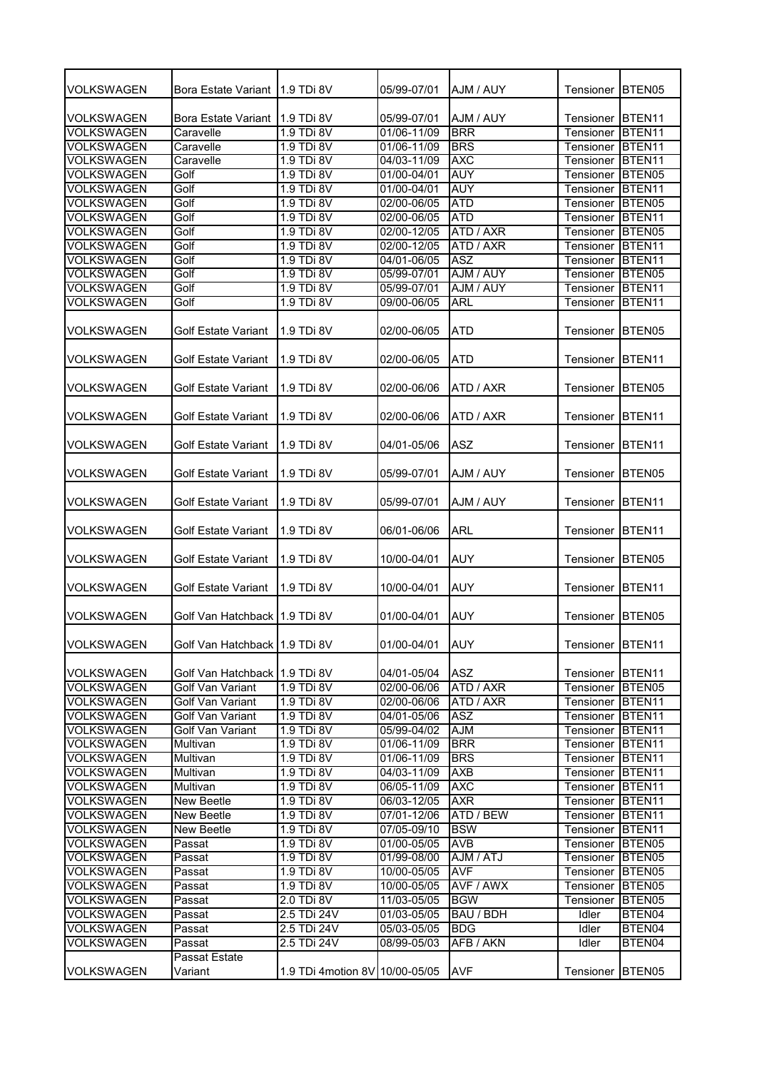| VOLKSWAGEN | Bora Estate Variant | 1.9 TDi 8V | 05/99-07/01 | AJM / AUY | Tensioner | BTEN05 |
|---|---|---|---|---|---|---|
| VOLKSWAGEN | Bora Estate Variant | 1.9 TDi 8V | 05/99-07/01 | AJM / AUY | Tensioner | BTEN11 |
| VOLKSWAGEN | Caravelle | 1.9 TDi 8V | 01/06-11/09 | BRR | Tensioner | BTEN11 |
| VOLKSWAGEN | Caravelle | 1.9 TDi 8V | 01/06-11/09 | BRS | Tensioner | BTEN11 |
| VOLKSWAGEN | Caravelle | 1.9 TDi 8V | 04/03-11/09 | AXC | Tensioner | BTEN11 |
| VOLKSWAGEN | Golf | 1.9 TDi 8V | 01/00-04/01 | AUY | Tensioner | BTEN05 |
| VOLKSWAGEN | Golf | 1.9 TDi 8V | 01/00-04/01 | AUY | Tensioner | BTEN11 |
| VOLKSWAGEN | Golf | 1.9 TDi 8V | 02/00-06/05 | ATD | Tensioner | BTEN05 |
| VOLKSWAGEN | Golf | 1.9 TDi 8V | 02/00-06/05 | ATD | Tensioner | BTEN11 |
| VOLKSWAGEN | Golf | 1.9 TDi 8V | 02/00-12/05 | ATD / AXR | Tensioner | BTEN05 |
| VOLKSWAGEN | Golf | 1.9 TDi 8V | 02/00-12/05 | ATD / AXR | Tensioner | BTEN11 |
| VOLKSWAGEN | Golf | 1.9 TDi 8V | 04/01-06/05 | ASZ | Tensioner | BTEN11 |
| VOLKSWAGEN | Golf | 1.9 TDi 8V | 05/99-07/01 | AJM / AUY | Tensioner | BTEN05 |
| VOLKSWAGEN | Golf | 1.9 TDi 8V | 05/99-07/01 | AJM / AUY | Tensioner | BTEN11 |
| VOLKSWAGEN | Golf | 1.9 TDi 8V | 09/00-06/05 | ARL | Tensioner | BTEN11 |
| VOLKSWAGEN | Golf Estate Variant | 1.9 TDi 8V | 02/00-06/05 | ATD | Tensioner | BTEN05 |
| VOLKSWAGEN | Golf Estate Variant | 1.9 TDi 8V | 02/00-06/05 | ATD | Tensioner | BTEN11 |
| VOLKSWAGEN | Golf Estate Variant | 1.9 TDi 8V | 02/00-06/06 | ATD / AXR | Tensioner | BTEN05 |
| VOLKSWAGEN | Golf Estate Variant | 1.9 TDi 8V | 02/00-06/06 | ATD / AXR | Tensioner | BTEN11 |
| VOLKSWAGEN | Golf Estate Variant | 1.9 TDi 8V | 04/01-05/06 | ASZ | Tensioner | BTEN11 |
| VOLKSWAGEN | Golf Estate Variant | 1.9 TDi 8V | 05/99-07/01 | AJM / AUY | Tensioner | BTEN05 |
| VOLKSWAGEN | Golf Estate Variant | 1.9 TDi 8V | 05/99-07/01 | AJM / AUY | Tensioner | BTEN11 |
| VOLKSWAGEN | Golf Estate Variant | 1.9 TDi 8V | 06/01-06/06 | ARL | Tensioner | BTEN11 |
| VOLKSWAGEN | Golf Estate Variant | 1.9 TDi 8V | 10/00-04/01 | AUY | Tensioner | BTEN05 |
| VOLKSWAGEN | Golf Estate Variant | 1.9 TDi 8V | 10/00-04/01 | AUY | Tensioner | BTEN11 |
| VOLKSWAGEN | Golf Van Hatchback | 1.9 TDi 8V | 01/00-04/01 | AUY | Tensioner | BTEN05 |
| VOLKSWAGEN | Golf Van Hatchback | 1.9 TDi 8V | 01/00-04/01 | AUY | Tensioner | BTEN11 |
| VOLKSWAGEN | Golf Van Hatchback | 1.9 TDi 8V | 04/01-05/04 | ASZ | Tensioner | BTEN11 |
| VOLKSWAGEN | Golf Van Variant | 1.9 TDi 8V | 02/00-06/06 | ATD / AXR | Tensioner | BTEN05 |
| VOLKSWAGEN | Golf Van Variant | 1.9 TDi 8V | 02/00-06/06 | ATD / AXR | Tensioner | BTEN11 |
| VOLKSWAGEN | Golf Van Variant | 1.9 TDi 8V | 04/01-05/06 | ASZ | Tensioner | BTEN11 |
| VOLKSWAGEN | Golf Van Variant | 1.9 TDi 8V | 05/99-04/02 | AJM | Tensioner | BTEN11 |
| VOLKSWAGEN | Multivan | 1.9 TDi 8V | 01/06-11/09 | BRR | Tensioner | BTEN11 |
| VOLKSWAGEN | Multivan | 1.9 TDi 8V | 01/06-11/09 | BRS | Tensioner | BTEN11 |
| VOLKSWAGEN | Multivan | 1.9 TDi 8V | 04/03-11/09 | AXB | Tensioner | BTEN11 |
| VOLKSWAGEN | Multivan | 1.9 TDi 8V | 06/05-11/09 | AXC | Tensioner | BTEN11 |
| VOLKSWAGEN | New Beetle | 1.9 TDi 8V | 06/03-12/05 | AXR | Tensioner | BTEN11 |
| VOLKSWAGEN | New Beetle | 1.9 TDi 8V | 07/01-12/06 | ATD / BEW | Tensioner | BTEN11 |
| VOLKSWAGEN | New Beetle | 1.9 TDi 8V | 07/05-09/10 | BSW | Tensioner | BTEN11 |
| VOLKSWAGEN | Passat | 1.9 TDi 8V | 01/00-05/05 | AVB | Tensioner | BTEN05 |
| VOLKSWAGEN | Passat | 1.9 TDi 8V | 01/99-08/00 | AJM / ATJ | Tensioner | BTEN05 |
| VOLKSWAGEN | Passat | 1.9 TDi 8V | 10/00-05/05 | AVF | Tensioner | BTEN05 |
| VOLKSWAGEN | Passat | 1.9 TDi 8V | 10/00-05/05 | AVF / AWX | Tensioner | BTEN05 |
| VOLKSWAGEN | Passat | 2.0 TDi 8V | 11/03-05/05 | BGW | Tensioner | BTEN05 |
| VOLKSWAGEN | Passat | 2.5 TDi 24V | 01/03-05/05 | BAU / BDH | Idler | BTEN04 |
| VOLKSWAGEN | Passat | 2.5 TDi 24V | 05/03-05/05 | BDG | Idler | BTEN04 |
| VOLKSWAGEN | Passat | 2.5 TDi 24V | 08/99-05/03 | AFB / AKN | Idler | BTEN04 |
| VOLKSWAGEN | Passat Estate Variant | 1.9 TDi 4motion 8V | 10/00-05/05 | AVF | Tensioner | BTEN05 |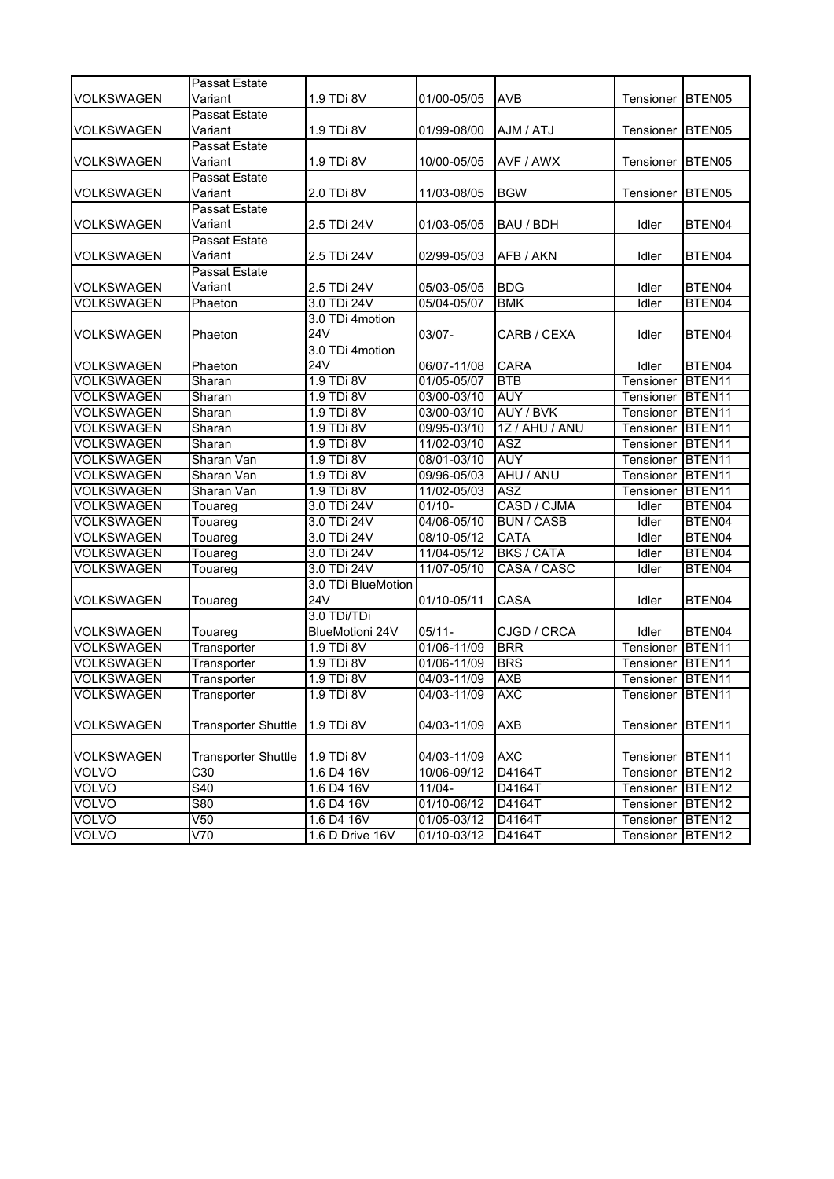| | | | | | | |
|---|---|---|---|---|---|---|
| VOLKSWAGEN | Passat Estate Variant | 1.9 TDi 8V | 01/00-05/05 | AVB | Tensioner | BTEN05 |
| VOLKSWAGEN | Passat Estate Variant | 1.9 TDi 8V | 01/99-08/00 | AJM / ATJ | Tensioner | BTEN05 |
| VOLKSWAGEN | Passat Estate Variant | 1.9 TDi 8V | 10/00-05/05 | AVF / AWX | Tensioner | BTEN05 |
| VOLKSWAGEN | Passat Estate Variant | 2.0 TDi 8V | 11/03-08/05 | BGW | Tensioner | BTEN05 |
| VOLKSWAGEN | Passat Estate Variant | 2.5 TDi 24V | 01/03-05/05 | BAU / BDH | Idler | BTEN04 |
| VOLKSWAGEN | Passat Estate Variant | 2.5 TDi 24V | 02/99-05/03 | AFB / AKN | Idler | BTEN04 |
| VOLKSWAGEN | Passat Estate Variant | 2.5 TDi 24V | 05/03-05/05 | BDG | Idler | BTEN04 |
| VOLKSWAGEN | Phaeton | 3.0 TDi 24V | 05/04-05/07 | BMK | Idler | BTEN04 |
| VOLKSWAGEN | Phaeton | 3.0 TDi 4motion 24V | 03/07- | CARB / CEXA | Idler | BTEN04 |
| VOLKSWAGEN | Phaeton | 3.0 TDi 4motion 24V | 06/07-11/08 | CARA | Idler | BTEN04 |
| VOLKSWAGEN | Sharan | 1.9 TDi 8V | 01/05-05/07 | BTB | Tensioner | BTEN11 |
| VOLKSWAGEN | Sharan | 1.9 TDi 8V | 03/00-03/10 | AUY | Tensioner | BTEN11 |
| VOLKSWAGEN | Sharan | 1.9 TDi 8V | 03/00-03/10 | AUY / BVK | Tensioner | BTEN11 |
| VOLKSWAGEN | Sharan | 1.9 TDi 8V | 09/95-03/10 | 1Z / AHU / ANU | Tensioner | BTEN11 |
| VOLKSWAGEN | Sharan | 1.9 TDi 8V | 11/02-03/10 | ASZ | Tensioner | BTEN11 |
| VOLKSWAGEN | Sharan Van | 1.9 TDi 8V | 08/01-03/10 | AUY | Tensioner | BTEN11 |
| VOLKSWAGEN | Sharan Van | 1.9 TDi 8V | 09/96-05/03 | AHU / ANU | Tensioner | BTEN11 |
| VOLKSWAGEN | Sharan Van | 1.9 TDi 8V | 11/02-05/03 | ASZ | Tensioner | BTEN11 |
| VOLKSWAGEN | Touareg | 3.0 TDi 24V | 01/10- | CASD / CJMA | Idler | BTEN04 |
| VOLKSWAGEN | Touareg | 3.0 TDi 24V | 04/06-05/10 | BUN / CASB | Idler | BTEN04 |
| VOLKSWAGEN | Touareg | 3.0 TDi 24V | 08/10-05/12 | CATA | Idler | BTEN04 |
| VOLKSWAGEN | Touareg | 3.0 TDi 24V | 11/04-05/12 | BKS / CATA | Idler | BTEN04 |
| VOLKSWAGEN | Touareg | 3.0 TDi 24V | 11/07-05/10 | CASA / CASC | Idler | BTEN04 |
| VOLKSWAGEN | Touareg | 3.0 TDi BlueMotion 24V | 01/10-05/11 | CASA | Idler | BTEN04 |
| VOLKSWAGEN | Touareg | 3.0 TDi/TDi BlueMotioni 24V | 05/11- | CJGD / CRCA | Idler | BTEN04 |
| VOLKSWAGEN | Transporter | 1.9 TDi 8V | 01/06-11/09 | BRR | Tensioner | BTEN11 |
| VOLKSWAGEN | Transporter | 1.9 TDi 8V | 01/06-11/09 | BRS | Tensioner | BTEN11 |
| VOLKSWAGEN | Transporter | 1.9 TDi 8V | 04/03-11/09 | AXB | Tensioner | BTEN11 |
| VOLKSWAGEN | Transporter | 1.9 TDi 8V | 04/03-11/09 | AXC | Tensioner | BTEN11 |
| VOLKSWAGEN | Transporter Shuttle | 1.9 TDi 8V | 04/03-11/09 | AXB | Tensioner | BTEN11 |
| VOLKSWAGEN | Transporter Shuttle | 1.9 TDi 8V | 04/03-11/09 | AXC | Tensioner | BTEN11 |
| VOLVO | C30 | 1.6 D4 16V | 10/06-09/12 | D4164T | Tensioner | BTEN12 |
| VOLVO | S40 | 1.6 D4 16V | 11/04- | D4164T | Tensioner | BTEN12 |
| VOLVO | S80 | 1.6 D4 16V | 01/10-06/12 | D4164T | Tensioner | BTEN12 |
| VOLVO | V50 | 1.6 D4 16V | 01/05-03/12 | D4164T | Tensioner | BTEN12 |
| VOLVO | V70 | 1.6 D Drive 16V | 01/10-03/12 | D4164T | Tensioner | BTEN12 |